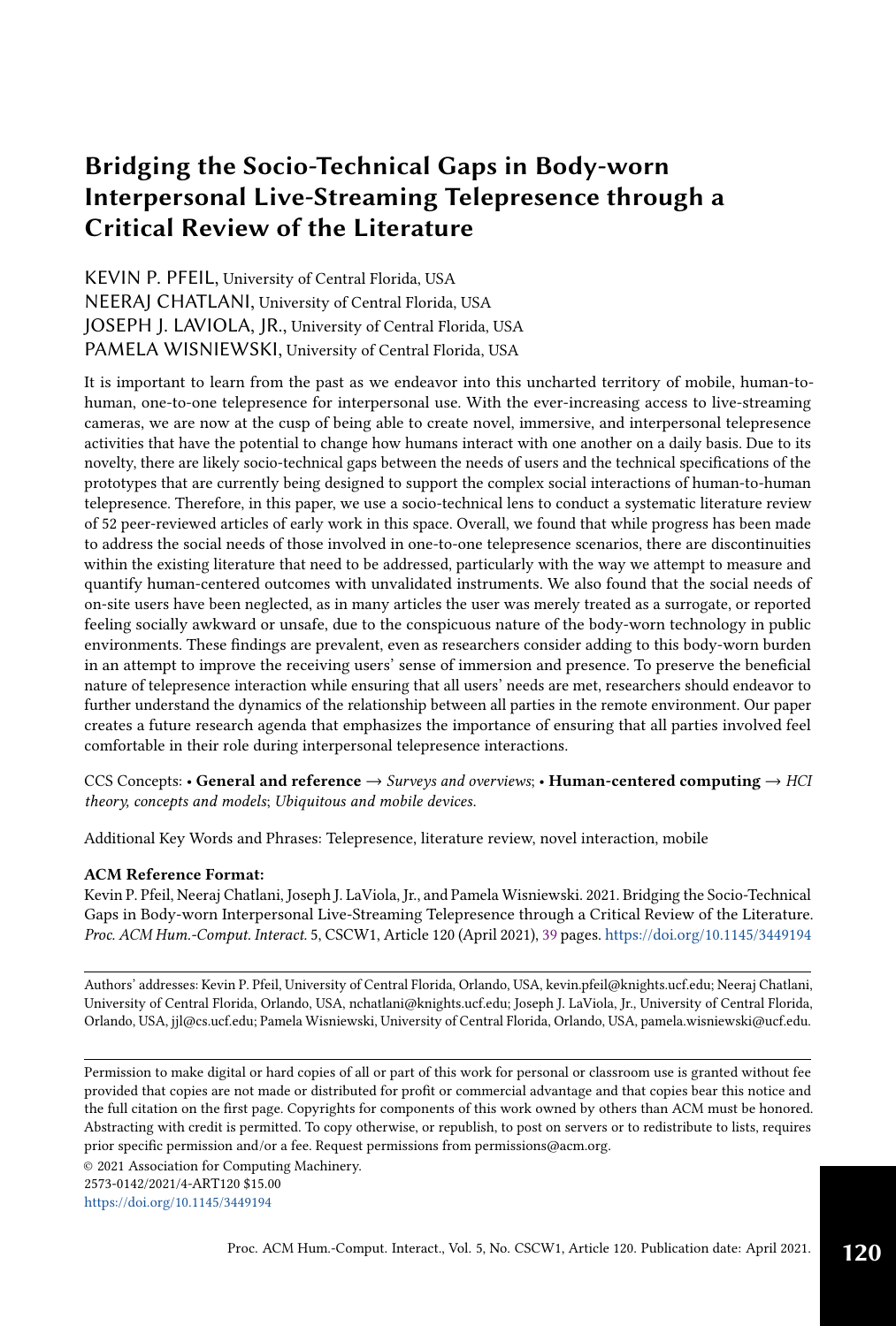# Bridging the Socio-Technical Gaps in Body-worn Interpersonal Live-Streaming Telepresence through a Critical Review of the Literature

KEVIN P. PFEIL, University of Central Florida, USA
NEERAJ CHATLANI, University of Central Florida, USA
JOSEPH J. LAVIOLA, JR., University of Central Florida, USA
PAMELA WISNIEWSKI, University of Central Florida, USA

It is important to learn from the past as we endeavor into this uncharted territory of mobile, human-to-human, one-to-one telepresence for interpersonal use. With the ever-increasing access to live-streaming cameras, we are now at the cusp of being able to create novel, immersive, and interpersonal telepresence activities that have the potential to change how humans interact with one another on a daily basis. Due to its novelty, there are likely socio-technical gaps between the needs of users and the technical specifications of the prototypes that are currently being designed to support the complex social interactions of human-to-human telepresence. Therefore, in this paper, we use a socio-technical lens to conduct a systematic literature review of 52 peer-reviewed articles of early work in this space. Overall, we found that while progress has been made to address the social needs of those involved in one-to-one telepresence scenarios, there are discontinuities within the existing literature that need to be addressed, particularly with the way we attempt to measure and quantify human-centered outcomes with unvalidated instruments. We also found that the social needs of on-site users have been neglected, as in many articles the user was merely treated as a surrogate, or reported feeling socially awkward or unsafe, due to the conspicuous nature of the body-worn technology in public environments. These findings are prevalent, even as researchers consider adding to this body-worn burden in an attempt to improve the receiving users' sense of immersion and presence. To preserve the beneficial nature of telepresence interaction while ensuring that all users' needs are met, researchers should endeavor to further understand the dynamics of the relationship between all parties in the remote environment. Our paper creates a future research agenda that emphasizes the importance of ensuring that all parties involved feel comfortable in their role during interpersonal telepresence interactions.

CCS Concepts: • **General and reference** → *Surveys and overviews*; • **Human-centered computing** → *HCI theory, concepts and models*; *Ubiquitous and mobile devices*.

Additional Key Words and Phrases: Telepresence, literature review, novel interaction, mobile

**ACM Reference Format:**
Kevin P. Pfeil, Neeraj Chatlani, Joseph J. LaViola, Jr., and Pamela Wisniewski. 2021. Bridging the Socio-Technical Gaps in Body-worn Interpersonal Live-Streaming Telepresence through a Critical Review of the Literature. *Proc. ACM Hum.-Comput. Interact.* 5, CSCW1, Article 120 (April 2021), 39 pages. https://doi.org/10.1145/3449194

Authors' addresses: Kevin P. Pfeil, University of Central Florida, Orlando, USA, kevin.pfeil@knights.ucf.edu; Neeraj Chatlani, University of Central Florida, Orlando, USA, nchatlani@knights.ucf.edu; Joseph J. LaViola, Jr., University of Central Florida, Orlando, USA, jjl@cs.ucf.edu; Pamela Wisniewski, University of Central Florida, Orlando, USA, pamela.wisniewski@ucf.edu.

Permission to make digital or hard copies of all or part of this work for personal or classroom use is granted without fee provided that copies are not made or distributed for profit or commercial advantage and that copies bear this notice and the full citation on the first page. Copyrights for components of this work owned by others than ACM must be honored. Abstracting with credit is permitted. To copy otherwise, or republish, to post on servers or to redistribute to lists, requires prior specific permission and/or a fee. Request permissions from permissions@acm.org.

© 2021 Association for Computing Machinery.
2573-0142/2021/4-ART120 $15.00
https://doi.org/10.1145/3449194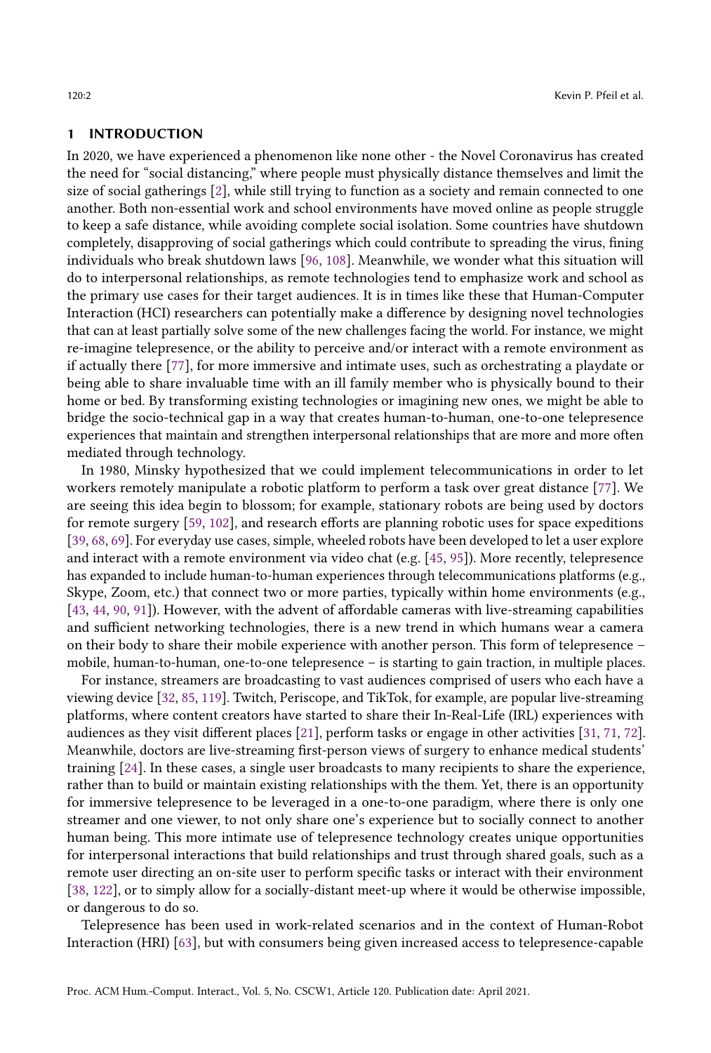## 1 INTRODUCTION

In 2020, we have experienced a phenomenon like none other - the Novel Coronavirus has created the need for "social distancing," where people must physically distance themselves and limit the size of social gatherings [2], while still trying to function as a society and remain connected to one another. Both non-essential work and school environments have moved online as people struggle to keep a safe distance, while avoiding complete social isolation. Some countries have shutdown completely, disapproving of social gatherings which could contribute to spreading the virus, fining individuals who break shutdown laws [96, 108]. Meanwhile, we wonder what this situation will do to interpersonal relationships, as remote technologies tend to emphasize work and school as the primary use cases for their target audiences. It is in times like these that Human-Computer Interaction (HCI) researchers can potentially make a difference by designing novel technologies that can at least partially solve some of the new challenges facing the world. For instance, we might re-imagine telepresence, or the ability to perceive and/or interact with a remote environment as if actually there [77], for more immersive and intimate uses, such as orchestrating a playdate or being able to share invaluable time with an ill family member who is physically bound to their home or bed. By transforming existing technologies or imagining new ones, we might be able to bridge the socio-technical gap in a way that creates human-to-human, one-to-one telepresence experiences that maintain and strengthen interpersonal relationships that are more and more often mediated through technology.

In 1980, Minsky hypothesized that we could implement telecommunications in order to let workers remotely manipulate a robotic platform to perform a task over great distance [77]. We are seeing this idea begin to blossom; for example, stationary robots are being used by doctors for remote surgery [59, 102], and research efforts are planning robotic uses for space expeditions [39, 68, 69]. For everyday use cases, simple, wheeled robots have been developed to let a user explore and interact with a remote environment via video chat (e.g. [45, 95]). More recently, telepresence has expanded to include human-to-human experiences through telecommunications platforms (e.g., Skype, Zoom, etc.) that connect two or more parties, typically within home environments (e.g., [43, 44, 90, 91]). However, with the advent of affordable cameras with live-streaming capabilities and sufficient networking technologies, there is a new trend in which humans wear a camera on their body to share their mobile experience with another person. This form of telepresence – mobile, human-to-human, one-to-one telepresence – is starting to gain traction, in multiple places.

For instance, streamers are broadcasting to vast audiences comprised of users who each have a viewing device [32, 85, 119]. Twitch, Periscope, and TikTok, for example, are popular live-streaming platforms, where content creators have started to share their In-Real-Life (IRL) experiences with audiences as they visit different places [21], perform tasks or engage in other activities [31, 71, 72]. Meanwhile, doctors are live-streaming first-person views of surgery to enhance medical students' training [24]. In these cases, a single user broadcasts to many recipients to share the experience, rather than to build or maintain existing relationships with the them. Yet, there is an opportunity for immersive telepresence to be leveraged in a one-to-one paradigm, where there is only one streamer and one viewer, to not only share one's experience but to socially connect to another human being. This more intimate use of telepresence technology creates unique opportunities for interpersonal interactions that build relationships and trust through shared goals, such as a remote user directing an on-site user to perform specific tasks or interact with their environment [38, 122], or to simply allow for a socially-distant meet-up where it would be otherwise impossible, or dangerous to do so.

Telepresence has been used in work-related scenarios and in the context of Human-Robot Interaction (HRI) [63], but with consumers being given increased access to telepresence-capable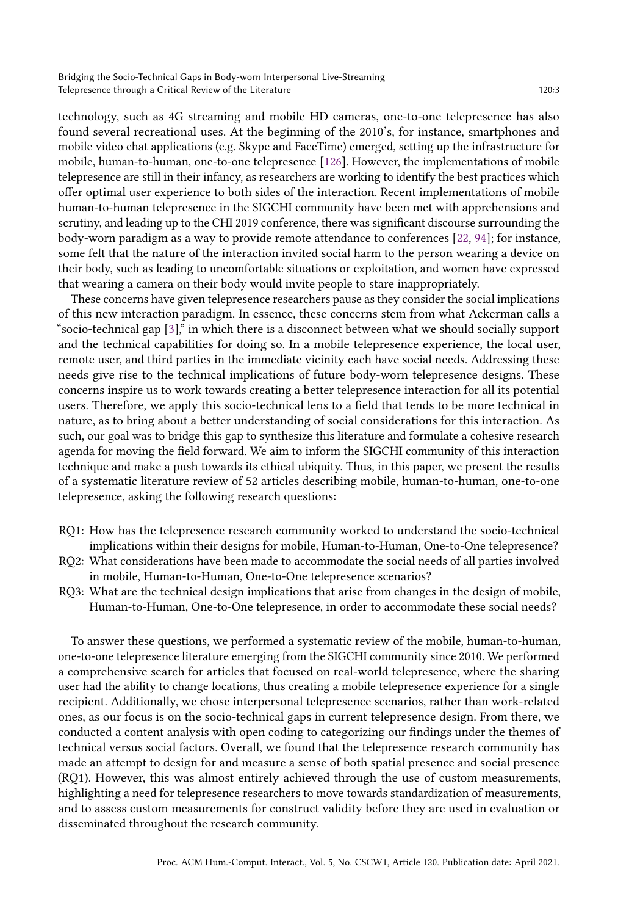technology, such as 4G streaming and mobile HD cameras, one-to-one telepresence has also found several recreational uses. At the beginning of the 2010's, for instance, smartphones and mobile video chat applications (e.g. Skype and FaceTime) emerged, setting up the infrastructure for mobile, human-to-human, one-to-one telepresence [126]. However, the implementations of mobile telepresence are still in their infancy, as researchers are working to identify the best practices which offer optimal user experience to both sides of the interaction. Recent implementations of mobile human-to-human telepresence in the SIGCHI community have been met with apprehensions and scrutiny, and leading up to the CHI 2019 conference, there was significant discourse surrounding the body-worn paradigm as a way to provide remote attendance to conferences [22, 94]; for instance, some felt that the nature of the interaction invited social harm to the person wearing a device on their body, such as leading to uncomfortable situations or exploitation, and women have expressed that wearing a camera on their body would invite people to stare inappropriately.

These concerns have given telepresence researchers pause as they consider the social implications of this new interaction paradigm. In essence, these concerns stem from what Ackerman calls a "socio-technical gap [3]," in which there is a disconnect between what we should socially support and the technical capabilities for doing so. In a mobile telepresence experience, the local user, remote user, and third parties in the immediate vicinity each have social needs. Addressing these needs give rise to the technical implications of future body-worn telepresence designs. These concerns inspire us to work towards creating a better telepresence interaction for all its potential users. Therefore, we apply this socio-technical lens to a field that tends to be more technical in nature, as to bring about a better understanding of social considerations for this interaction. As such, our goal was to bridge this gap to synthesize this literature and formulate a cohesive research agenda for moving the field forward. We aim to inform the SIGCHI community of this interaction technique and make a push towards its ethical ubiquity. Thus, in this paper, we present the results of a systematic literature review of 52 articles describing mobile, human-to-human, one-to-one telepresence, asking the following research questions:

- RQ1: How has the telepresence research community worked to understand the socio-technical implications within their designs for mobile, Human-to-Human, One-to-One telepresence?
- RQ2: What considerations have been made to accommodate the social needs of all parties involved in mobile, Human-to-Human, One-to-One telepresence scenarios?
- RQ3: What are the technical design implications that arise from changes in the design of mobile, Human-to-Human, One-to-One telepresence, in order to accommodate these social needs?

To answer these questions, we performed a systematic review of the mobile, human-to-human, one-to-one telepresence literature emerging from the SIGCHI community since 2010. We performed a comprehensive search for articles that focused on real-world telepresence, where the sharing user had the ability to change locations, thus creating a mobile telepresence experience for a single recipient. Additionally, we chose interpersonal telepresence scenarios, rather than work-related ones, as our focus is on the socio-technical gaps in current telepresence design. From there, we conducted a content analysis with open coding to categorizing our findings under the themes of technical versus social factors. Overall, we found that the telepresence research community has made an attempt to design for and measure a sense of both spatial presence and social presence (RQ1). However, this was almost entirely achieved through the use of custom measurements, highlighting a need for telepresence researchers to move towards standardization of measurements, and to assess custom measurements for construct validity before they are used in evaluation or disseminated throughout the research community.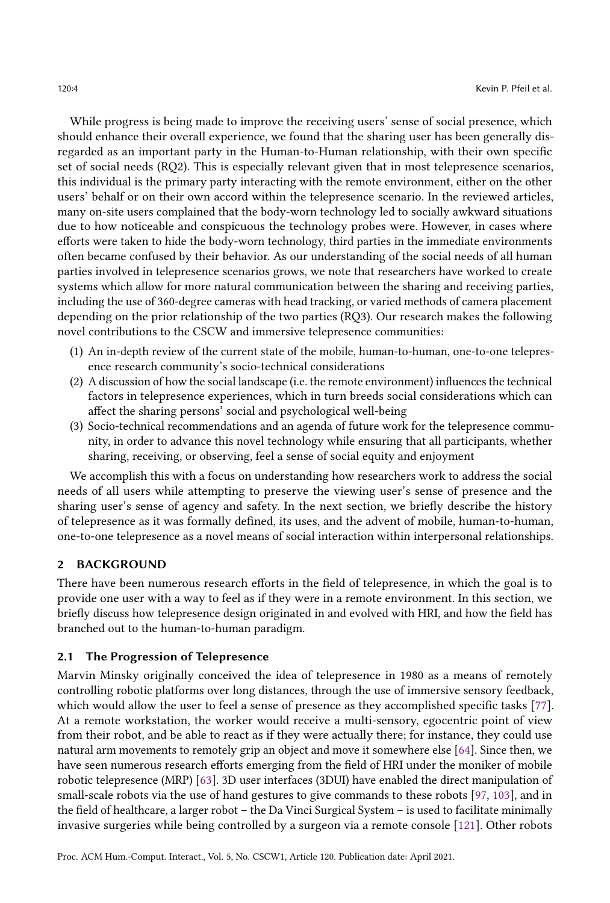While progress is being made to improve the receiving users' sense of social presence, which should enhance their overall experience, we found that the sharing user has been generally disregarded as an important party in the Human-to-Human relationship, with their own specific set of social needs (RQ2). This is especially relevant given that in most telepresence scenarios, this individual is the primary party interacting with the remote environment, either on the other users' behalf or on their own accord within the telepresence scenario. In the reviewed articles, many on-site users complained that the body-worn technology led to socially awkward situations due to how noticeable and conspicuous the technology probes were. However, in cases where efforts were taken to hide the body-worn technology, third parties in the immediate environments often became confused by their behavior. As our understanding of the social needs of all human parties involved in telepresence scenarios grows, we note that researchers have worked to create systems which allow for more natural communication between the sharing and receiving parties, including the use of 360-degree cameras with head tracking, or varied methods of camera placement depending on the prior relationship of the two parties (RQ3). Our research makes the following novel contributions to the CSCW and immersive telepresence communities:

1. An in-depth review of the current state of the mobile, human-to-human, one-to-one telepresence research community's socio-technical considerations
2. A discussion of how the social landscape (i.e. the remote environment) influences the technical factors in telepresence experiences, which in turn breeds social considerations which can affect the sharing persons' social and psychological well-being
3. Socio-technical recommendations and an agenda of future work for the telepresence community, in order to advance this novel technology while ensuring that all participants, whether sharing, receiving, or observing, feel a sense of social equity and enjoyment

We accomplish this with a focus on understanding how researchers work to address the social needs of all users while attempting to preserve the viewing user's sense of presence and the sharing user's sense of agency and safety. In the next section, we briefly describe the history of telepresence as it was formally defined, its uses, and the advent of mobile, human-to-human, one-to-one telepresence as a novel means of social interaction within interpersonal relationships.

## 2 BACKGROUND

There have been numerous research efforts in the field of telepresence, in which the goal is to provide one user with a way to feel as if they were in a remote environment. In this section, we briefly discuss how telepresence design originated in and evolved with HRI, and how the field has branched out to the human-to-human paradigm.

### 2.1 The Progression of Telepresence

Marvin Minsky originally conceived the idea of telepresence in 1980 as a means of remotely controlling robotic platforms over long distances, through the use of immersive sensory feedback, which would allow the user to feel a sense of presence as they accomplished specific tasks [77]. At a remote workstation, the worker would receive a multi-sensory, egocentric point of view from their robot, and be able to react as if they were actually there; for instance, they could use natural arm movements to remotely grip an object and move it somewhere else [64]. Since then, we have seen numerous research efforts emerging from the field of HRI under the moniker of mobile robotic telepresence (MRP) [63]. 3D user interfaces (3DUI) have enabled the direct manipulation of small-scale robots via the use of hand gestures to give commands to these robots [97, 103], and in the field of healthcare, a larger robot – the Da Vinci Surgical System – is used to facilitate minimally invasive surgeries while being controlled by a surgeon via a remote console [121]. Other robots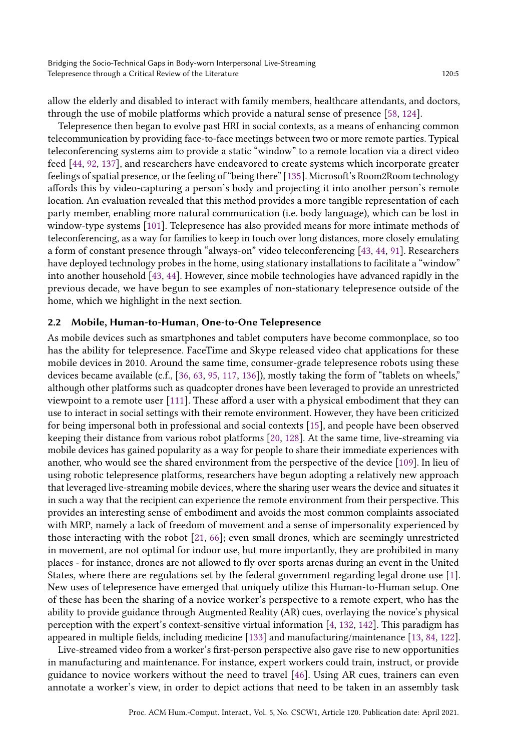allow the elderly and disabled to interact with family members, healthcare attendants, and doctors, through the use of mobile platforms which provide a natural sense of presence [58, 124].

Telepresence then began to evolve past HRI in social contexts, as a means of enhancing common telecommunication by providing face-to-face meetings between two or more remote parties. Typical teleconferencing systems aim to provide a static "window" to a remote location via a direct video feed [44, 92, 137], and researchers have endeavored to create systems which incorporate greater feelings of spatial presence, or the feeling of "being there" [135]. Microsoft's Room2Room technology affords this by video-capturing a person's body and projecting it into another person's remote location. An evaluation revealed that this method provides a more tangible representation of each party member, enabling more natural communication (i.e. body language), which can be lost in window-type systems [101]. Telepresence has also provided means for more intimate methods of teleconferencing, as a way for families to keep in touch over long distances, more closely emulating a form of constant presence through "always-on" video teleconferencing [43, 44, 91]. Researchers have deployed technology probes in the home, using stationary installations to facilitate a "window" into another household [43, 44]. However, since mobile technologies have advanced rapidly in the previous decade, we have begun to see examples of non-stationary telepresence outside of the home, which we highlight in the next section.

## 2.2 Mobile, Human-to-Human, One-to-One Telepresence

As mobile devices such as smartphones and tablet computers have become commonplace, so too has the ability for telepresence. FaceTime and Skype released video chat applications for these mobile devices in 2010. Around the same time, consumer-grade telepresence robots using these devices became available (c.f., [36, 63, 95, 117, 136]), mostly taking the form of "tablets on wheels," although other platforms such as quadcopter drones have been leveraged to provide an unrestricted viewpoint to a remote user [111]. These afford a user with a physical embodiment that they can use to interact in social settings with their remote environment. However, they have been criticized for being impersonal both in professional and social contexts [15], and people have been observed keeping their distance from various robot platforms [20, 128]. At the same time, live-streaming via mobile devices has gained popularity as a way for people to share their immediate experiences with another, who would see the shared environment from the perspective of the device [109]. In lieu of using robotic telepresence platforms, researchers have begun adopting a relatively new approach that leveraged live-streaming mobile devices, where the sharing user wears the device and situates it in such a way that the recipient can experience the remote environment from their perspective. This provides an interesting sense of embodiment and avoids the most common complaints associated with MRP, namely a lack of freedom of movement and a sense of impersonality experienced by those interacting with the robot [21, 66]; even small drones, which are seemingly unrestricted in movement, are not optimal for indoor use, but more importantly, they are prohibited in many places - for instance, drones are not allowed to fly over sports arenas during an event in the United States, where there are regulations set by the federal government regarding legal drone use [1]. New uses of telepresence have emerged that uniquely utilize this Human-to-Human setup. One of these has been the sharing of a novice worker's perspective to a remote expert, who has the ability to provide guidance through Augmented Reality (AR) cues, overlaying the novice's physical perception with the expert's context-sensitive virtual information [4, 132, 142]. This paradigm has appeared in multiple fields, including medicine [133] and manufacturing/maintenance [13, 84, 122].

Live-streamed video from a worker's first-person perspective also gave rise to new opportunities in manufacturing and maintenance. For instance, expert workers could train, instruct, or provide guidance to novice workers without the need to travel [46]. Using AR cues, trainers can even annotate a worker's view, in order to depict actions that need to be taken in an assembly task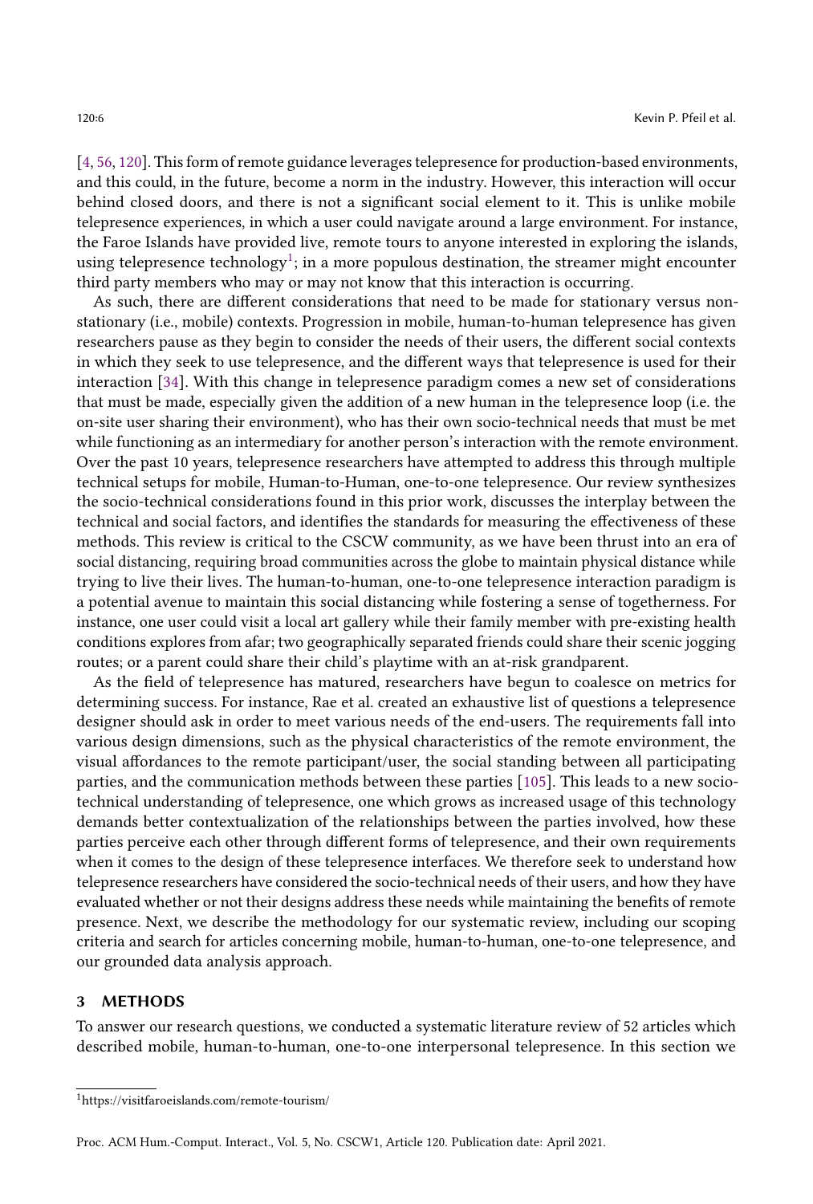[4, 56, 120]. This form of remote guidance leverages telepresence for production-based environments, and this could, in the future, become a norm in the industry. However, this interaction will occur behind closed doors, and there is not a significant social element to it. This is unlike mobile telepresence experiences, in which a user could navigate around a large environment. For instance, the Faroe Islands have provided live, remote tours to anyone interested in exploring the islands, using telepresence technology[1]; in a more populous destination, the streamer might encounter third party members who may or may not know that this interaction is occurring.

As such, there are different considerations that need to be made for stationary versus non-stationary (i.e., mobile) contexts. Progression in mobile, human-to-human telepresence has given researchers pause as they begin to consider the needs of their users, the different social contexts in which they seek to use telepresence, and the different ways that telepresence is used for their interaction [34]. With this change in telepresence paradigm comes a new set of considerations that must be made, especially given the addition of a new human in the telepresence loop (i.e. the on-site user sharing their environment), who has their own socio-technical needs that must be met while functioning as an intermediary for another person's interaction with the remote environment. Over the past 10 years, telepresence researchers have attempted to address this through multiple technical setups for mobile, Human-to-Human, one-to-one telepresence. Our review synthesizes the socio-technical considerations found in this prior work, discusses the interplay between the technical and social factors, and identifies the standards for measuring the effectiveness of these methods. This review is critical to the CSCW community, as we have been thrust into an era of social distancing, requiring broad communities across the globe to maintain physical distance while trying to live their lives. The human-to-human, one-to-one telepresence interaction paradigm is a potential avenue to maintain this social distancing while fostering a sense of togetherness. For instance, one user could visit a local art gallery while their family member with pre-existing health conditions explores from afar; two geographically separated friends could share their scenic jogging routes; or a parent could share their child's playtime with an at-risk grandparent.

As the field of telepresence has matured, researchers have begun to coalesce on metrics for determining success. For instance, Rae et al. created an exhaustive list of questions a telepresence designer should ask in order to meet various needs of the end-users. The requirements fall into various design dimensions, such as the physical characteristics of the remote environment, the visual affordances to the remote participant/user, the social standing between all participating parties, and the communication methods between these parties [105]. This leads to a new socio-technical understanding of telepresence, one which grows as increased usage of this technology demands better contextualization of the relationships between the parties involved, how these parties perceive each other through different forms of telepresence, and their own requirements when it comes to the design of these telepresence interfaces. We therefore seek to understand how telepresence researchers have considered the socio-technical needs of their users, and how they have evaluated whether or not their designs address these needs while maintaining the benefits of remote presence. Next, we describe the methodology for our systematic review, including our scoping criteria and search for articles concerning mobile, human-to-human, one-to-one telepresence, and our grounded data analysis approach.

## 3 METHODS

To answer our research questions, we conducted a systematic literature review of 52 articles which described mobile, human-to-human, one-to-one interpersonal telepresence. In this section we

[1] https://visitfaroeislands.com/remote-tourism/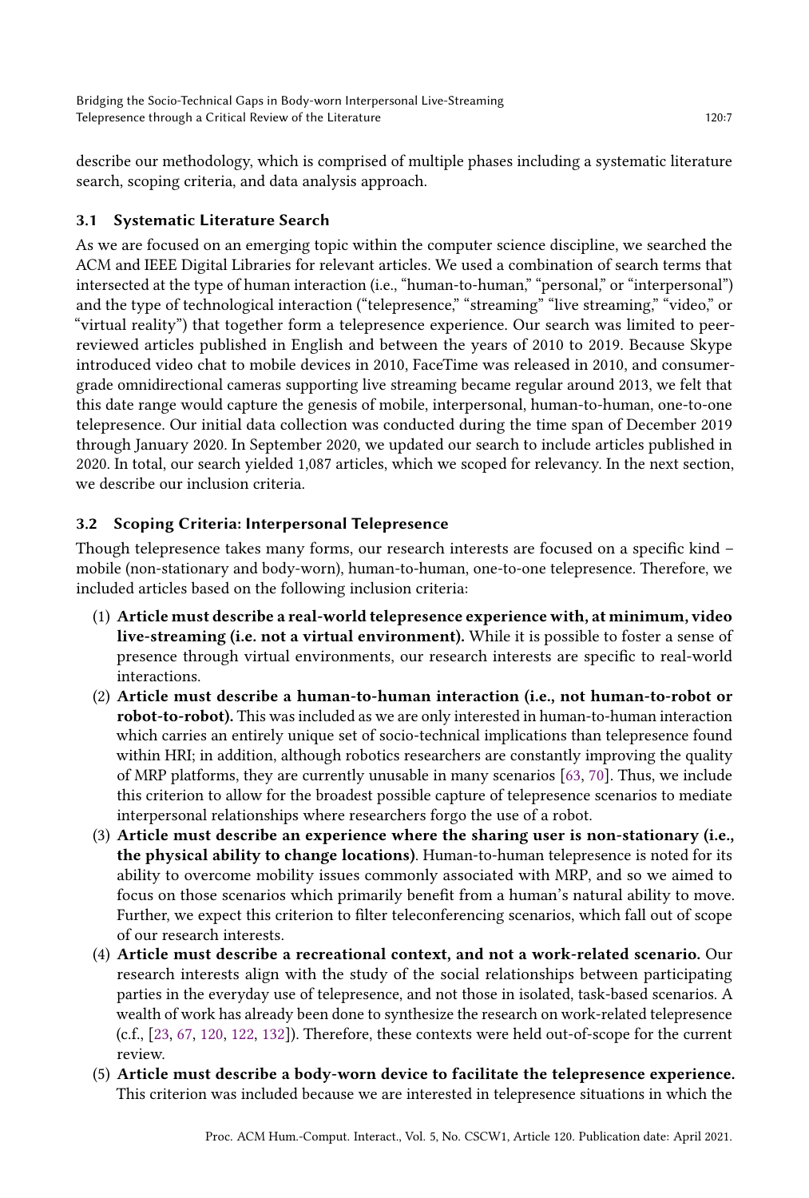describe our methodology, which is comprised of multiple phases including a systematic literature search, scoping criteria, and data analysis approach.

### 3.1 Systematic Literature Search

As we are focused on an emerging topic within the computer science discipline, we searched the ACM and IEEE Digital Libraries for relevant articles. We used a combination of search terms that intersected at the type of human interaction (i.e., "human-to-human," "personal," or "interpersonal") and the type of technological interaction ("telepresence," "streaming" "live streaming," "video," or "virtual reality") that together form a telepresence experience. Our search was limited to peer-reviewed articles published in English and between the years of 2010 to 2019. Because Skype introduced video chat to mobile devices in 2010, FaceTime was released in 2010, and consumer-grade omnidirectional cameras supporting live streaming became regular around 2013, we felt that this date range would capture the genesis of mobile, interpersonal, human-to-human, one-to-one telepresence. Our initial data collection was conducted during the time span of December 2019 through January 2020. In September 2020, we updated our search to include articles published in 2020. In total, our search yielded 1,087 articles, which we scoped for relevancy. In the next section, we describe our inclusion criteria.

### 3.2 Scoping Criteria: Interpersonal Telepresence

Though telepresence takes many forms, our research interests are focused on a specific kind – mobile (non-stationary and body-worn), human-to-human, one-to-one telepresence. Therefore, we included articles based on the following inclusion criteria:

1. **Article must describe a real-world telepresence experience with, at minimum, video live-streaming (i.e. not a virtual environment).** While it is possible to foster a sense of presence through virtual environments, our research interests are specific to real-world interactions.
2. **Article must describe a human-to-human interaction (i.e., not human-to-robot or robot-to-robot).** This was included as we are only interested in human-to-human interaction which carries an entirely unique set of socio-technical implications than telepresence found within HRI; in addition, although robotics researchers are constantly improving the quality of MRP platforms, they are currently unusable in many scenarios [63, 70]. Thus, we include this criterion to allow for the broadest possible capture of telepresence scenarios to mediate interpersonal relationships where researchers forgo the use of a robot.
3. **Article must describe an experience where the sharing user is non-stationary (i.e., the physical ability to change locations)**. Human-to-human telepresence is noted for its ability to overcome mobility issues commonly associated with MRP, and so we aimed to focus on those scenarios which primarily benefit from a human's natural ability to move. Further, we expect this criterion to filter teleconferencing scenarios, which fall out of scope of our research interests.
4. **Article must describe a recreational context, and not a work-related scenario.** Our research interests align with the study of the social relationships between participating parties in the everyday use of telepresence, and not those in isolated, task-based scenarios. A wealth of work has already been done to synthesize the research on work-related telepresence (c.f., [23, 67, 120, 122, 132]). Therefore, these contexts were held out-of-scope for the current review.
5. **Article must describe a body-worn device to facilitate the telepresence experience.** This criterion was included because we are interested in telepresence situations in which the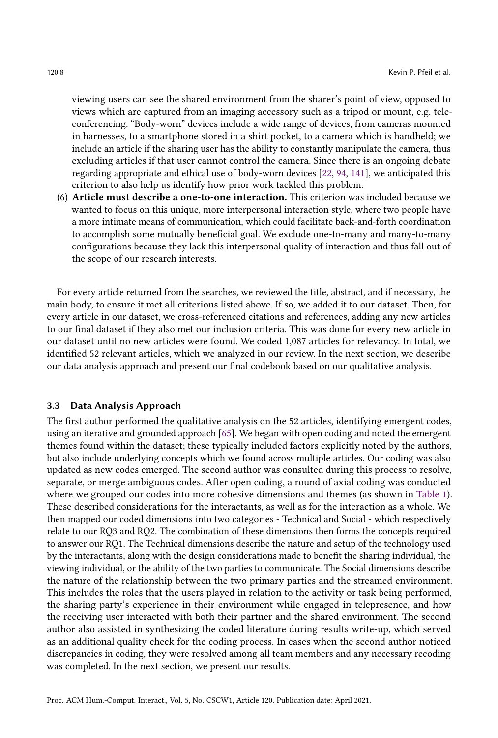viewing users can see the shared environment from the sharer's point of view, opposed to views which are captured from an imaging accessory such as a tripod or mount, e.g. teleconferencing. "Body-worn" devices include a wide range of devices, from cameras mounted in harnesses, to a smartphone stored in a shirt pocket, to a camera which is handheld; we include an article if the sharing user has the ability to constantly manipulate the camera, thus excluding articles if that user cannot control the camera. Since there is an ongoing debate regarding appropriate and ethical use of body-worn devices [22, 94, 141], we anticipated this criterion to also help us identify how prior work tackled this problem.

(6) **Article must describe a one-to-one interaction.** This criterion was included because we wanted to focus on this unique, more interpersonal interaction style, where two people have a more intimate means of communication, which could facilitate back-and-forth coordination to accomplish some mutually beneficial goal. We exclude one-to-many and many-to-many configurations because they lack this interpersonal quality of interaction and thus fall out of the scope of our research interests.

For every article returned from the searches, we reviewed the title, abstract, and if necessary, the main body, to ensure it met all criterions listed above. If so, we added it to our dataset. Then, for every article in our dataset, we cross-referenced citations and references, adding any new articles to our final dataset if they also met our inclusion criteria. This was done for every new article in our dataset until no new articles were found. We coded 1,087 articles for relevancy. In total, we identified 52 relevant articles, which we analyzed in our review. In the next section, we describe our data analysis approach and present our final codebook based on our qualitative analysis.

### 3.3 Data Analysis Approach

The first author performed the qualitative analysis on the 52 articles, identifying emergent codes, using an iterative and grounded approach [65]. We began with open coding and noted the emergent themes found within the dataset; these typically included factors explicitly noted by the authors, but also include underlying concepts which we found across multiple articles. Our coding was also updated as new codes emerged. The second author was consulted during this process to resolve, separate, or merge ambiguous codes. After open coding, a round of axial coding was conducted where we grouped our codes into more cohesive dimensions and themes (as shown in Table 1). These described considerations for the interactants, as well as for the interaction as a whole. We then mapped our coded dimensions into two categories - Technical and Social - which respectively relate to our RQ3 and RQ2. The combination of these dimensions then forms the concepts required to answer our RQ1. The Technical dimensions describe the nature and setup of the technology used by the interactants, along with the design considerations made to benefit the sharing individual, the viewing individual, or the ability of the two parties to communicate. The Social dimensions describe the nature of the relationship between the two primary parties and the streamed environment. This includes the roles that the users played in relation to the activity or task being performed, the sharing party's experience in their environment while engaged in telepresence, and how the receiving user interacted with both their partner and the shared environment. The second author also assisted in synthesizing the coded literature during results write-up, which served as an additional quality check for the coding process. In cases when the second author noticed discrepancies in coding, they were resolved among all team members and any necessary recoding was completed. In the next section, we present our results.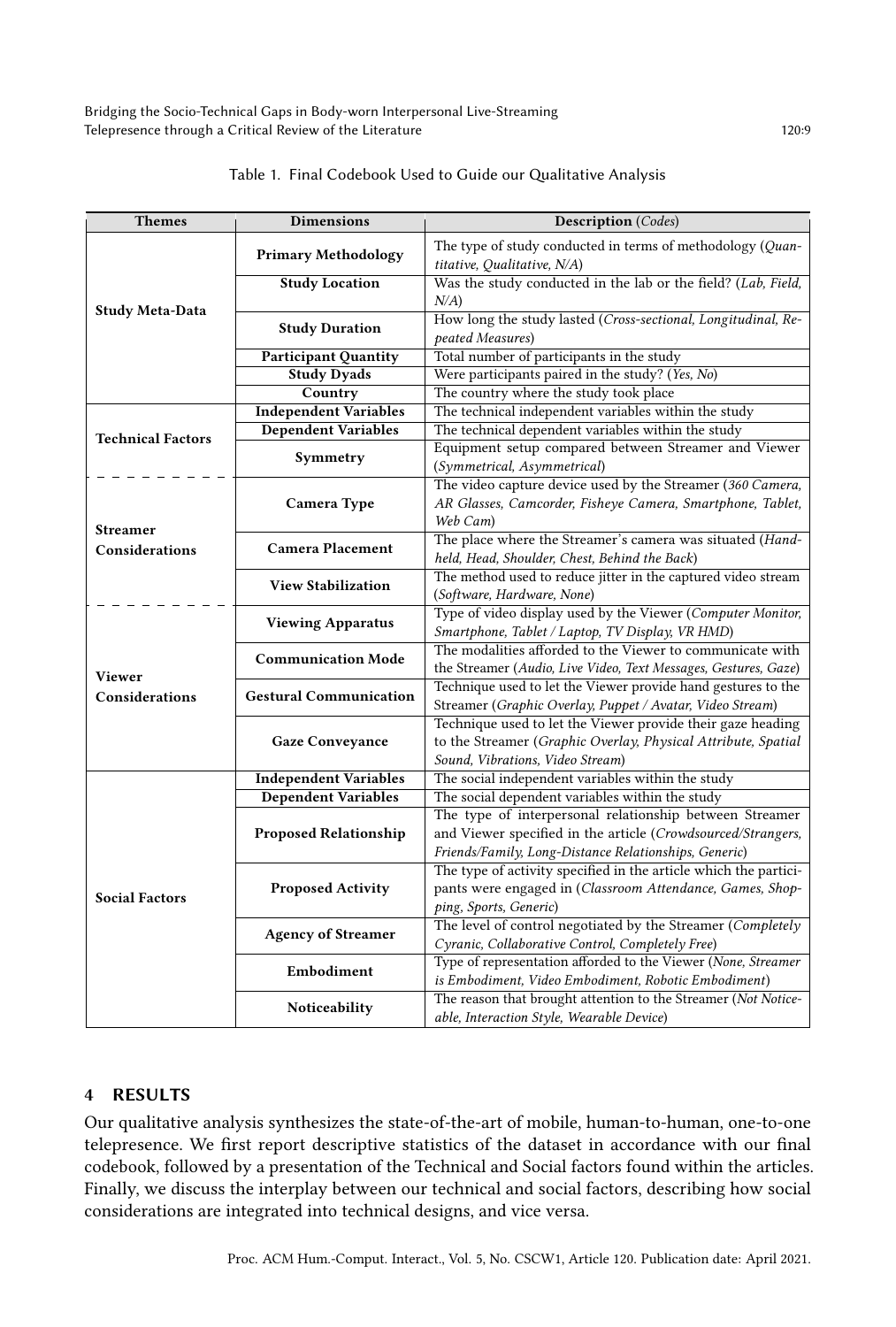Table 1. Final Codebook Used to Guide our Qualitative Analysis

| Themes | Dimensions | Description (*Codes*) |
|---|---|---|
| **Study Meta-Data** | **Primary Methodology** | The type of study conducted in terms of methodology (*Quantitative, Qualitative, N/A*) |
| | **Study Location** | Was the study conducted in the lab or the field? (*Lab, Field, N/A*) |
| | **Study Duration** | How long the study lasted (*Cross-sectional, Longitudinal, Repeated Measures*) |
| | **Participant Quantity** | Total number of participants in the study |
| | **Study Dyads** | Were participants paired in the study? (*Yes, No*) |
| | **Country** | The country where the study took place |
| **Technical Factors** | **Independent Variables** | The technical independent variables within the study |
| | **Dependent Variables** | The technical dependent variables within the study |
| | **Symmetry** | Equipment setup compared between Streamer and Viewer (*Symmetrical, Asymmetrical*) |
| **Streamer Considerations** | **Camera Type** | The video capture device used by the Streamer (*360 Camera, AR Glasses, Camcorder, Fisheye Camera, Smartphone, Tablet, Web Cam*) |
| | **Camera Placement** | The place where the Streamer's camera was situated (*Handheld, Head, Shoulder, Chest, Behind the Back*) |
| | **View Stabilization** | The method used to reduce jitter in the captured video stream (*Software, Hardware, None*) |
| **Viewer Considerations** | **Viewing Apparatus** | Type of video display used by the Viewer (*Computer Monitor, Smartphone, Tablet / Laptop, TV Display, VR HMD*) |
| | **Communication Mode** | The modalities afforded to the Viewer to communicate with the Streamer (*Audio, Live Video, Text Messages, Gestures, Gaze*) |
| | **Gestural Communication** | Technique used to let the Viewer provide hand gestures to the Streamer (*Graphic Overlay, Puppet / Avatar, Video Stream*) |
| | **Gaze Conveyance** | Technique used to let the Viewer provide their gaze heading to the Streamer (*Graphic Overlay, Physical Attribute, Spatial Sound, Vibrations, Video Stream*) |
| **Social Factors** | **Independent Variables** | The social independent variables within the study |
| | **Dependent Variables** | The social dependent variables within the study |
| | **Proposed Relationship** | The type of interpersonal relationship between Streamer and Viewer specified in the article (*Crowdsourced/Strangers, Friends/Family, Long-Distance Relationships, Generic*) |
| | **Proposed Activity** | The type of activity specified in the article which the participants were engaged in (*Classroom Attendance, Games, Shopping, Sports, Generic*) |
| | **Agency of Streamer** | The level of control negotiated by the Streamer (*Completely Cyranic, Collaborative Control, Completely Free*) |
| | **Embodiment** | Type of representation afforded to the Viewer (*None, Streamer is Embodiment, Video Embodiment, Robotic Embodiment*) |
| | **Noticeability** | The reason that brought attention to the Streamer (*Not Noticeable, Interaction Style, Wearable Device*) |

## 4 RESULTS

Our qualitative analysis synthesizes the state-of-the-art of mobile, human-to-human, one-to-one telepresence. We first report descriptive statistics of the dataset in accordance with our final codebook, followed by a presentation of the Technical and Social factors found within the articles. Finally, we discuss the interplay between our technical and social factors, describing how social considerations are integrated into technical designs, and vice versa.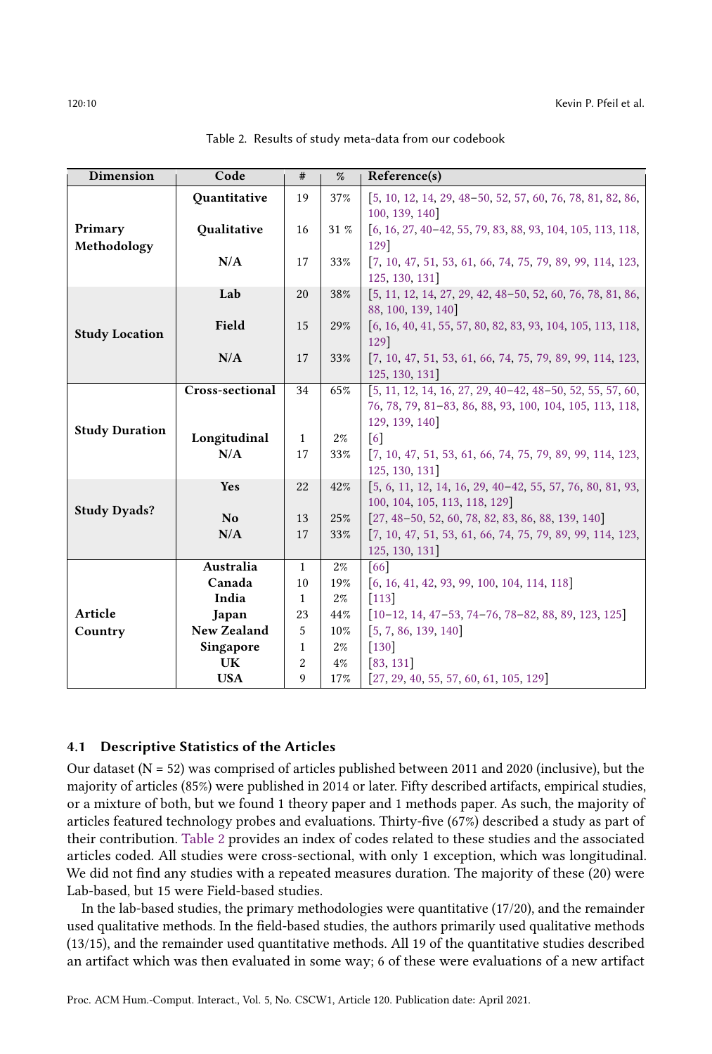Table 2. Results of study meta-data from our codebook

| Dimension | Code | # | % | Reference(s) |
|---|---|---|---|---|
| Primary Methodology | Quantitative | 19 | 37% | [5, 10, 12, 14, 29, 48–50, 52, 57, 60, 76, 78, 81, 82, 86, 100, 139, 140] |
| | Qualitative | 16 | 31 % | [6, 16, 27, 40–42, 55, 79, 83, 88, 93, 104, 105, 113, 118, 129] |
| | N/A | 17 | 33% | [7, 10, 47, 51, 53, 61, 66, 74, 75, 79, 89, 99, 114, 123, 125, 130, 131] |
| Study Location | Lab | 20 | 38% | [5, 11, 12, 14, 27, 29, 42, 48–50, 52, 60, 76, 78, 81, 86, 88, 100, 139, 140] |
| | Field | 15 | 29% | [6, 16, 40, 41, 55, 57, 80, 82, 83, 93, 104, 105, 113, 118, 129] |
| | N/A | 17 | 33% | [7, 10, 47, 51, 53, 61, 66, 74, 75, 79, 89, 99, 114, 123, 125, 130, 131] |
| Study Duration | Cross-sectional | 34 | 65% | [5, 11, 12, 14, 16, 27, 29, 40–42, 48–50, 52, 55, 57, 60, 76, 78, 79, 81–83, 86, 88, 93, 100, 104, 105, 113, 118, 129, 139, 140] |
| | Longitudinal | 1 | 2% | [6] |
| | N/A | 17 | 33% | [7, 10, 47, 51, 53, 61, 66, 74, 75, 79, 89, 99, 114, 123, 125, 130, 131] |
| Study Dyads? | Yes | 22 | 42% | [5, 6, 11, 12, 14, 16, 29, 40–42, 55, 57, 76, 80, 81, 93, 100, 104, 105, 113, 118, 129] |
| | No | 13 | 25% | [27, 48–50, 52, 60, 78, 82, 83, 86, 88, 139, 140] |
| | N/A | 17 | 33% | [7, 10, 47, 51, 53, 61, 66, 74, 75, 79, 89, 99, 114, 123, 125, 130, 131] |
| Article Country | Australia | 1 | 2% | [66] |
| | Canada | 10 | 19% | [6, 16, 41, 42, 93, 99, 100, 104, 114, 118] |
| | India | 1 | 2% | [113] |
| | Japan | 23 | 44% | [10–12, 14, 47–53, 74–76, 78–82, 88, 89, 123, 125] |
| | New Zealand | 5 | 10% | [5, 7, 86, 139, 140] |
| | Singapore | 1 | 2% | [130] |
| | UK | 2 | 4% | [83, 131] |
| | USA | 9 | 17% | [27, 29, 40, 55, 57, 60, 61, 105, 129] |

### 4.1 Descriptive Statistics of the Articles

Our dataset (N = 52) was comprised of articles published between 2011 and 2020 (inclusive), but the majority of articles (85%) were published in 2014 or later. Fifty described artifacts, empirical studies, or a mixture of both, but we found 1 theory paper and 1 methods paper. As such, the majority of articles featured technology probes and evaluations. Thirty-five (67%) described a study as part of their contribution. Table 2 provides an index of codes related to these studies and the associated articles coded. All studies were cross-sectional, with only 1 exception, which was longitudinal. We did not find any studies with a repeated measures duration. The majority of these (20) were Lab-based, but 15 were Field-based studies.

In the lab-based studies, the primary methodologies were quantitative (17/20), and the remainder used qualitative methods. In the field-based studies, the authors primarily used qualitative methods (13/15), and the remainder used quantitative methods. All 19 of the quantitative studies described an artifact which was then evaluated in some way; 6 of these were evaluations of a new artifact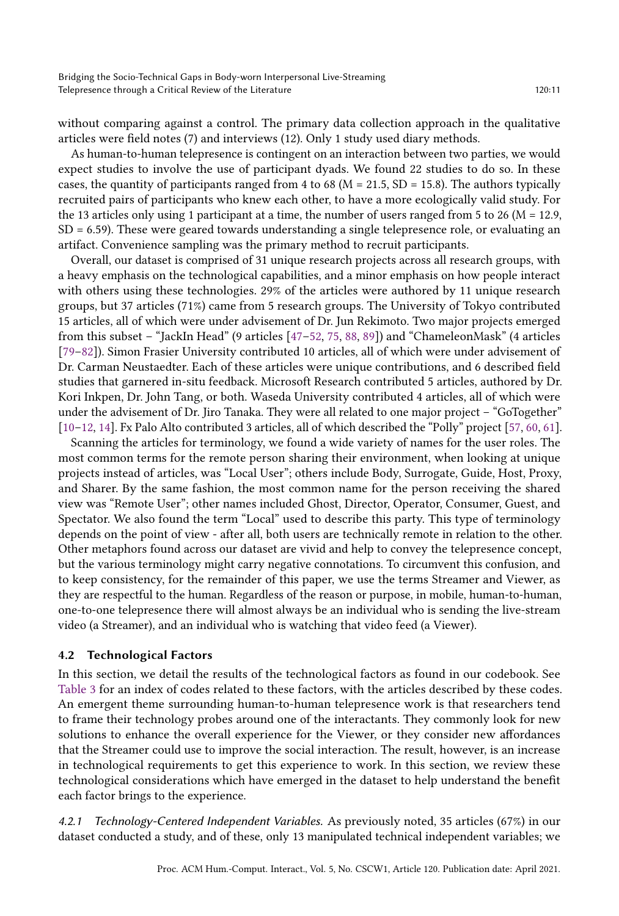without comparing against a control. The primary data collection approach in the qualitative articles were field notes (7) and interviews (12). Only 1 study used diary methods.

As human-to-human telepresence is contingent on an interaction between two parties, we would expect studies to involve the use of participant dyads. We found 22 studies to do so. In these cases, the quantity of participants ranged from 4 to 68 (M = 21.5, SD = 15.8). The authors typically recruited pairs of participants who knew each other, to have a more ecologically valid study. For the 13 articles only using 1 participant at a time, the number of users ranged from 5 to 26 (M = 12.9, SD = 6.59). These were geared towards understanding a single telepresence role, or evaluating an artifact. Convenience sampling was the primary method to recruit participants.

Overall, our dataset is comprised of 31 unique research projects across all research groups, with a heavy emphasis on the technological capabilities, and a minor emphasis on how people interact with others using these technologies. 29% of the articles were authored by 11 unique research groups, but 37 articles (71%) came from 5 research groups. The University of Tokyo contributed 15 articles, all of which were under advisement of Dr. Jun Rekimoto. Two major projects emerged from this subset – "JackIn Head" (9 articles [47–52, 75, 88, 89]) and "ChameleonMask" (4 articles [79–82]). Simon Frasier University contributed 10 articles, all of which were under advisement of Dr. Carman Neustaedter. Each of these articles were unique contributions, and 6 described field studies that garnered in-situ feedback. Microsoft Research contributed 5 articles, authored by Dr. Kori Inkpen, Dr. John Tang, or both. Waseda University contributed 4 articles, all of which were under the advisement of Dr. Jiro Tanaka. They were all related to one major project – "GoTogether" [10–12, 14]. Fx Palo Alto contributed 3 articles, all of which described the "Polly" project [57, 60, 61].

Scanning the articles for terminology, we found a wide variety of names for the user roles. The most common terms for the remote person sharing their environment, when looking at unique projects instead of articles, was "Local User"; others include Body, Surrogate, Guide, Host, Proxy, and Sharer. By the same fashion, the most common name for the person receiving the shared view was "Remote User"; other names included Ghost, Director, Operator, Consumer, Guest, and Spectator. We also found the term "Local" used to describe this party. This type of terminology depends on the point of view - after all, both users are technically remote in relation to the other. Other metaphors found across our dataset are vivid and help to convey the telepresence concept, but the various terminology might carry negative connotations. To circumvent this confusion, and to keep consistency, for the remainder of this paper, we use the terms Streamer and Viewer, as they are respectful to the human. Regardless of the reason or purpose, in mobile, human-to-human, one-to-one telepresence there will almost always be an individual who is sending the live-stream video (a Streamer), and an individual who is watching that video feed (a Viewer).

### 4.2 Technological Factors

In this section, we detail the results of the technological factors as found in our codebook. See Table 3 for an index of codes related to these factors, with the articles described by these codes. An emergent theme surrounding human-to-human telepresence work is that researchers tend to frame their technology probes around one of the interactants. They commonly look for new solutions to enhance the overall experience for the Viewer, or they consider new affordances that the Streamer could use to improve the social interaction. The result, however, is an increase in technological requirements to get this experience to work. In this section, we review these technological considerations which have emerged in the dataset to help understand the benefit each factor brings to the experience.

*4.2.1 Technology-Centered Independent Variables.* As previously noted, 35 articles (67%) in our dataset conducted a study, and of these, only 13 manipulated technical independent variables; we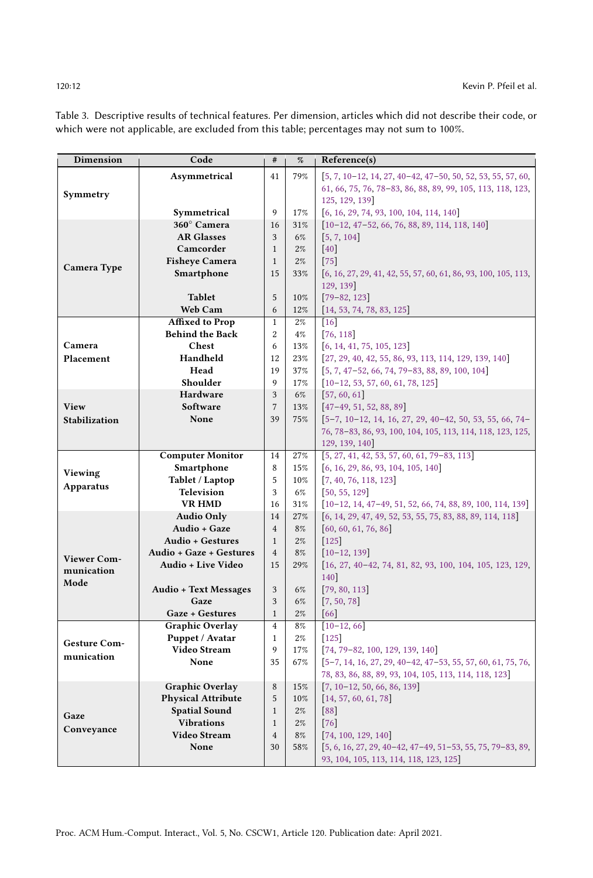Table 3. Descriptive results of technical features. Per dimension, articles which did not describe their code, or which were not applicable, are excluded from this table; percentages may not sum to 100%.

| Dimension | Code | # | % | Reference(s) |
|---|---|---|---|---|
| Symmetry | Asymmetrical | 41 | 79% | [5, 7, 10–12, 14, 27, 40–42, 47–50, 50, 52, 53, 55, 57, 60, 61, 66, 75, 76, 78–83, 86, 88, 89, 99, 105, 113, 118, 123, 125, 129, 139] |
| | Symmetrical | 9 | 17% | [6, 16, 29, 74, 93, 100, 104, 114, 140] |
| Camera Type | 360° Camera | 16 | 31% | [10–12, 47–52, 66, 76, 88, 89, 114, 118, 140] |
| | AR Glasses | 3 | 6% | [5, 7, 104] |
| | Camcorder | 1 | 2% | [40] |
| | Fisheye Camera | 1 | 2% | [75] |
| | Smartphone | 15 | 33% | [6, 16, 27, 29, 41, 42, 55, 57, 60, 61, 86, 93, 100, 105, 113, 129, 139] |
| | Tablet | 5 | 10% | [79–82, 123] |
| | Web Cam | 6 | 12% | [14, 53, 74, 78, 83, 125] |
| Camera Placement | Affixed to Prop | 1 | 2% | [16] |
| | Behind the Back | 2 | 4% | [76, 118] |
| | Chest | 6 | 13% | [6, 14, 41, 75, 105, 123] |
| | Handheld | 12 | 23% | [27, 29, 40, 42, 55, 86, 93, 113, 114, 129, 139, 140] |
| | Head | 19 | 37% | [5, 7, 47–52, 66, 74, 79–83, 88, 89, 100, 104] |
| | Shoulder | 9 | 17% | [10–12, 53, 57, 60, 61, 78, 125] |
| View Stabilization | Hardware | 3 | 6% | [57, 60, 61] |
| | Software | 7 | 13% | [47–49, 51, 52, 88, 89] |
| | None | 39 | 75% | [5–7, 10–12, 14, 16, 27, 29, 40–42, 50, 53, 55, 66, 74–76, 78–83, 86, 93, 100, 104, 105, 113, 114, 118, 123, 125, 129, 139, 140] |
| Viewing Apparatus | Computer Monitor | 14 | 27% | [5, 27, 41, 42, 53, 57, 60, 61, 79–83, 113] |
| | Smartphone | 8 | 15% | [6, 16, 29, 86, 93, 104, 105, 140] |
| | Tablet / Laptop | 5 | 10% | [7, 40, 76, 118, 123] |
| | Television | 3 | 6% | [50, 55, 129] |
| | VR HMD | 16 | 31% | [10–12, 14, 47–49, 51, 52, 66, 74, 88, 89, 100, 114, 139] |
| Viewer Communication Mode | Audio Only | 14 | 27% | [6, 14, 29, 47, 49, 52, 53, 55, 75, 83, 88, 89, 114, 118] |
| | Audio + Gaze | 4 | 8% | [60, 60, 61, 76, 86] |
| | Audio + Gestures | 1 | 2% | [125] |
| | Audio + Gaze + Gestures | 4 | 8% | [10–12, 139] |
| | Audio + Live Video | 15 | 29% | [16, 27, 40–42, 74, 81, 82, 93, 100, 104, 105, 123, 129, 140] |
| | Audio + Text Messages | 3 | 6% | [79, 80, 113] |
| | Gaze | 3 | 6% | [7, 50, 78] |
| | Gaze + Gestures | 1 | 2% | [66] |
| Gesture Communication | Graphic Overlay | 4 | 8% | [10–12, 66] |
| | Puppet / Avatar | 1 | 2% | [125] |
| | Video Stream | 9 | 17% | [74, 79–82, 100, 129, 139, 140] |
| | None | 35 | 67% | [5–7, 14, 16, 27, 29, 40–42, 47–53, 55, 57, 60, 61, 75, 76, 78, 83, 86, 88, 89, 93, 104, 105, 113, 114, 118, 123] |
| Gaze Conveyance | Graphic Overlay | 8 | 15% | [7, 10–12, 50, 66, 86, 139] |
| | Physical Attribute | 5 | 10% | [14, 57, 60, 61, 78] |
| | Spatial Sound | 1 | 2% | [88] |
| | Vibrations | 1 | 2% | [76] |
| | Video Stream | 4 | 8% | [74, 100, 129, 140] |
| | None | 30 | 58% | [5, 6, 16, 27, 29, 40–42, 47–49, 51–53, 55, 75, 79–83, 89, 93, 104, 105, 113, 114, 118, 123, 125] |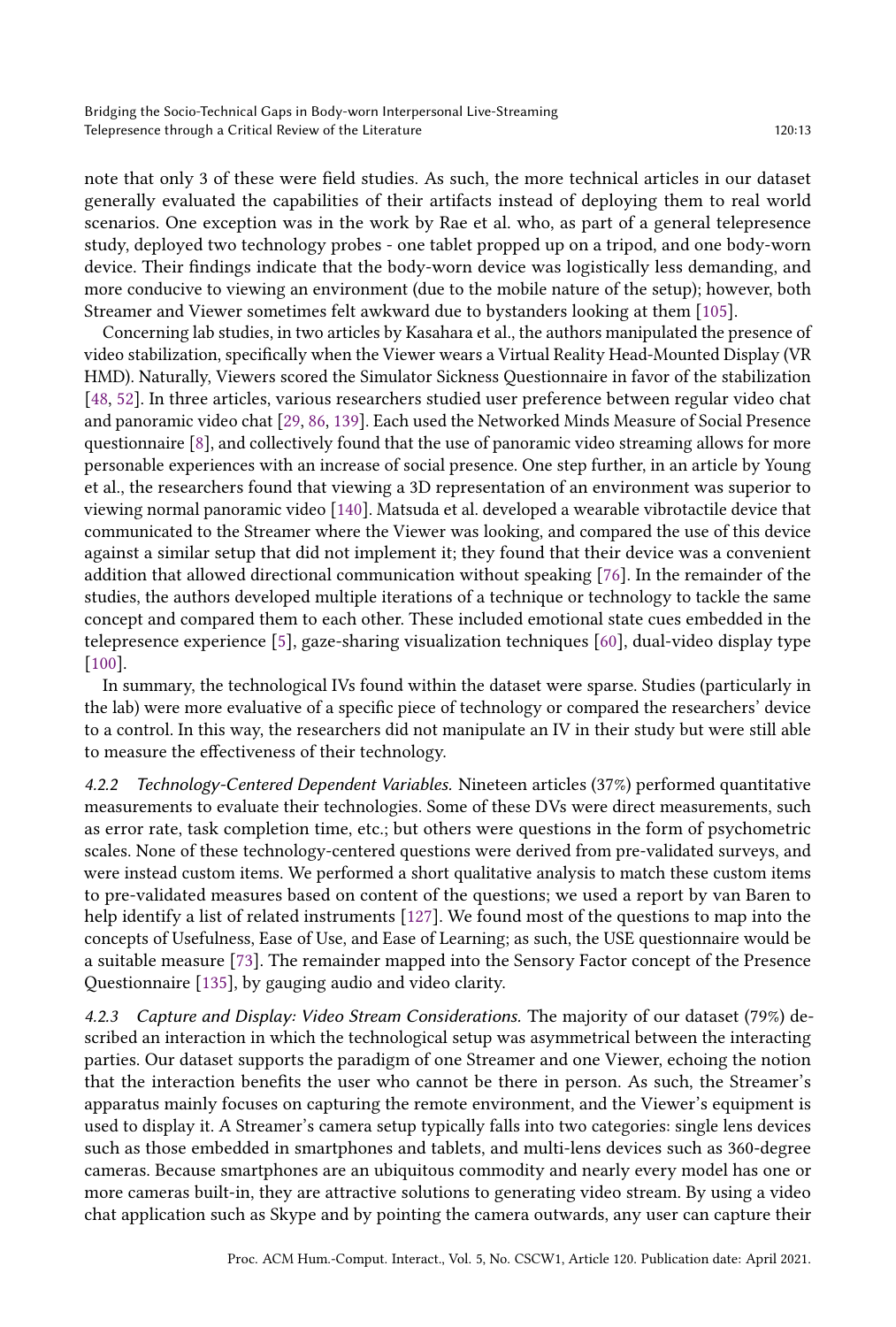note that only 3 of these were field studies. As such, the more technical articles in our dataset generally evaluated the capabilities of their artifacts instead of deploying them to real world scenarios. One exception was in the work by Rae et al. who, as part of a general telepresence study, deployed two technology probes - one tablet propped up on a tripod, and one body-worn device. Their findings indicate that the body-worn device was logistically less demanding, and more conducive to viewing an environment (due to the mobile nature of the setup); however, both Streamer and Viewer sometimes felt awkward due to bystanders looking at them [105].

Concerning lab studies, in two articles by Kasahara et al., the authors manipulated the presence of video stabilization, specifically when the Viewer wears a Virtual Reality Head-Mounted Display (VR HMD). Naturally, Viewers scored the Simulator Sickness Questionnaire in favor of the stabilization [48, 52]. In three articles, various researchers studied user preference between regular video chat and panoramic video chat [29, 86, 139]. Each used the Networked Minds Measure of Social Presence questionnaire [8], and collectively found that the use of panoramic video streaming allows for more personable experiences with an increase of social presence. One step further, in an article by Young et al., the researchers found that viewing a 3D representation of an environment was superior to viewing normal panoramic video [140]. Matsuda et al. developed a wearable vibrotactile device that communicated to the Streamer where the Viewer was looking, and compared the use of this device against a similar setup that did not implement it; they found that their device was a convenient addition that allowed directional communication without speaking [76]. In the remainder of the studies, the authors developed multiple iterations of a technique or technology to tackle the same concept and compared them to each other. These included emotional state cues embedded in the telepresence experience [5], gaze-sharing visualization techniques [60], dual-video display type [100].

In summary, the technological IVs found within the dataset were sparse. Studies (particularly in the lab) were more evaluative of a specific piece of technology or compared the researchers' device to a control. In this way, the researchers did not manipulate an IV in their study but were still able to measure the effectiveness of their technology.

#### 4.2.2 Technology-Centered Dependent Variables.

Nineteen articles (37%) performed quantitative measurements to evaluate their technologies. Some of these DVs were direct measurements, such as error rate, task completion time, etc.; but others were questions in the form of psychometric scales. None of these technology-centered questions were derived from pre-validated surveys, and were instead custom items. We performed a short qualitative analysis to match these custom items to pre-validated measures based on content of the questions; we used a report by van Baren to help identify a list of related instruments [127]. We found most of the questions to map into the concepts of Usefulness, Ease of Use, and Ease of Learning; as such, the USE questionnaire would be a suitable measure [73]. The remainder mapped into the Sensory Factor concept of the Presence Questionnaire [135], by gauging audio and video clarity.

#### 4.2.3 Capture and Display: Video Stream Considerations.

The majority of our dataset (79%) described an interaction in which the technological setup was asymmetrical between the interacting parties. Our dataset supports the paradigm of one Streamer and one Viewer, echoing the notion that the interaction benefits the user who cannot be there in person. As such, the Streamer's apparatus mainly focuses on capturing the remote environment, and the Viewer's equipment is used to display it. A Streamer's camera setup typically falls into two categories: single lens devices such as those embedded in smartphones and tablets, and multi-lens devices such as 360-degree cameras. Because smartphones are an ubiquitous commodity and nearly every model has one or more cameras built-in, they are attractive solutions to generating video stream. By using a video chat application such as Skype and by pointing the camera outwards, any user can capture their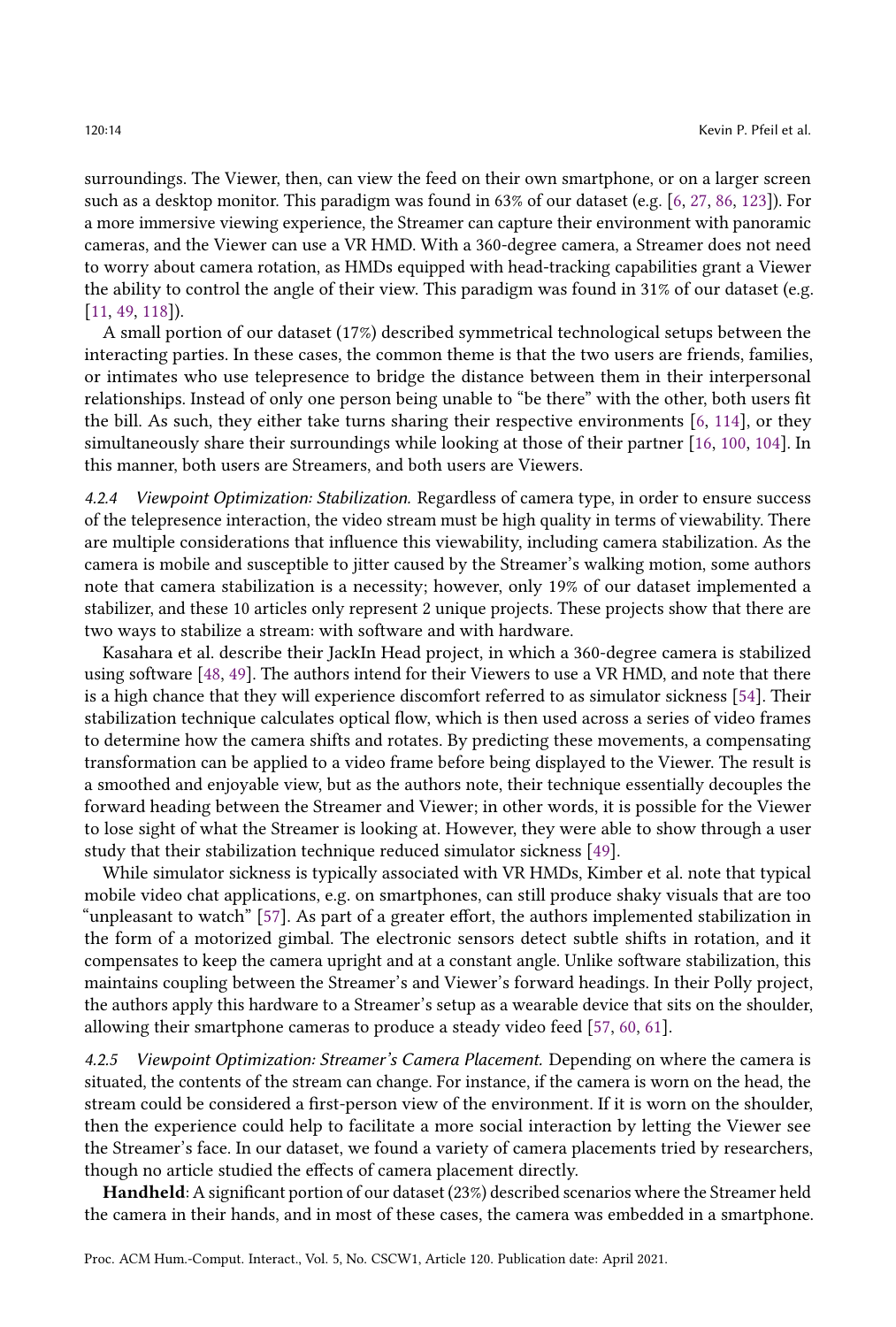surroundings. The Viewer, then, can view the feed on their own smartphone, or on a larger screen such as a desktop monitor. This paradigm was found in 63% of our dataset (e.g. [6, 27, 86, 123]). For a more immersive viewing experience, the Streamer can capture their environment with panoramic cameras, and the Viewer can use a VR HMD. With a 360-degree camera, a Streamer does not need to worry about camera rotation, as HMDs equipped with head-tracking capabilities grant a Viewer the ability to control the angle of their view. This paradigm was found in 31% of our dataset (e.g. [11, 49, 118]).

A small portion of our dataset (17%) described symmetrical technological setups between the interacting parties. In these cases, the common theme is that the two users are friends, families, or intimates who use telepresence to bridge the distance between them in their interpersonal relationships. Instead of only one person being unable to "be there" with the other, both users fit the bill. As such, they either take turns sharing their respective environments [6, 114], or they simultaneously share their surroundings while looking at those of their partner [16, 100, 104]. In this manner, both users are Streamers, and both users are Viewers.

*4.2.4 Viewpoint Optimization: Stabilization.* Regardless of camera type, in order to ensure success of the telepresence interaction, the video stream must be high quality in terms of viewability. There are multiple considerations that influence this viewability, including camera stabilization. As the camera is mobile and susceptible to jitter caused by the Streamer's walking motion, some authors note that camera stabilization is a necessity; however, only 19% of our dataset implemented a stabilizer, and these 10 articles only represent 2 unique projects. These projects show that there are two ways to stabilize a stream: with software and with hardware.

Kasahara et al. describe their JackIn Head project, in which a 360-degree camera is stabilized using software [48, 49]. The authors intend for their Viewers to use a VR HMD, and note that there is a high chance that they will experience discomfort referred to as simulator sickness [54]. Their stabilization technique calculates optical flow, which is then used across a series of video frames to determine how the camera shifts and rotates. By predicting these movements, a compensating transformation can be applied to a video frame before being displayed to the Viewer. The result is a smoothed and enjoyable view, but as the authors note, their technique essentially decouples the forward heading between the Streamer and Viewer; in other words, it is possible for the Viewer to lose sight of what the Streamer is looking at. However, they were able to show through a user study that their stabilization technique reduced simulator sickness [49].

While simulator sickness is typically associated with VR HMDs, Kimber et al. note that typical mobile video chat applications, e.g. on smartphones, can still produce shaky visuals that are too "unpleasant to watch" [57]. As part of a greater effort, the authors implemented stabilization in the form of a motorized gimbal. The electronic sensors detect subtle shifts in rotation, and it compensates to keep the camera upright and at a constant angle. Unlike software stabilization, this maintains coupling between the Streamer's and Viewer's forward headings. In their Polly project, the authors apply this hardware to a Streamer's setup as a wearable device that sits on the shoulder, allowing their smartphone cameras to produce a steady video feed [57, 60, 61].

*4.2.5 Viewpoint Optimization: Streamer's Camera Placement.* Depending on where the camera is situated, the contents of the stream can change. For instance, if the camera is worn on the head, the stream could be considered a first-person view of the environment. If it is worn on the shoulder, then the experience could help to facilitate a more social interaction by letting the Viewer see the Streamer's face. In our dataset, we found a variety of camera placements tried by researchers, though no article studied the effects of camera placement directly.

**Handheld**: A significant portion of our dataset (23%) described scenarios where the Streamer held the camera in their hands, and in most of these cases, the camera was embedded in a smartphone.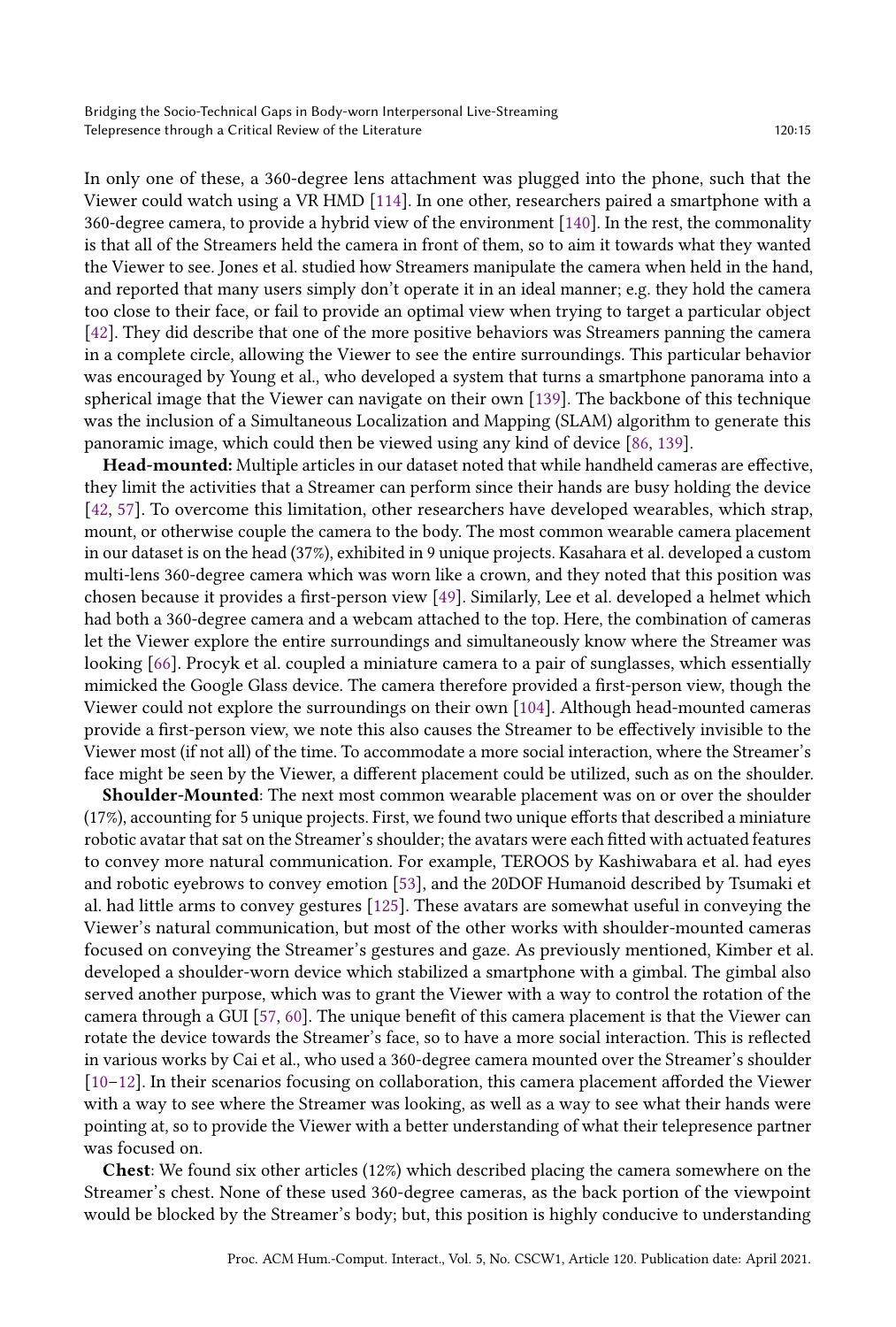In only one of these, a 360-degree lens attachment was plugged into the phone, such that the Viewer could watch using a VR HMD [114]. In one other, researchers paired a smartphone with a 360-degree camera, to provide a hybrid view of the environment [140]. In the rest, the commonality is that all of the Streamers held the camera in front of them, so to aim it towards what they wanted the Viewer to see. Jones et al. studied how Streamers manipulate the camera when held in the hand, and reported that many users simply don't operate it in an ideal manner; e.g. they hold the camera too close to their face, or fail to provide an optimal view when trying to target a particular object [42]. They did describe that one of the more positive behaviors was Streamers panning the camera in a complete circle, allowing the Viewer to see the entire surroundings. This particular behavior was encouraged by Young et al., who developed a system that turns a smartphone panorama into a spherical image that the Viewer can navigate on their own [139]. The backbone of this technique was the inclusion of a Simultaneous Localization and Mapping (SLAM) algorithm to generate this panoramic image, which could then be viewed using any kind of device [86, 139].

**Head-mounted:** Multiple articles in our dataset noted that while handheld cameras are effective, they limit the activities that a Streamer can perform since their hands are busy holding the device [42, 57]. To overcome this limitation, other researchers have developed wearables, which strap, mount, or otherwise couple the camera to the body. The most common wearable camera placement in our dataset is on the head (37%), exhibited in 9 unique projects. Kasahara et al. developed a custom multi-lens 360-degree camera which was worn like a crown, and they noted that this position was chosen because it provides a first-person view [49]. Similarly, Lee et al. developed a helmet which had both a 360-degree camera and a webcam attached to the top. Here, the combination of cameras let the Viewer explore the entire surroundings and simultaneously know where the Streamer was looking [66]. Procyk et al. coupled a miniature camera to a pair of sunglasses, which essentially mimicked the Google Glass device. The camera therefore provided a first-person view, though the Viewer could not explore the surroundings on their own [104]. Although head-mounted cameras provide a first-person view, we note this also causes the Streamer to be effectively invisible to the Viewer most (if not all) of the time. To accommodate a more social interaction, where the Streamer's face might be seen by the Viewer, a different placement could be utilized, such as on the shoulder.

**Shoulder-Mounted**: The next most common wearable placement was on or over the shoulder (17%), accounting for 5 unique projects. First, we found two unique efforts that described a miniature robotic avatar that sat on the Streamer's shoulder; the avatars were each fitted with actuated features to convey more natural communication. For example, TEROOS by Kashiwabara et al. had eyes and robotic eyebrows to convey emotion [53], and the 20DOF Humanoid described by Tsumaki et al. had little arms to convey gestures [125]. These avatars are somewhat useful in conveying the Viewer's natural communication, but most of the other works with shoulder-mounted cameras focused on conveying the Streamer's gestures and gaze. As previously mentioned, Kimber et al. developed a shoulder-worn device which stabilized a smartphone with a gimbal. The gimbal also served another purpose, which was to grant the Viewer with a way to control the rotation of the camera through a GUI [57, 60]. The unique benefit of this camera placement is that the Viewer can rotate the device towards the Streamer's face, so to have a more social interaction. This is reflected in various works by Cai et al., who used a 360-degree camera mounted over the Streamer's shoulder [10–12]. In their scenarios focusing on collaboration, this camera placement afforded the Viewer with a way to see where the Streamer was looking, as well as a way to see what their hands were pointing at, so to provide the Viewer with a better understanding of what their telepresence partner was focused on.

**Chest**: We found six other articles (12%) which described placing the camera somewhere on the Streamer's chest. None of these used 360-degree cameras, as the back portion of the viewpoint would be blocked by the Streamer's body; but, this position is highly conducive to understanding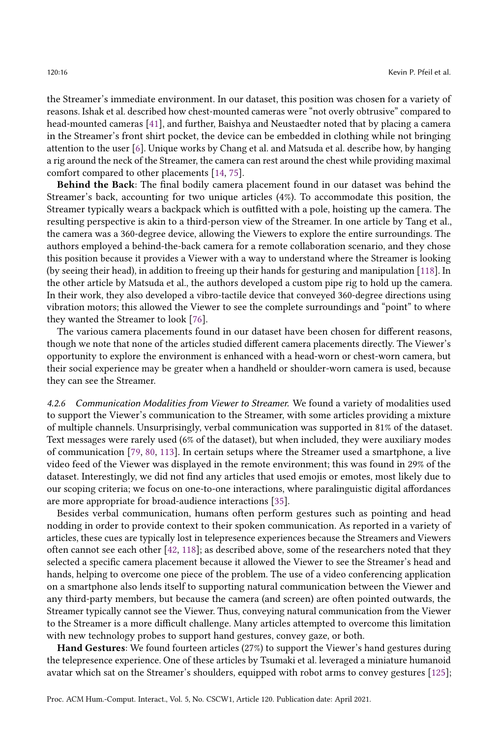the Streamer's immediate environment. In our dataset, this position was chosen for a variety of reasons. Ishak et al. described how chest-mounted cameras were "not overly obtrusive" compared to head-mounted cameras [41], and further, Baishya and Neustaedter noted that by placing a camera in the Streamer's front shirt pocket, the device can be embedded in clothing while not bringing attention to the user [6]. Unique works by Chang et al. and Matsuda et al. describe how, by hanging a rig around the neck of the Streamer, the camera can rest around the chest while providing maximal comfort compared to other placements [14, 75].

**Behind the Back**: The final bodily camera placement found in our dataset was behind the Streamer's back, accounting for two unique articles (4%). To accommodate this position, the Streamer typically wears a backpack which is outfitted with a pole, hoisting up the camera. The resulting perspective is akin to a third-person view of the Streamer. In one article by Tang et al., the camera was a 360-degree device, allowing the Viewers to explore the entire surroundings. The authors employed a behind-the-back camera for a remote collaboration scenario, and they chose this position because it provides a Viewer with a way to understand where the Streamer is looking (by seeing their head), in addition to freeing up their hands for gesturing and manipulation [118]. In the other article by Matsuda et al., the authors developed a custom pipe rig to hold up the camera. In their work, they also developed a vibro-tactile device that conveyed 360-degree directions using vibration motors; this allowed the Viewer to see the complete surroundings and "point" to where they wanted the Streamer to look [76].

The various camera placements found in our dataset have been chosen for different reasons, though we note that none of the articles studied different camera placements directly. The Viewer's opportunity to explore the environment is enhanced with a head-worn or chest-worn camera, but their social experience may be greater when a handheld or shoulder-worn camera is used, because they can see the Streamer.

*4.2.6 Communication Modalities from Viewer to Streamer.* We found a variety of modalities used to support the Viewer's communication to the Streamer, with some articles providing a mixture of multiple channels. Unsurprisingly, verbal communication was supported in 81% of the dataset. Text messages were rarely used (6% of the dataset), but when included, they were auxiliary modes of communication [79, 80, 113]. In certain setups where the Streamer used a smartphone, a live video feed of the Viewer was displayed in the remote environment; this was found in 29% of the dataset. Interestingly, we did not find any articles that used emojis or emotes, most likely due to our scoping criteria; we focus on one-to-one interactions, where paralinguistic digital affordances are more appropriate for broad-audience interactions [35].

Besides verbal communication, humans often perform gestures such as pointing and head nodding in order to provide context to their spoken communication. As reported in a variety of articles, these cues are typically lost in telepresence experiences because the Streamers and Viewers often cannot see each other [42, 118]; as described above, some of the researchers noted that they selected a specific camera placement because it allowed the Viewer to see the Streamer's head and hands, helping to overcome one piece of the problem. The use of a video conferencing application on a smartphone also lends itself to supporting natural communication between the Viewer and any third-party members, but because the camera (and screen) are often pointed outwards, the Streamer typically cannot see the Viewer. Thus, conveying natural communication from the Viewer to the Streamer is a more difficult challenge. Many articles attempted to overcome this limitation with new technology probes to support hand gestures, convey gaze, or both.

**Hand Gestures**: We found fourteen articles (27%) to support the Viewer's hand gestures during the telepresence experience. One of these articles by Tsumaki et al. leveraged a miniature humanoid avatar which sat on the Streamer's shoulders, equipped with robot arms to convey gestures [125];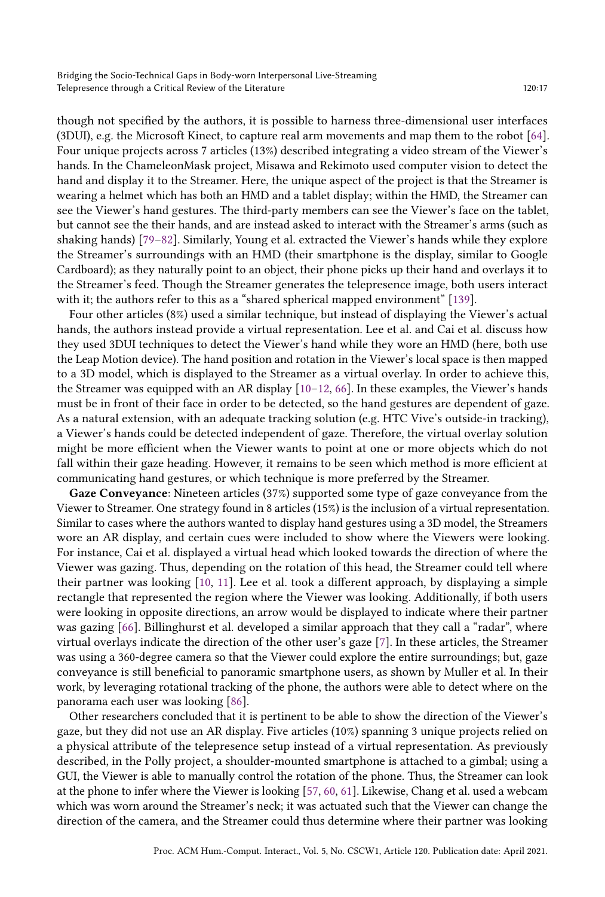though not specified by the authors, it is possible to harness three-dimensional user interfaces (3DUI), e.g. the Microsoft Kinect, to capture real arm movements and map them to the robot [64]. Four unique projects across 7 articles (13%) described integrating a video stream of the Viewer's hands. In the ChameleonMask project, Misawa and Rekimoto used computer vision to detect the hand and display it to the Streamer. Here, the unique aspect of the project is that the Streamer is wearing a helmet which has both an HMD and a tablet display; within the HMD, the Streamer can see the Viewer's hand gestures. The third-party members can see the Viewer's face on the tablet, but cannot see the their hands, and are instead asked to interact with the Streamer's arms (such as shaking hands) [79–82]. Similarly, Young et al. extracted the Viewer's hands while they explore the Streamer's surroundings with an HMD (their smartphone is the display, similar to Google Cardboard); as they naturally point to an object, their phone picks up their hand and overlays it to the Streamer's feed. Though the Streamer generates the telepresence image, both users interact with it; the authors refer to this as a "shared spherical mapped environment" [139].

Four other articles (8%) used a similar technique, but instead of displaying the Viewer's actual hands, the authors instead provide a virtual representation. Lee et al. and Cai et al. discuss how they used 3DUI techniques to detect the Viewer's hand while they wore an HMD (here, both use the Leap Motion device). The hand position and rotation in the Viewer's local space is then mapped to a 3D model, which is displayed to the Streamer as a virtual overlay. In order to achieve this, the Streamer was equipped with an AR display [10–12, 66]. In these examples, the Viewer's hands must be in front of their face in order to be detected, so the hand gestures are dependent of gaze. As a natural extension, with an adequate tracking solution (e.g. HTC Vive's outside-in tracking), a Viewer's hands could be detected independent of gaze. Therefore, the virtual overlay solution might be more efficient when the Viewer wants to point at one or more objects which do not fall within their gaze heading. However, it remains to be seen which method is more efficient at communicating hand gestures, or which technique is more preferred by the Streamer.

**Gaze Conveyance**: Nineteen articles (37%) supported some type of gaze conveyance from the Viewer to Streamer. One strategy found in 8 articles (15%) is the inclusion of a virtual representation. Similar to cases where the authors wanted to display hand gestures using a 3D model, the Streamers wore an AR display, and certain cues were included to show where the Viewers were looking. For instance, Cai et al. displayed a virtual head which looked towards the direction of where the Viewer was gazing. Thus, depending on the rotation of this head, the Streamer could tell where their partner was looking [10, 11]. Lee et al. took a different approach, by displaying a simple rectangle that represented the region where the Viewer was looking. Additionally, if both users were looking in opposite directions, an arrow would be displayed to indicate where their partner was gazing [66]. Billinghurst et al. developed a similar approach that they call a "radar", where virtual overlays indicate the direction of the other user's gaze [7]. In these articles, the Streamer was using a 360-degree camera so that the Viewer could explore the entire surroundings; but, gaze conveyance is still beneficial to panoramic smartphone users, as shown by Muller et al. In their work, by leveraging rotational tracking of the phone, the authors were able to detect where on the panorama each user was looking [86].

Other researchers concluded that it is pertinent to be able to show the direction of the Viewer's gaze, but they did not use an AR display. Five articles (10%) spanning 3 unique projects relied on a physical attribute of the telepresence setup instead of a virtual representation. As previously described, in the Polly project, a shoulder-mounted smartphone is attached to a gimbal; using a GUI, the Viewer is able to manually control the rotation of the phone. Thus, the Streamer can look at the phone to infer where the Viewer is looking [57, 60, 61]. Likewise, Chang et al. used a webcam which was worn around the Streamer's neck; it was actuated such that the Viewer can change the direction of the camera, and the Streamer could thus determine where their partner was looking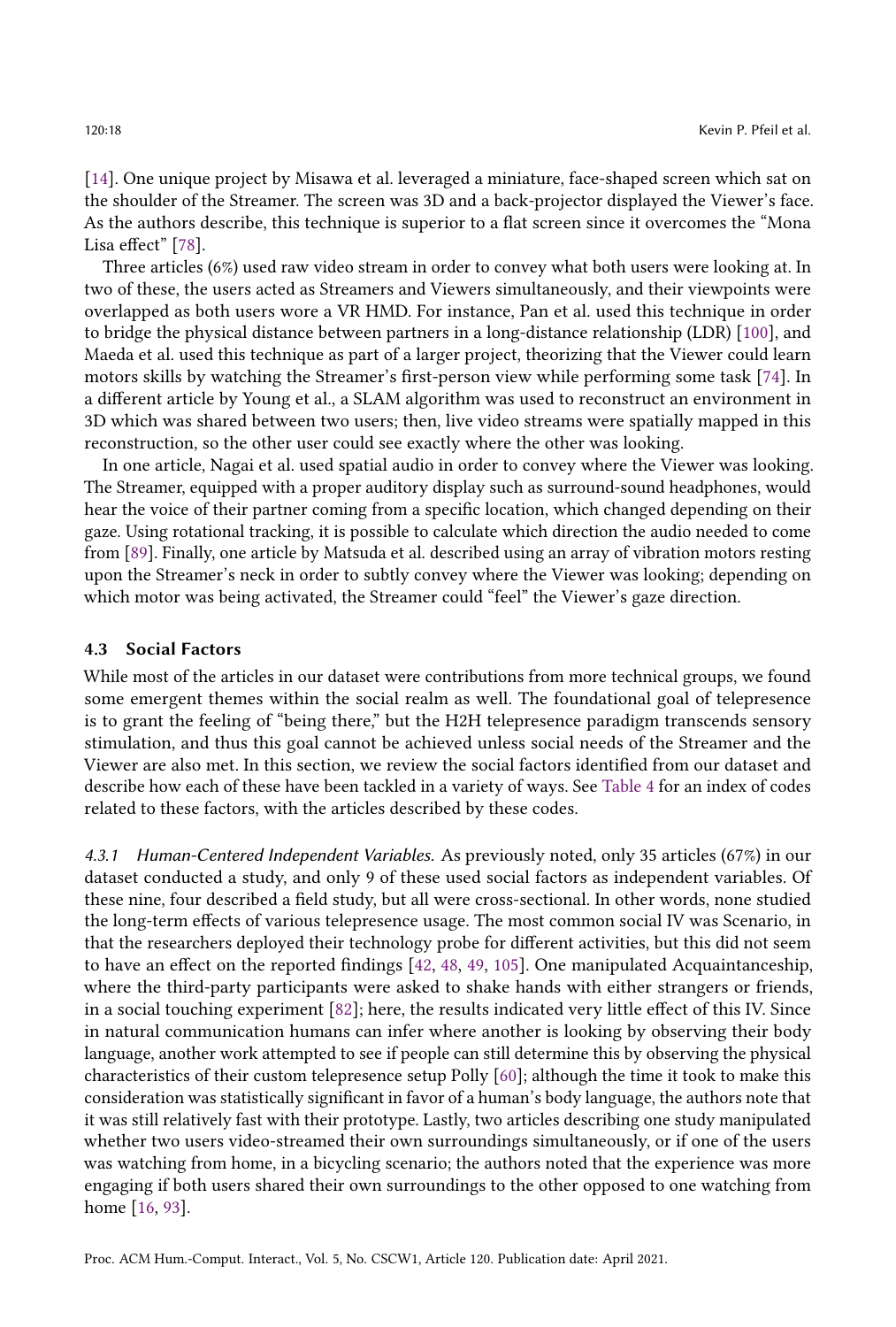[14]. One unique project by Misawa et al. leveraged a miniature, face-shaped screen which sat on the shoulder of the Streamer. The screen was 3D and a back-projector displayed the Viewer's face. As the authors describe, this technique is superior to a flat screen since it overcomes the "Mona Lisa effect" [78].

Three articles (6%) used raw video stream in order to convey what both users were looking at. In two of these, the users acted as Streamers and Viewers simultaneously, and their viewpoints were overlapped as both users wore a VR HMD. For instance, Pan et al. used this technique in order to bridge the physical distance between partners in a long-distance relationship (LDR) [100], and Maeda et al. used this technique as part of a larger project, theorizing that the Viewer could learn motors skills by watching the Streamer's first-person view while performing some task [74]. In a different article by Young et al., a SLAM algorithm was used to reconstruct an environment in 3D which was shared between two users; then, live video streams were spatially mapped in this reconstruction, so the other user could see exactly where the other was looking.

In one article, Nagai et al. used spatial audio in order to convey where the Viewer was looking. The Streamer, equipped with a proper auditory display such as surround-sound headphones, would hear the voice of their partner coming from a specific location, which changed depending on their gaze. Using rotational tracking, it is possible to calculate which direction the audio needed to come from [89]. Finally, one article by Matsuda et al. described using an array of vibration motors resting upon the Streamer's neck in order to subtly convey where the Viewer was looking; depending on which motor was being activated, the Streamer could "feel" the Viewer's gaze direction.

### 4.3 Social Factors

While most of the articles in our dataset were contributions from more technical groups, we found some emergent themes within the social realm as well. The foundational goal of telepresence is to grant the feeling of "being there," but the H2H telepresence paradigm transcends sensory stimulation, and thus this goal cannot be achieved unless social needs of the Streamer and the Viewer are also met. In this section, we review the social factors identified from our dataset and describe how each of these have been tackled in a variety of ways. See Table 4 for an index of codes related to these factors, with the articles described by these codes.

*4.3.1 Human-Centered Independent Variables.* As previously noted, only 35 articles (67%) in our dataset conducted a study, and only 9 of these used social factors as independent variables. Of these nine, four described a field study, but all were cross-sectional. In other words, none studied the long-term effects of various telepresence usage. The most common social IV was Scenario, in that the researchers deployed their technology probe for different activities, but this did not seem to have an effect on the reported findings [42, 48, 49, 105]. One manipulated Acquaintanceship, where the third-party participants were asked to shake hands with either strangers or friends, in a social touching experiment [82]; here, the results indicated very little effect of this IV. Since in natural communication humans can infer where another is looking by observing their body language, another work attempted to see if people can still determine this by observing the physical characteristics of their custom telepresence setup Polly [60]; although the time it took to make this consideration was statistically significant in favor of a human's body language, the authors note that it was still relatively fast with their prototype. Lastly, two articles describing one study manipulated whether two users video-streamed their own surroundings simultaneously, or if one of the users was watching from home, in a bicycling scenario; the authors noted that the experience was more engaging if both users shared their own surroundings to the other opposed to one watching from home [16, 93].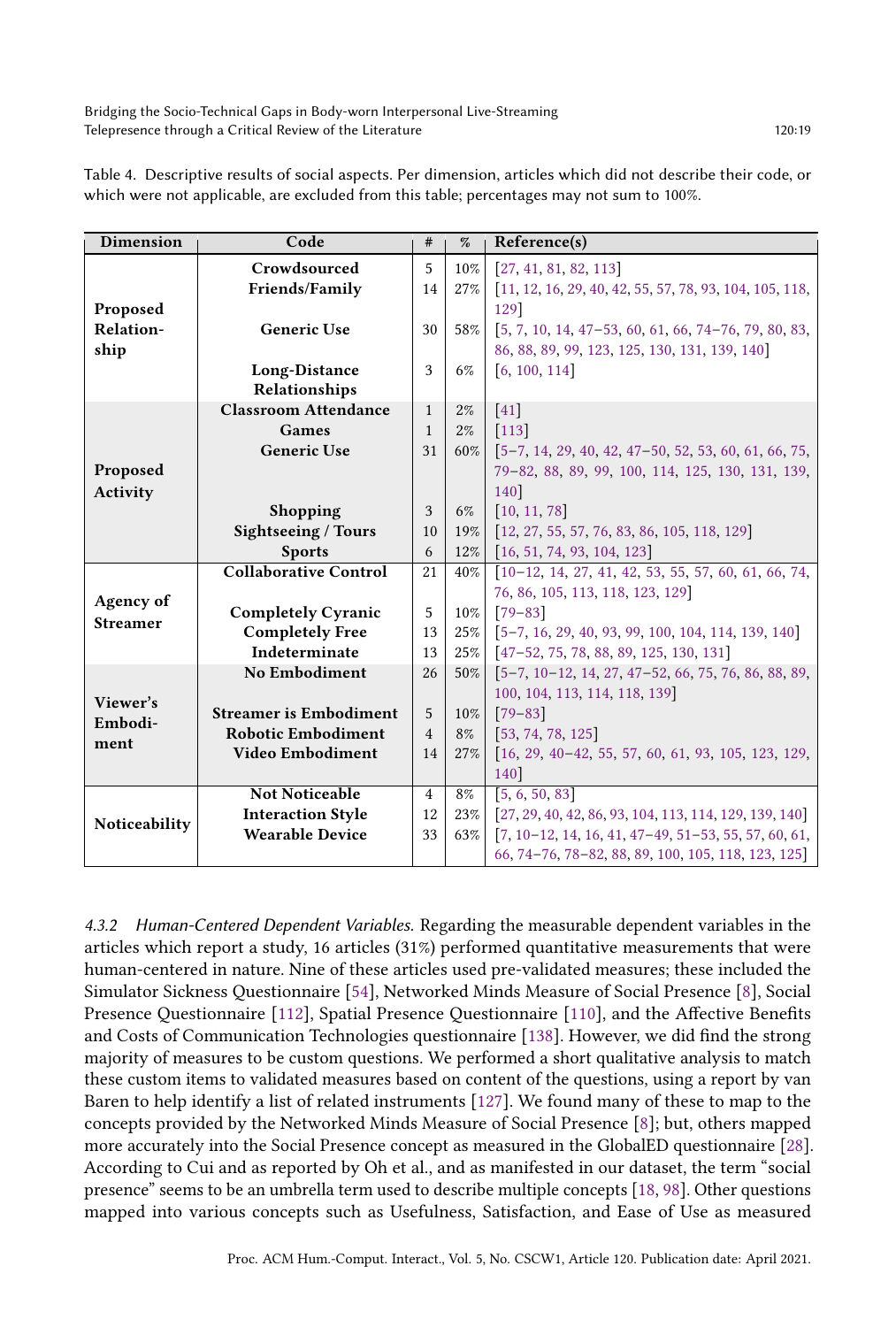Table 4. Descriptive results of social aspects. Per dimension, articles which did not describe their code, or which were not applicable, are excluded from this table; percentages may not sum to 100%.

| Dimension | Code | # | % | Reference(s) |
|---|---|---|---|---|
| Proposed Relationship | Crowdsourced | 5 | 10% | [27, 41, 81, 82, 113] |
| | Friends/Family | 14 | 27% | [11, 12, 16, 29, 40, 42, 55, 57, 78, 93, 104, 105, 118, 129] |
| | Generic Use | 30 | 58% | [5, 7, 10, 14, 47–53, 60, 61, 66, 74–76, 79, 80, 83, 86, 88, 89, 99, 123, 125, 130, 131, 139, 140] |
| | Long-Distance Relationships | 3 | 6% | [6, 100, 114] |
| Proposed Activity | Classroom Attendance | 1 | 2% | [41] |
| | Games | 1 | 2% | [113] |
| | Generic Use | 31 | 60% | [5–7, 14, 29, 40, 42, 47–50, 52, 53, 60, 61, 66, 75, 79–82, 88, 89, 99, 100, 114, 125, 130, 131, 139, 140] |
| | Shopping | 3 | 6% | [10, 11, 78] |
| | Sightseeing / Tours | 10 | 19% | [12, 27, 55, 57, 76, 83, 86, 105, 118, 129] |
| | Sports | 6 | 12% | [16, 51, 74, 93, 104, 123] |
| Agency of Streamer | Collaborative Control | 21 | 40% | [10–12, 14, 27, 41, 42, 53, 55, 57, 60, 61, 66, 74, 76, 86, 105, 113, 118, 123, 129] |
| | Completely Cyranic | 5 | 10% | [79–83] |
| | Completely Free | 13 | 25% | [5–7, 16, 29, 40, 93, 99, 100, 104, 114, 139, 140] |
| | Indeterminate | 13 | 25% | [47–52, 75, 78, 88, 89, 125, 130, 131] |
| Viewer's Embodiment | No Embodiment | 26 | 50% | [5–7, 10–12, 14, 27, 47–52, 66, 75, 76, 86, 88, 89, 100, 104, 113, 114, 118, 139] |
| | Streamer is Embodiment | 5 | 10% | [79–83] |
| | Robotic Embodiment | 4 | 8% | [53, 74, 78, 125] |
| | Video Embodiment | 14 | 27% | [16, 29, 40–42, 55, 57, 60, 61, 93, 105, 123, 129, 140] |
| Noticeability | Not Noticeable | 4 | 8% | [5, 6, 50, 83] |
| | Interaction Style | 12 | 23% | [27, 29, 40, 42, 86, 93, 104, 113, 114, 129, 139, 140] |
| | Wearable Device | 33 | 63% | [7, 10–12, 14, 16, 41, 47–49, 51–53, 55, 57, 60, 61, 66, 74–76, 78–82, 88, 89, 100, 105, 118, 123, 125] |

*4.3.2 Human-Centered Dependent Variables.* Regarding the measurable dependent variables in the articles which report a study, 16 articles (31%) performed quantitative measurements that were human-centered in nature. Nine of these articles used pre-validated measures; these included the Simulator Sickness Questionnaire [54], Networked Minds Measure of Social Presence [8], Social Presence Questionnaire [112], Spatial Presence Questionnaire [110], and the Affective Benefits and Costs of Communication Technologies questionnaire [138]. However, we did find the strong majority of measures to be custom questions. We performed a short qualitative analysis to match these custom items to validated measures based on content of the questions, using a report by van Baren to help identify a list of related instruments [127]. We found many of these to map to the concepts provided by the Networked Minds Measure of Social Presence [8]; but, others mapped more accurately into the Social Presence concept as measured in the GlobalED questionnaire [28]. According to Cui and as reported by Oh et al., and as manifested in our dataset, the term "social presence" seems to be an umbrella term used to describe multiple concepts [18, 98]. Other questions mapped into various concepts such as Usefulness, Satisfaction, and Ease of Use as measured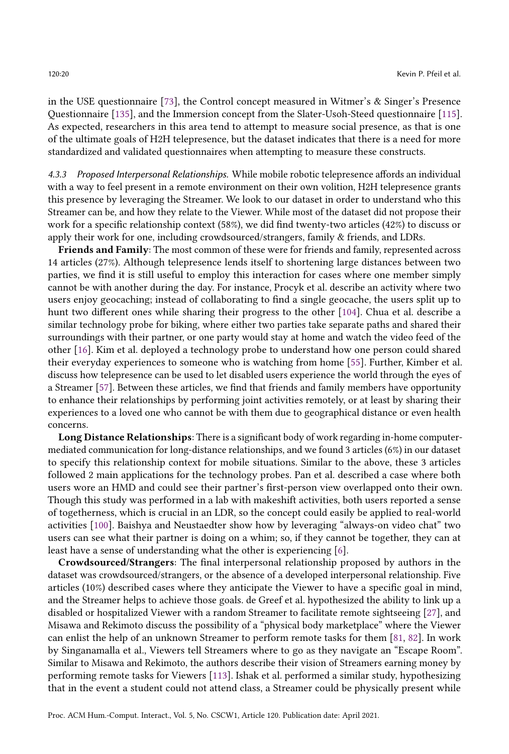in the USE questionnaire [73], the Control concept measured in Witmer's & Singer's Presence Questionnaire [135], and the Immersion concept from the Slater-Usoh-Steed questionnaire [115]. As expected, researchers in this area tend to attempt to measure social presence, as that is one of the ultimate goals of H2H telepresence, but the dataset indicates that there is a need for more standardized and validated questionnaires when attempting to measure these constructs.

#### 4.3.3 Proposed Interpersonal Relationships.

While mobile robotic telepresence affords an individual with a way to feel present in a remote environment on their own volition, H2H telepresence grants this presence by leveraging the Streamer. We look to our dataset in order to understand who this Streamer can be, and how they relate to the Viewer. While most of the dataset did not propose their work for a specific relationship context (58%), we did find twenty-two articles (42%) to discuss or apply their work for one, including crowdsourced/strangers, family & friends, and LDRs.

**Friends and Family**: The most common of these were for friends and family, represented across 14 articles (27%). Although telepresence lends itself to shortening large distances between two parties, we find it is still useful to employ this interaction for cases where one member simply cannot be with another during the day. For instance, Procyk et al. describe an activity where two users enjoy geocaching; instead of collaborating to find a single geocache, the users split up to hunt two different ones while sharing their progress to the other [104]. Chua et al. describe a similar technology probe for biking, where either two parties take separate paths and shared their surroundings with their partner, or one party would stay at home and watch the video feed of the other [16]. Kim et al. deployed a technology probe to understand how one person could shared their everyday experiences to someone who is watching from home [55]. Further, Kimber et al. discuss how telepresence can be used to let disabled users experience the world through the eyes of a Streamer [57]. Between these articles, we find that friends and family members have opportunity to enhance their relationships by performing joint activities remotely, or at least by sharing their experiences to a loved one who cannot be with them due to geographical distance or even health concerns.

**Long Distance Relationships**: There is a significant body of work regarding in-home computer-mediated communication for long-distance relationships, and we found 3 articles (6%) in our dataset to specify this relationship context for mobile situations. Similar to the above, these 3 articles followed 2 main applications for the technology probes. Pan et al. described a case where both users wore an HMD and could see their partner's first-person view overlapped onto their own. Though this study was performed in a lab with makeshift activities, both users reported a sense of togetherness, which is crucial in an LDR, so the concept could easily be applied to real-world activities [100]. Baishya and Neustaedter show how by leveraging "always-on video chat" two users can see what their partner is doing on a whim; so, if they cannot be together, they can at least have a sense of understanding what the other is experiencing [6].

**Crowdsourced/Strangers**: The final interpersonal relationship proposed by authors in the dataset was crowdsourced/strangers, or the absence of a developed interpersonal relationship. Five articles (10%) described cases where they anticipate the Viewer to have a specific goal in mind, and the Streamer helps to achieve those goals. de Greef et al. hypothesized the ability to link up a disabled or hospitalized Viewer with a random Streamer to facilitate remote sightseeing [27], and Misawa and Rekimoto discuss the possibility of a "physical body marketplace" where the Viewer can enlist the help of an unknown Streamer to perform remote tasks for them [81, 82]. In work by Singanamalla et al., Viewers tell Streamers where to go as they navigate an "Escape Room". Similar to Misawa and Rekimoto, the authors describe their vision of Streamers earning money by performing remote tasks for Viewers [113]. Ishak et al. performed a similar study, hypothesizing that in the event a student could not attend class, a Streamer could be physically present while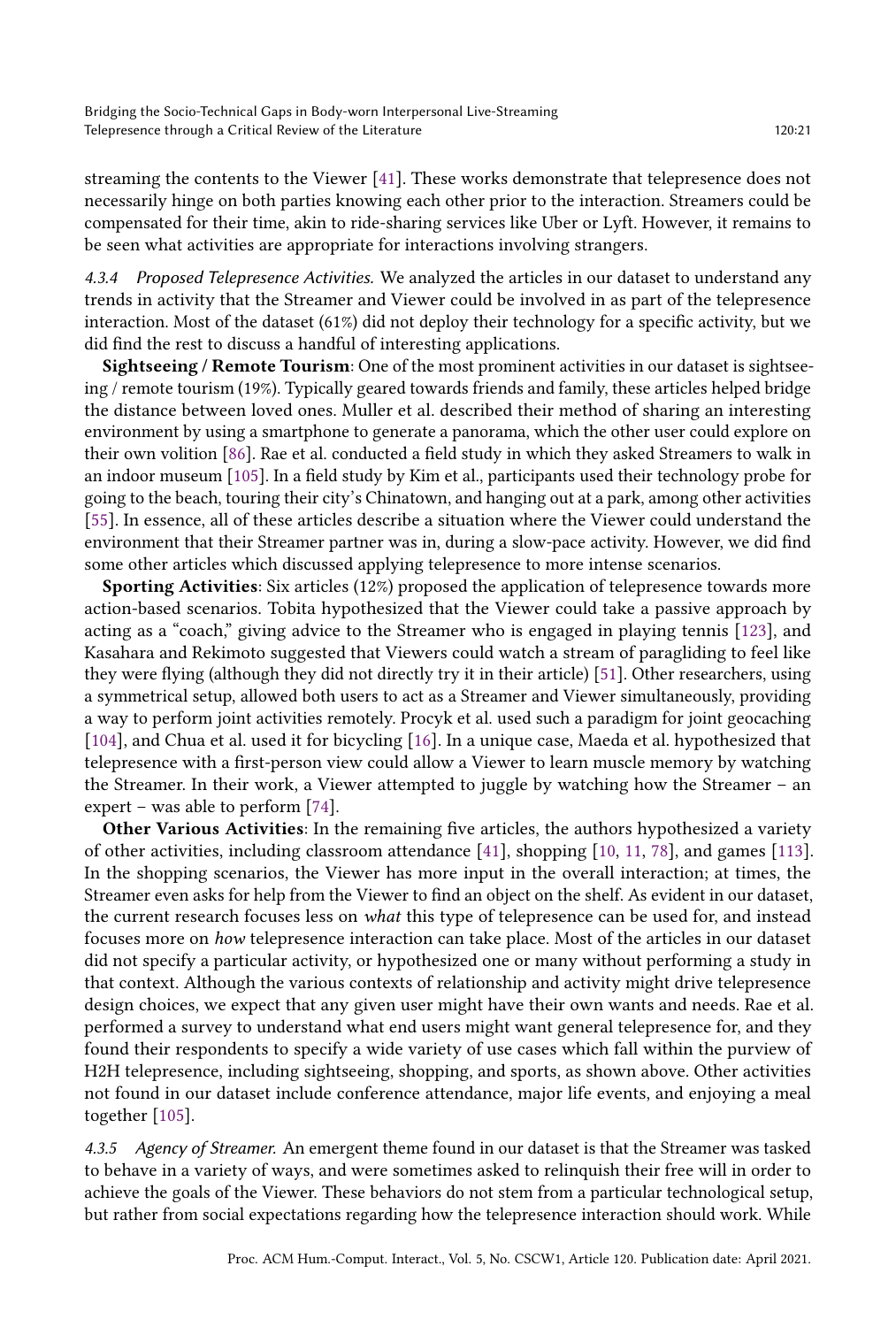streaming the contents to the Viewer [41]. These works demonstrate that telepresence does not necessarily hinge on both parties knowing each other prior to the interaction. Streamers could be compensated for their time, akin to ride-sharing services like Uber or Lyft. However, it remains to be seen what activities are appropriate for interactions involving strangers.

#### 4.3.4 Proposed Telepresence Activities.

We analyzed the articles in our dataset to understand any trends in activity that the Streamer and Viewer could be involved in as part of the telepresence interaction. Most of the dataset (61%) did not deploy their technology for a specific activity, but we did find the rest to discuss a handful of interesting applications.

**Sightseeing / Remote Tourism**: One of the most prominent activities in our dataset is sightseeing / remote tourism (19%). Typically geared towards friends and family, these articles helped bridge the distance between loved ones. Muller et al. described their method of sharing an interesting environment by using a smartphone to generate a panorama, which the other user could explore on their own volition [86]. Rae et al. conducted a field study in which they asked Streamers to walk in an indoor museum [105]. In a field study by Kim et al., participants used their technology probe for going to the beach, touring their city's Chinatown, and hanging out at a park, among other activities [55]. In essence, all of these articles describe a situation where the Viewer could understand the environment that their Streamer partner was in, during a slow-pace activity. However, we did find some other articles which discussed applying telepresence to more intense scenarios.

**Sporting Activities**: Six articles (12%) proposed the application of telepresence towards more action-based scenarios. Tobita hypothesized that the Viewer could take a passive approach by acting as a "coach," giving advice to the Streamer who is engaged in playing tennis [123], and Kasahara and Rekimoto suggested that Viewers could watch a stream of paragliding to feel like they were flying (although they did not directly try it in their article) [51]. Other researchers, using a symmetrical setup, allowed both users to act as a Streamer and Viewer simultaneously, providing a way to perform joint activities remotely. Procyk et al. used such a paradigm for joint geocaching [104], and Chua et al. used it for bicycling [16]. In a unique case, Maeda et al. hypothesized that telepresence with a first-person view could allow a Viewer to learn muscle memory by watching the Streamer. In their work, a Viewer attempted to juggle by watching how the Streamer – an expert – was able to perform [74].

**Other Various Activities**: In the remaining five articles, the authors hypothesized a variety of other activities, including classroom attendance [41], shopping [10, 11, 78], and games [113]. In the shopping scenarios, the Viewer has more input in the overall interaction; at times, the Streamer even asks for help from the Viewer to find an object on the shelf. As evident in our dataset, the current research focuses less on *what* this type of telepresence can be used for, and instead focuses more on *how* telepresence interaction can take place. Most of the articles in our dataset did not specify a particular activity, or hypothesized one or many without performing a study in that context. Although the various contexts of relationship and activity might drive telepresence design choices, we expect that any given user might have their own wants and needs. Rae et al. performed a survey to understand what end users might want general telepresence for, and they found their respondents to specify a wide variety of use cases which fall within the purview of H2H telepresence, including sightseeing, shopping, and sports, as shown above. Other activities not found in our dataset include conference attendance, major life events, and enjoying a meal together [105].

#### 4.3.5 Agency of Streamer.

An emergent theme found in our dataset is that the Streamer was tasked to behave in a variety of ways, and were sometimes asked to relinquish their free will in order to achieve the goals of the Viewer. These behaviors do not stem from a particular technological setup, but rather from social expectations regarding how the telepresence interaction should work. While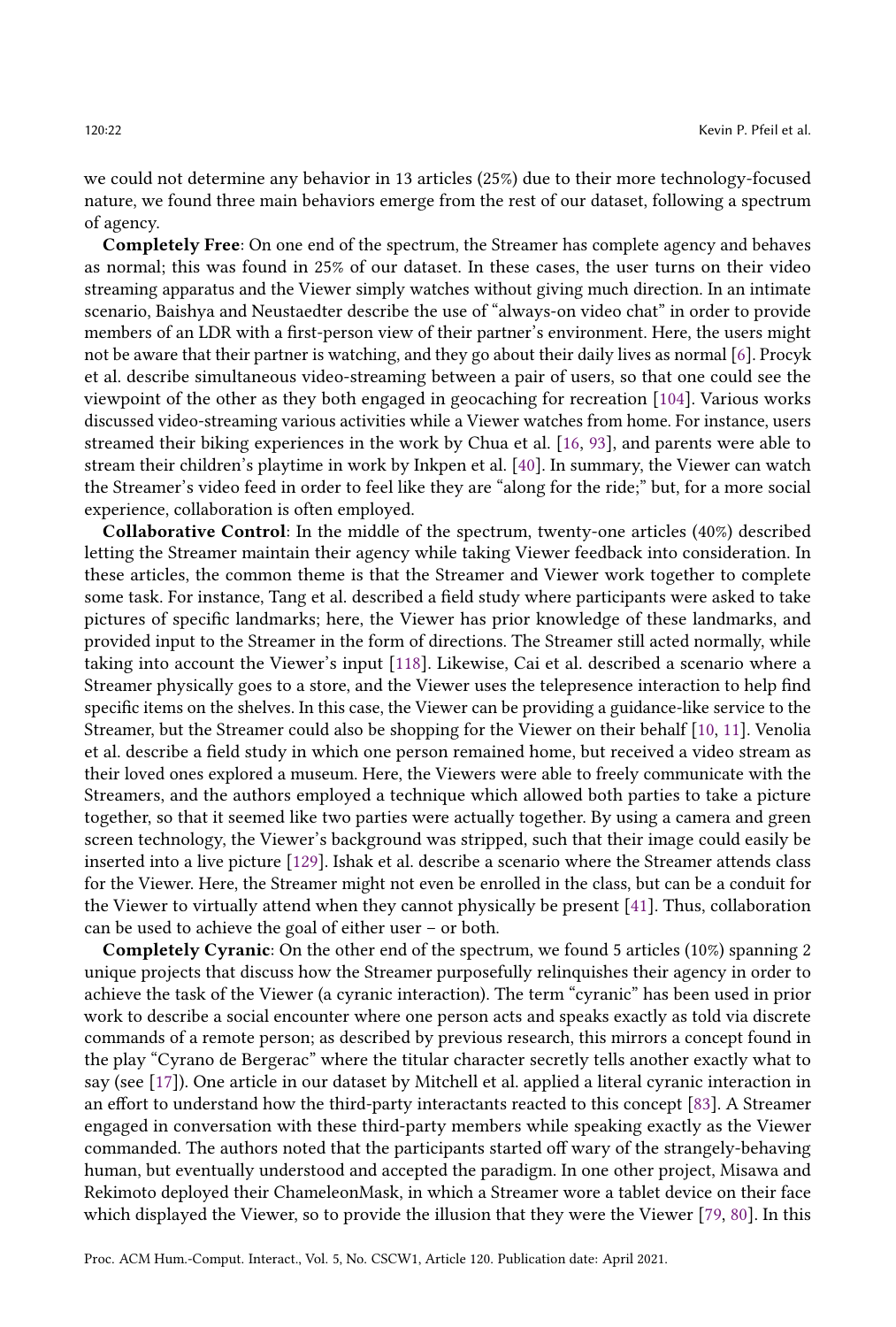we could not determine any behavior in 13 articles (25%) due to their more technology-focused nature, we found three main behaviors emerge from the rest of our dataset, following a spectrum of agency.

**Completely Free**: On one end of the spectrum, the Streamer has complete agency and behaves as normal; this was found in 25% of our dataset. In these cases, the user turns on their video streaming apparatus and the Viewer simply watches without giving much direction. In an intimate scenario, Baishya and Neustaedter describe the use of "always-on video chat" in order to provide members of an LDR with a first-person view of their partner's environment. Here, the users might not be aware that their partner is watching, and they go about their daily lives as normal [6]. Procyk et al. describe simultaneous video-streaming between a pair of users, so that one could see the viewpoint of the other as they both engaged in geocaching for recreation [104]. Various works discussed video-streaming various activities while a Viewer watches from home. For instance, users streamed their biking experiences in the work by Chua et al. [16, 93], and parents were able to stream their children's playtime in work by Inkpen et al. [40]. In summary, the Viewer can watch the Streamer's video feed in order to feel like they are "along for the ride;" but, for a more social experience, collaboration is often employed.

**Collaborative Control**: In the middle of the spectrum, twenty-one articles (40%) described letting the Streamer maintain their agency while taking Viewer feedback into consideration. In these articles, the common theme is that the Streamer and Viewer work together to complete some task. For instance, Tang et al. described a field study where participants were asked to take pictures of specific landmarks; here, the Viewer has prior knowledge of these landmarks, and provided input to the Streamer in the form of directions. The Streamer still acted normally, while taking into account the Viewer's input [118]. Likewise, Cai et al. described a scenario where a Streamer physically goes to a store, and the Viewer uses the telepresence interaction to help find specific items on the shelves. In this case, the Viewer can be providing a guidance-like service to the Streamer, but the Streamer could also be shopping for the Viewer on their behalf [10, 11]. Venolia et al. describe a field study in which one person remained home, but received a video stream as their loved ones explored a museum. Here, the Viewers were able to freely communicate with the Streamers, and the authors employed a technique which allowed both parties to take a picture together, so that it seemed like two parties were actually together. By using a camera and green screen technology, the Viewer's background was stripped, such that their image could easily be inserted into a live picture [129]. Ishak et al. describe a scenario where the Streamer attends class for the Viewer. Here, the Streamer might not even be enrolled in the class, but can be a conduit for the Viewer to virtually attend when they cannot physically be present [41]. Thus, collaboration can be used to achieve the goal of either user – or both.

**Completely Cyranic**: On the other end of the spectrum, we found 5 articles (10%) spanning 2 unique projects that discuss how the Streamer purposefully relinquishes their agency in order to achieve the task of the Viewer (a cyranic interaction). The term "cyranic" has been used in prior work to describe a social encounter where one person acts and speaks exactly as told via discrete commands of a remote person; as described by previous research, this mirrors a concept found in the play "Cyrano de Bergerac" where the titular character secretly tells another exactly what to say (see [17]). One article in our dataset by Mitchell et al. applied a literal cyranic interaction in an effort to understand how the third-party interactants reacted to this concept [83]. A Streamer engaged in conversation with these third-party members while speaking exactly as the Viewer commanded. The authors noted that the participants started off wary of the strangely-behaving human, but eventually understood and accepted the paradigm. In one other project, Misawa and Rekimoto deployed their ChameleonMask, in which a Streamer wore a tablet device on their face which displayed the Viewer, so to provide the illusion that they were the Viewer [79, 80]. In this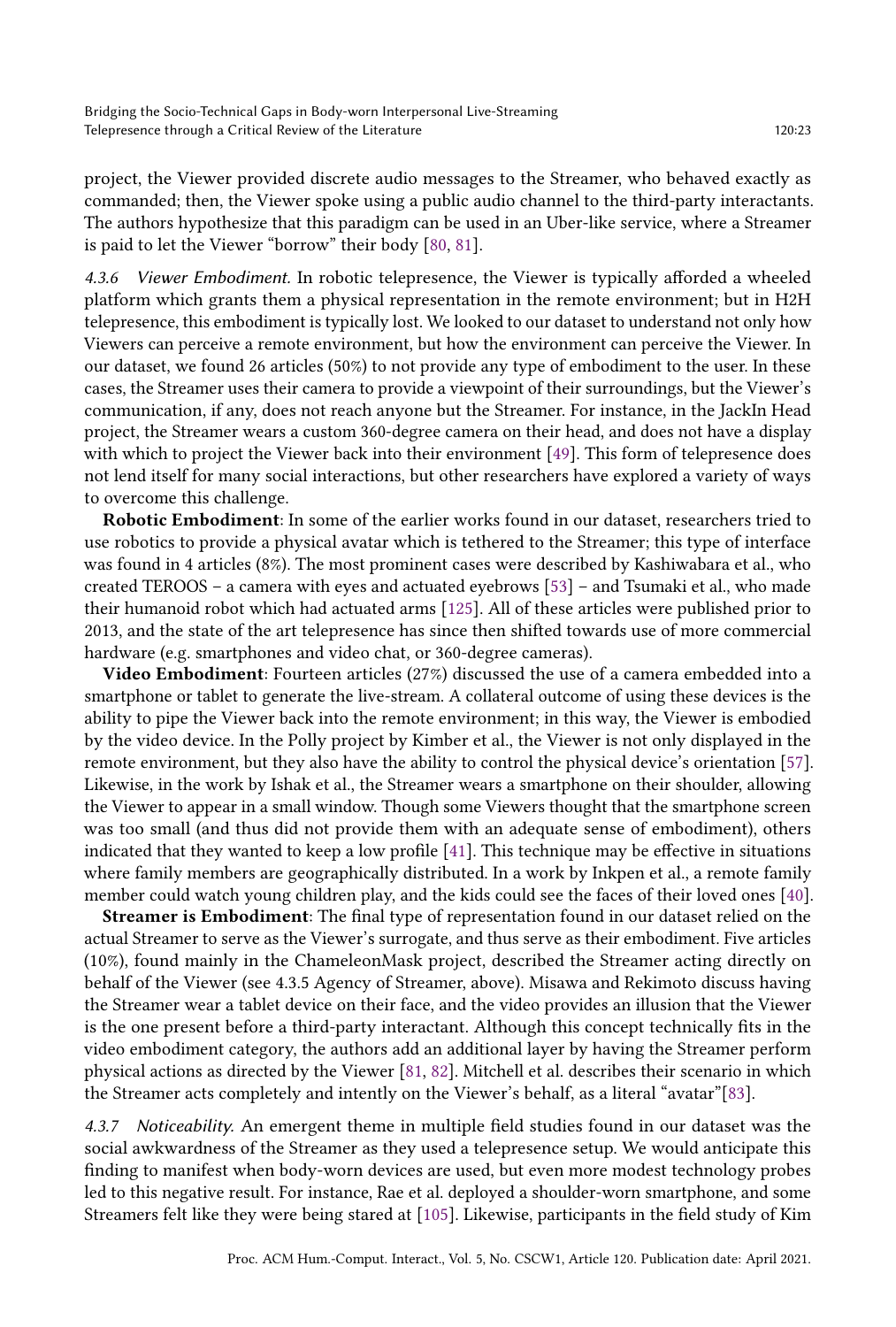project, the Viewer provided discrete audio messages to the Streamer, who behaved exactly as commanded; then, the Viewer spoke using a public audio channel to the third-party interactants. The authors hypothesize that this paradigm can be used in an Uber-like service, where a Streamer is paid to let the Viewer "borrow" their body [80, 81].

#### 4.3.6 *Viewer Embodiment.*

In robotic telepresence, the Viewer is typically afforded a wheeled platform which grants them a physical representation in the remote environment; but in H2H telepresence, this embodiment is typically lost. We looked to our dataset to understand not only how Viewers can perceive a remote environment, but how the environment can perceive the Viewer. In our dataset, we found 26 articles (50%) to not provide any type of embodiment to the user. In these cases, the Streamer uses their camera to provide a viewpoint of their surroundings, but the Viewer's communication, if any, does not reach anyone but the Streamer. For instance, in the JackIn Head project, the Streamer wears a custom 360-degree camera on their head, and does not have a display with which to project the Viewer back into their environment [49]. This form of telepresence does not lend itself for many social interactions, but other researchers have explored a variety of ways to overcome this challenge.

**Robotic Embodiment**: In some of the earlier works found in our dataset, researchers tried to use robotics to provide a physical avatar which is tethered to the Streamer; this type of interface was found in 4 articles (8%). The most prominent cases were described by Kashiwabara et al., who created TEROOS – a camera with eyes and actuated eyebrows [53] – and Tsumaki et al., who made their humanoid robot which had actuated arms [125]. All of these articles were published prior to 2013, and the state of the art telepresence has since then shifted towards use of more commercial hardware (e.g. smartphones and video chat, or 360-degree cameras).

**Video Embodiment**: Fourteen articles (27%) discussed the use of a camera embedded into a smartphone or tablet to generate the live-stream. A collateral outcome of using these devices is the ability to pipe the Viewer back into the remote environment; in this way, the Viewer is embodied by the video device. In the Polly project by Kimber et al., the Viewer is not only displayed in the remote environment, but they also have the ability to control the physical device's orientation [57]. Likewise, in the work by Ishak et al., the Streamer wears a smartphone on their shoulder, allowing the Viewer to appear in a small window. Though some Viewers thought that the smartphone screen was too small (and thus did not provide them with an adequate sense of embodiment), others indicated that they wanted to keep a low profile [41]. This technique may be effective in situations where family members are geographically distributed. In a work by Inkpen et al., a remote family member could watch young children play, and the kids could see the faces of their loved ones [40].

**Streamer is Embodiment**: The final type of representation found in our dataset relied on the actual Streamer to serve as the Viewer's surrogate, and thus serve as their embodiment. Five articles (10%), found mainly in the ChameleonMask project, described the Streamer acting directly on behalf of the Viewer (see 4.3.5 Agency of Streamer, above). Misawa and Rekimoto discuss having the Streamer wear a tablet device on their face, and the video provides an illusion that the Viewer is the one present before a third-party interactant. Although this concept technically fits in the video embodiment category, the authors add an additional layer by having the Streamer perform physical actions as directed by the Viewer [81, 82]. Mitchell et al. describes their scenario in which the Streamer acts completely and intently on the Viewer's behalf, as a literal "avatar"[83].

#### 4.3.7 *Noticeability.*

An emergent theme in multiple field studies found in our dataset was the social awkwardness of the Streamer as they used a telepresence setup. We would anticipate this finding to manifest when body-worn devices are used, but even more modest technology probes led to this negative result. For instance, Rae et al. deployed a shoulder-worn smartphone, and some Streamers felt like they were being stared at [105]. Likewise, participants in the field study of Kim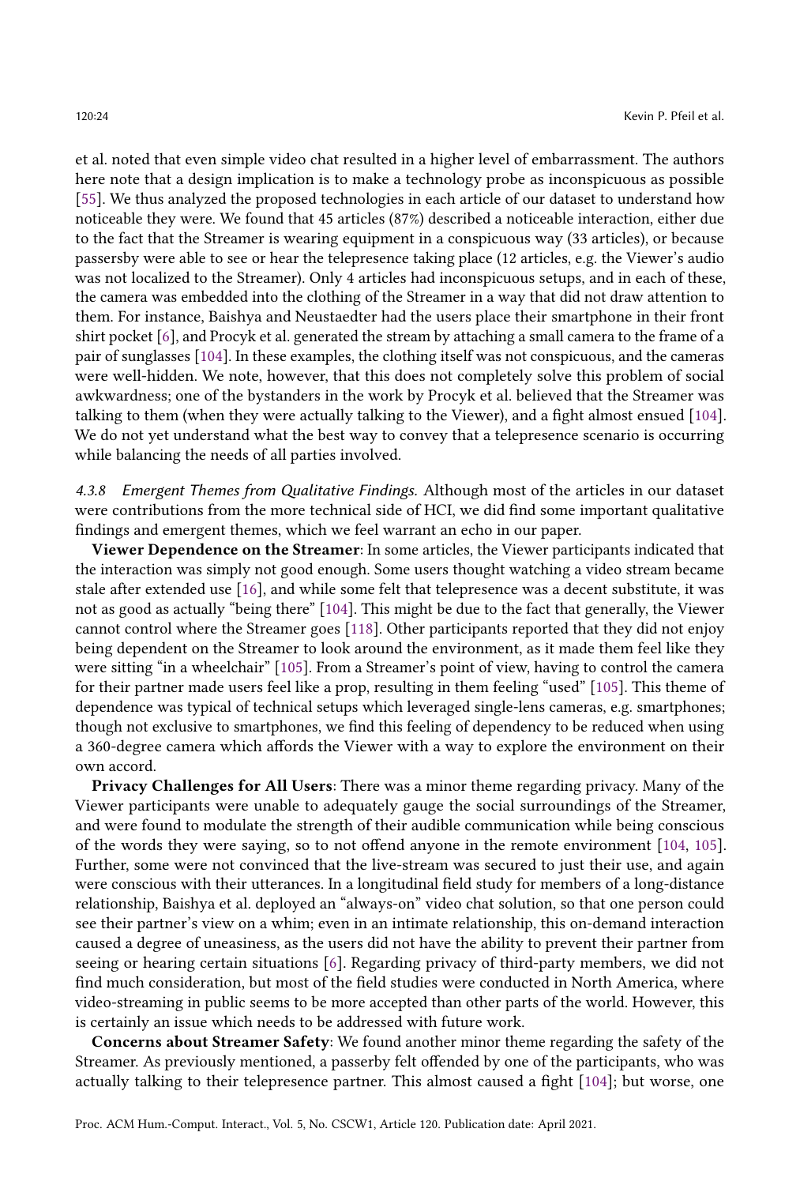et al. noted that even simple video chat resulted in a higher level of embarrassment. The authors here note that a design implication is to make a technology probe as inconspicuous as possible [55]. We thus analyzed the proposed technologies in each article of our dataset to understand how noticeable they were. We found that 45 articles (87%) described a noticeable interaction, either due to the fact that the Streamer is wearing equipment in a conspicuous way (33 articles), or because passersby were able to see or hear the telepresence taking place (12 articles, e.g. the Viewer's audio was not localized to the Streamer). Only 4 articles had inconspicuous setups, and in each of these, the camera was embedded into the clothing of the Streamer in a way that did not draw attention to them. For instance, Baishya and Neustaedter had the users place their smartphone in their front shirt pocket [6], and Procyk et al. generated the stream by attaching a small camera to the frame of a pair of sunglasses [104]. In these examples, the clothing itself was not conspicuous, and the cameras were well-hidden. We note, however, that this does not completely solve this problem of social awkwardness; one of the bystanders in the work by Procyk et al. believed that the Streamer was talking to them (when they were actually talking to the Viewer), and a fight almost ensued [104]. We do not yet understand what the best way to convey that a telepresence scenario is occurring while balancing the needs of all parties involved.

#### 4.3.8 *Emergent Themes from Qualitative Findings.*

Although most of the articles in our dataset were contributions from the more technical side of HCI, we did find some important qualitative findings and emergent themes, which we feel warrant an echo in our paper.

**Viewer Dependence on the Streamer**: In some articles, the Viewer participants indicated that the interaction was simply not good enough. Some users thought watching a video stream became stale after extended use [16], and while some felt that telepresence was a decent substitute, it was not as good as actually "being there" [104]. This might be due to the fact that generally, the Viewer cannot control where the Streamer goes [118]. Other participants reported that they did not enjoy being dependent on the Streamer to look around the environment, as it made them feel like they were sitting "in a wheelchair" [105]. From a Streamer's point of view, having to control the camera for their partner made users feel like a prop, resulting in them feeling "used" [105]. This theme of dependence was typical of technical setups which leveraged single-lens cameras, e.g. smartphones; though not exclusive to smartphones, we find this feeling of dependency to be reduced when using a 360-degree camera which affords the Viewer with a way to explore the environment on their own accord.

**Privacy Challenges for All Users**: There was a minor theme regarding privacy. Many of the Viewer participants were unable to adequately gauge the social surroundings of the Streamer, and were found to modulate the strength of their audible communication while being conscious of the words they were saying, so to not offend anyone in the remote environment [104, 105]. Further, some were not convinced that the live-stream was secured to just their use, and again were conscious with their utterances. In a longitudinal field study for members of a long-distance relationship, Baishya et al. deployed an "always-on" video chat solution, so that one person could see their partner's view on a whim; even in an intimate relationship, this on-demand interaction caused a degree of uneasiness, as the users did not have the ability to prevent their partner from seeing or hearing certain situations [6]. Regarding privacy of third-party members, we did not find much consideration, but most of the field studies were conducted in North America, where video-streaming in public seems to be more accepted than other parts of the world. However, this is certainly an issue which needs to be addressed with future work.

**Concerns about Streamer Safety**: We found another minor theme regarding the safety of the Streamer. As previously mentioned, a passerby felt offended by one of the participants, who was actually talking to their telepresence partner. This almost caused a fight [104]; but worse, one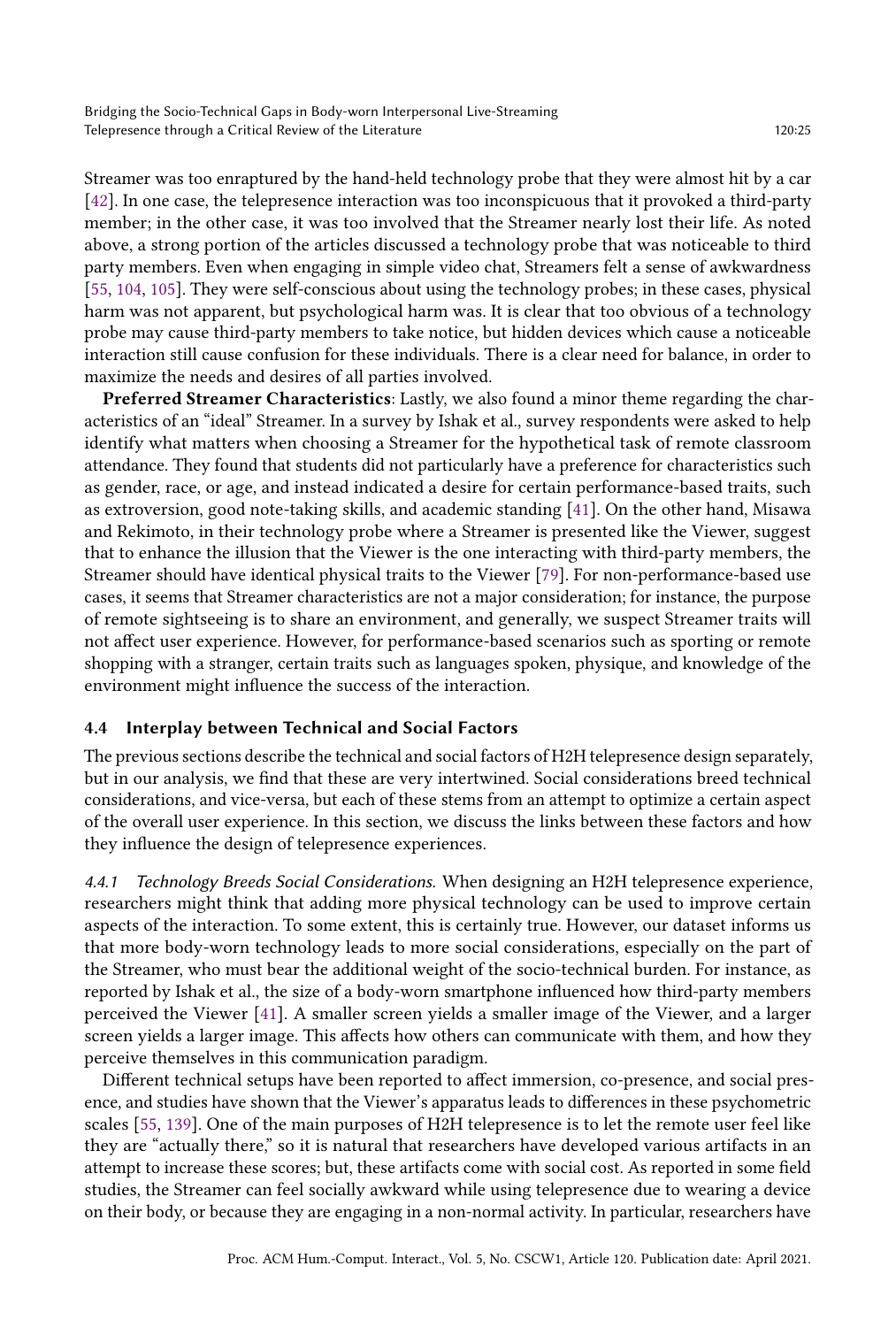Streamer was too enraptured by the hand-held technology probe that they were almost hit by a car [42]. In one case, the telepresence interaction was too inconspicuous that it provoked a third-party member; in the other case, it was too involved that the Streamer nearly lost their life. As noted above, a strong portion of the articles discussed a technology probe that was noticeable to third party members. Even when engaging in simple video chat, Streamers felt a sense of awkwardness [55, 104, 105]. They were self-conscious about using the technology probes; in these cases, physical harm was not apparent, but psychological harm was. It is clear that too obvious of a technology probe may cause third-party members to take notice, but hidden devices which cause a noticeable interaction still cause confusion for these individuals. There is a clear need for balance, in order to maximize the needs and desires of all parties involved.

**Preferred Streamer Characteristics**: Lastly, we also found a minor theme regarding the characteristics of an "ideal" Streamer. In a survey by Ishak et al., survey respondents were asked to help identify what matters when choosing a Streamer for the hypothetical task of remote classroom attendance. They found that students did not particularly have a preference for characteristics such as gender, race, or age, and instead indicated a desire for certain performance-based traits, such as extroversion, good note-taking skills, and academic standing [41]. On the other hand, Misawa and Rekimoto, in their technology probe where a Streamer is presented like the Viewer, suggest that to enhance the illusion that the Viewer is the one interacting with third-party members, the Streamer should have identical physical traits to the Viewer [79]. For non-performance-based use cases, it seems that Streamer characteristics are not a major consideration; for instance, the purpose of remote sightseeing is to share an environment, and generally, we suspect Streamer traits will not affect user experience. However, for performance-based scenarios such as sporting or remote shopping with a stranger, certain traits such as languages spoken, physique, and knowledge of the environment might influence the success of the interaction.

### 4.4 Interplay between Technical and Social Factors

The previous sections describe the technical and social factors of H2H telepresence design separately, but in our analysis, we find that these are very intertwined. Social considerations breed technical considerations, and vice-versa, but each of these stems from an attempt to optimize a certain aspect of the overall user experience. In this section, we discuss the links between these factors and how they influence the design of telepresence experiences.

*4.4.1 Technology Breeds Social Considerations.* When designing an H2H telepresence experience, researchers might think that adding more physical technology can be used to improve certain aspects of the interaction. To some extent, this is certainly true. However, our dataset informs us that more body-worn technology leads to more social considerations, especially on the part of the Streamer, who must bear the additional weight of the socio-technical burden. For instance, as reported by Ishak et al., the size of a body-worn smartphone influenced how third-party members perceived the Viewer [41]. A smaller screen yields a smaller image of the Viewer, and a larger screen yields a larger image. This affects how others can communicate with them, and how they perceive themselves in this communication paradigm.

Different technical setups have been reported to affect immersion, co-presence, and social presence, and studies have shown that the Viewer's apparatus leads to differences in these psychometric scales [55, 139]. One of the main purposes of H2H telepresence is to let the remote user feel like they are "actually there," so it is natural that researchers have developed various artifacts in an attempt to increase these scores; but, these artifacts come with social cost. As reported in some field studies, the Streamer can feel socially awkward while using telepresence due to wearing a device on their body, or because they are engaging in a non-normal activity. In particular, researchers have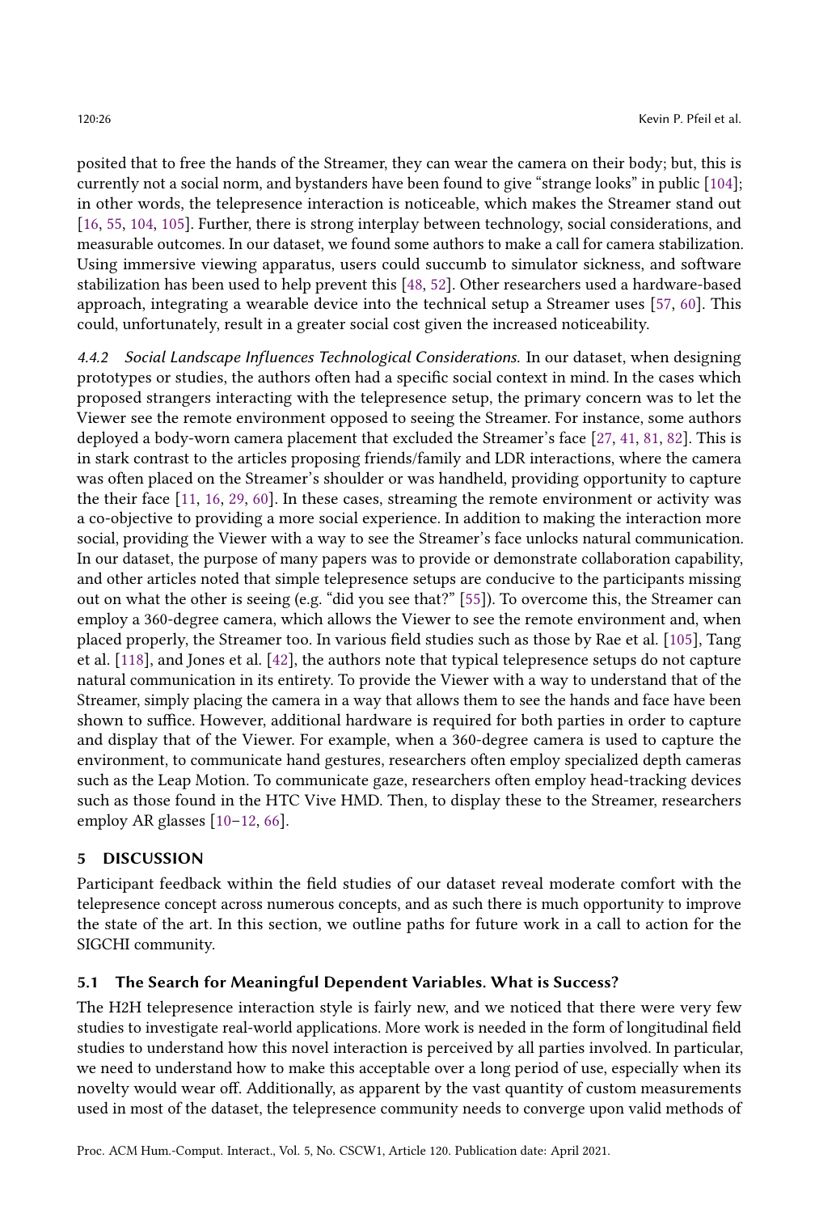posited that to free the hands of the Streamer, they can wear the camera on their body; but, this is currently not a social norm, and bystanders have been found to give "strange looks" in public [104]; in other words, the telepresence interaction is noticeable, which makes the Streamer stand out [16, 55, 104, 105]. Further, there is strong interplay between technology, social considerations, and measurable outcomes. In our dataset, we found some authors to make a call for camera stabilization. Using immersive viewing apparatus, users could succumb to simulator sickness, and software stabilization has been used to help prevent this [48, 52]. Other researchers used a hardware-based approach, integrating a wearable device into the technical setup a Streamer uses [57, 60]. This could, unfortunately, result in a greater social cost given the increased noticeability.

#### 4.4.2 *Social Landscape Influences Technological Considerations.*

In our dataset, when designing prototypes or studies, the authors often had a specific social context in mind. In the cases which proposed strangers interacting with the telepresence setup, the primary concern was to let the Viewer see the remote environment opposed to seeing the Streamer. For instance, some authors deployed a body-worn camera placement that excluded the Streamer's face [27, 41, 81, 82]. This is in stark contrast to the articles proposing friends/family and LDR interactions, where the camera was often placed on the Streamer's shoulder or was handheld, providing opportunity to capture the their face [11, 16, 29, 60]. In these cases, streaming the remote environment or activity was a co-objective to providing a more social experience. In addition to making the interaction more social, providing the Viewer with a way to see the Streamer's face unlocks natural communication. In our dataset, the purpose of many papers was to provide or demonstrate collaboration capability, and other articles noted that simple telepresence setups are conducive to the participants missing out on what the other is seeing (e.g. "did you see that?" [55]). To overcome this, the Streamer can employ a 360-degree camera, which allows the Viewer to see the remote environment and, when placed properly, the Streamer too. In various field studies such as those by Rae et al. [105], Tang et al. [118], and Jones et al. [42], the authors note that typical telepresence setups do not capture natural communication in its entirety. To provide the Viewer with a way to understand that of the Streamer, simply placing the camera in a way that allows them to see the hands and face have been shown to suffice. However, additional hardware is required for both parties in order to capture and display that of the Viewer. For example, when a 360-degree camera is used to capture the environment, to communicate hand gestures, researchers often employ specialized depth cameras such as the Leap Motion. To communicate gaze, researchers often employ head-tracking devices such as those found in the HTC Vive HMD. Then, to display these to the Streamer, researchers employ AR glasses [10–12, 66].

## 5 DISCUSSION

Participant feedback within the field studies of our dataset reveal moderate comfort with the telepresence concept across numerous concepts, and as such there is much opportunity to improve the state of the art. In this section, we outline paths for future work in a call to action for the SIGCHI community.

### 5.1 The Search for Meaningful Dependent Variables. What is Success?

The H2H telepresence interaction style is fairly new, and we noticed that there were very few studies to investigate real-world applications. More work is needed in the form of longitudinal field studies to understand how this novel interaction is perceived by all parties involved. In particular, we need to understand how to make this acceptable over a long period of use, especially when its novelty would wear off. Additionally, as apparent by the vast quantity of custom measurements used in most of the dataset, the telepresence community needs to converge upon valid methods of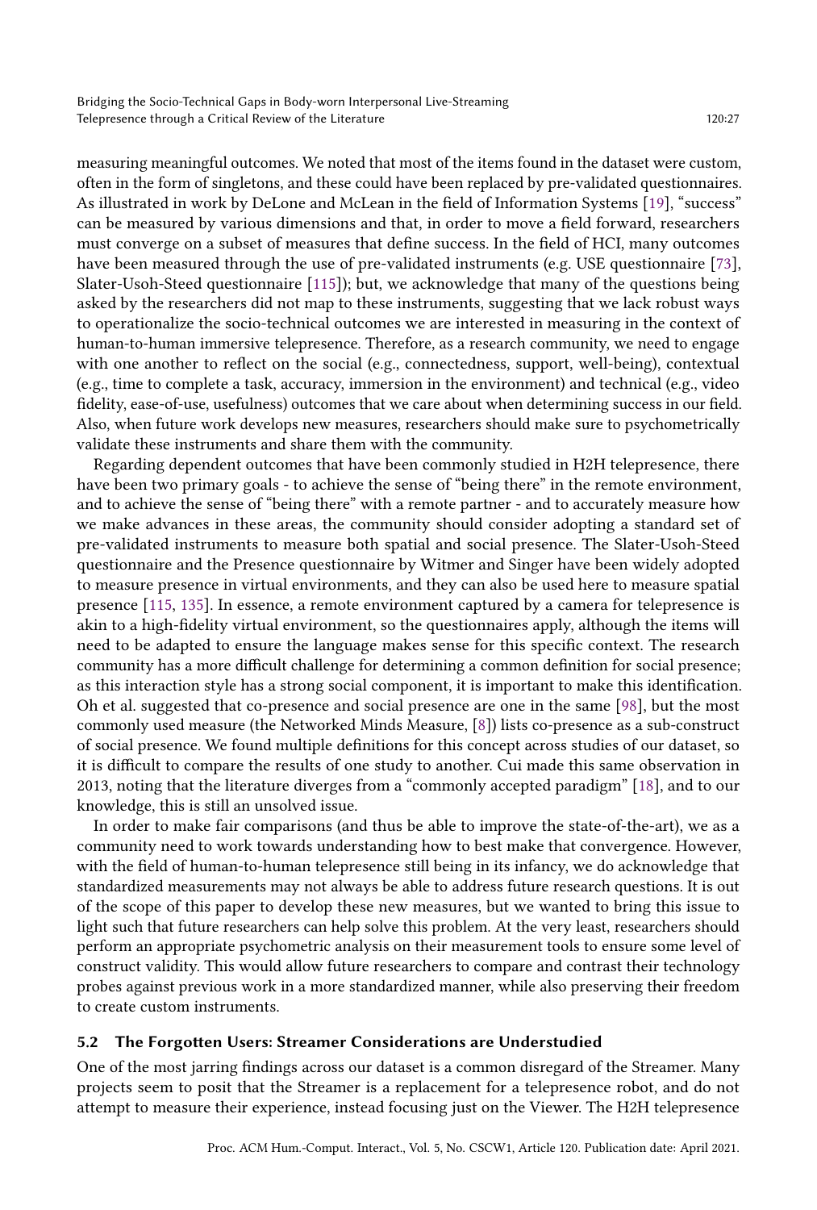measuring meaningful outcomes. We noted that most of the items found in the dataset were custom, often in the form of singletons, and these could have been replaced by pre-validated questionnaires. As illustrated in work by DeLone and McLean in the field of Information Systems [19], "success" can be measured by various dimensions and that, in order to move a field forward, researchers must converge on a subset of measures that define success. In the field of HCI, many outcomes have been measured through the use of pre-validated instruments (e.g. USE questionnaire [73], Slater-Usoh-Steed questionnaire [115]); but, we acknowledge that many of the questions being asked by the researchers did not map to these instruments, suggesting that we lack robust ways to operationalize the socio-technical outcomes we are interested in measuring in the context of human-to-human immersive telepresence. Therefore, as a research community, we need to engage with one another to reflect on the social (e.g., connectedness, support, well-being), contextual (e.g., time to complete a task, accuracy, immersion in the environment) and technical (e.g., video fidelity, ease-of-use, usefulness) outcomes that we care about when determining success in our field. Also, when future work develops new measures, researchers should make sure to psychometrically validate these instruments and share them with the community.

Regarding dependent outcomes that have been commonly studied in H2H telepresence, there have been two primary goals - to achieve the sense of "being there" in the remote environment, and to achieve the sense of "being there" with a remote partner - and to accurately measure how we make advances in these areas, the community should consider adopting a standard set of pre-validated instruments to measure both spatial and social presence. The Slater-Usoh-Steed questionnaire and the Presence questionnaire by Witmer and Singer have been widely adopted to measure presence in virtual environments, and they can also be used here to measure spatial presence [115, 135]. In essence, a remote environment captured by a camera for telepresence is akin to a high-fidelity virtual environment, so the questionnaires apply, although the items will need to be adapted to ensure the language makes sense for this specific context. The research community has a more difficult challenge for determining a common definition for social presence; as this interaction style has a strong social component, it is important to make this identification. Oh et al. suggested that co-presence and social presence are one in the same [98], but the most commonly used measure (the Networked Minds Measure, [8]) lists co-presence as a sub-construct of social presence. We found multiple definitions for this concept across studies of our dataset, so it is difficult to compare the results of one study to another. Cui made this same observation in 2013, noting that the literature diverges from a "commonly accepted paradigm" [18], and to our knowledge, this is still an unsolved issue.

In order to make fair comparisons (and thus be able to improve the state-of-the-art), we as a community need to work towards understanding how to best make that convergence. However, with the field of human-to-human telepresence still being in its infancy, we do acknowledge that standardized measurements may not always be able to address future research questions. It is out of the scope of this paper to develop these new measures, but we wanted to bring this issue to light such that future researchers can help solve this problem. At the very least, researchers should perform an appropriate psychometric analysis on their measurement tools to ensure some level of construct validity. This would allow future researchers to compare and contrast their technology probes against previous work in a more standardized manner, while also preserving their freedom to create custom instruments.

### 5.2 The Forgotten Users: Streamer Considerations are Understudied

One of the most jarring findings across our dataset is a common disregard of the Streamer. Many projects seem to posit that the Streamer is a replacement for a telepresence robot, and do not attempt to measure their experience, instead focusing just on the Viewer. The H2H telepresence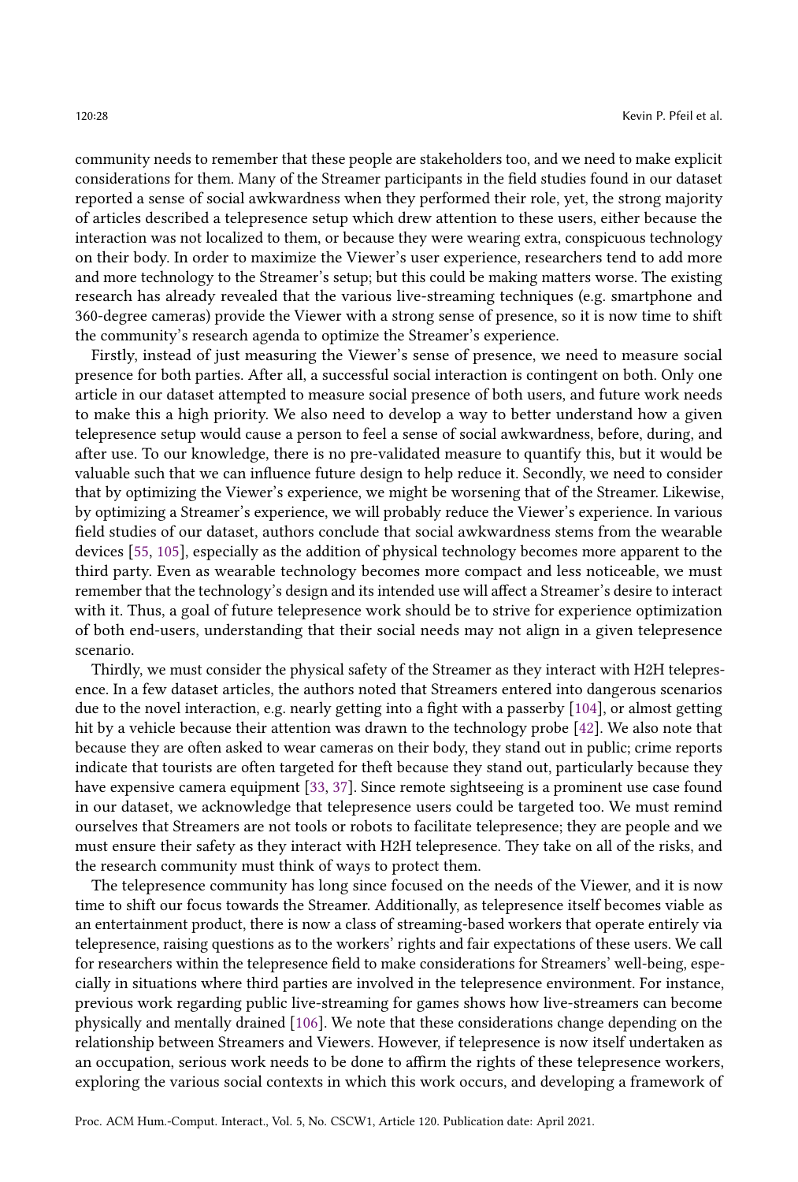community needs to remember that these people are stakeholders too, and we need to make explicit considerations for them. Many of the Streamer participants in the field studies found in our dataset reported a sense of social awkwardness when they performed their role, yet, the strong majority of articles described a telepresence setup which drew attention to these users, either because the interaction was not localized to them, or because they were wearing extra, conspicuous technology on their body. In order to maximize the Viewer's user experience, researchers tend to add more and more technology to the Streamer's setup; but this could be making matters worse. The existing research has already revealed that the various live-streaming techniques (e.g. smartphone and 360-degree cameras) provide the Viewer with a strong sense of presence, so it is now time to shift the community's research agenda to optimize the Streamer's experience.

Firstly, instead of just measuring the Viewer's sense of presence, we need to measure social presence for both parties. After all, a successful social interaction is contingent on both. Only one article in our dataset attempted to measure social presence of both users, and future work needs to make this a high priority. We also need to develop a way to better understand how a given telepresence setup would cause a person to feel a sense of social awkwardness, before, during, and after use. To our knowledge, there is no pre-validated measure to quantify this, but it would be valuable such that we can influence future design to help reduce it. Secondly, we need to consider that by optimizing the Viewer's experience, we might be worsening that of the Streamer. Likewise, by optimizing a Streamer's experience, we will probably reduce the Viewer's experience. In various field studies of our dataset, authors conclude that social awkwardness stems from the wearable devices [55, 105], especially as the addition of physical technology becomes more apparent to the third party. Even as wearable technology becomes more compact and less noticeable, we must remember that the technology's design and its intended use will affect a Streamer's desire to interact with it. Thus, a goal of future telepresence work should be to strive for experience optimization of both end-users, understanding that their social needs may not align in a given telepresence scenario.

Thirdly, we must consider the physical safety of the Streamer as they interact with H2H telepresence. In a few dataset articles, the authors noted that Streamers entered into dangerous scenarios due to the novel interaction, e.g. nearly getting into a fight with a passerby [104], or almost getting hit by a vehicle because their attention was drawn to the technology probe [42]. We also note that because they are often asked to wear cameras on their body, they stand out in public; crime reports indicate that tourists are often targeted for theft because they stand out, particularly because they have expensive camera equipment [33, 37]. Since remote sightseeing is a prominent use case found in our dataset, we acknowledge that telepresence users could be targeted too. We must remind ourselves that Streamers are not tools or robots to facilitate telepresence; they are people and we must ensure their safety as they interact with H2H telepresence. They take on all of the risks, and the research community must think of ways to protect them.

The telepresence community has long since focused on the needs of the Viewer, and it is now time to shift our focus towards the Streamer. Additionally, as telepresence itself becomes viable as an entertainment product, there is now a class of streaming-based workers that operate entirely via telepresence, raising questions as to the workers' rights and fair expectations of these users. We call for researchers within the telepresence field to make considerations for Streamers' well-being, especially in situations where third parties are involved in the telepresence environment. For instance, previous work regarding public live-streaming for games shows how live-streamers can become physically and mentally drained [106]. We note that these considerations change depending on the relationship between Streamers and Viewers. However, if telepresence is now itself undertaken as an occupation, serious work needs to be done to affirm the rights of these telepresence workers, exploring the various social contexts in which this work occurs, and developing a framework of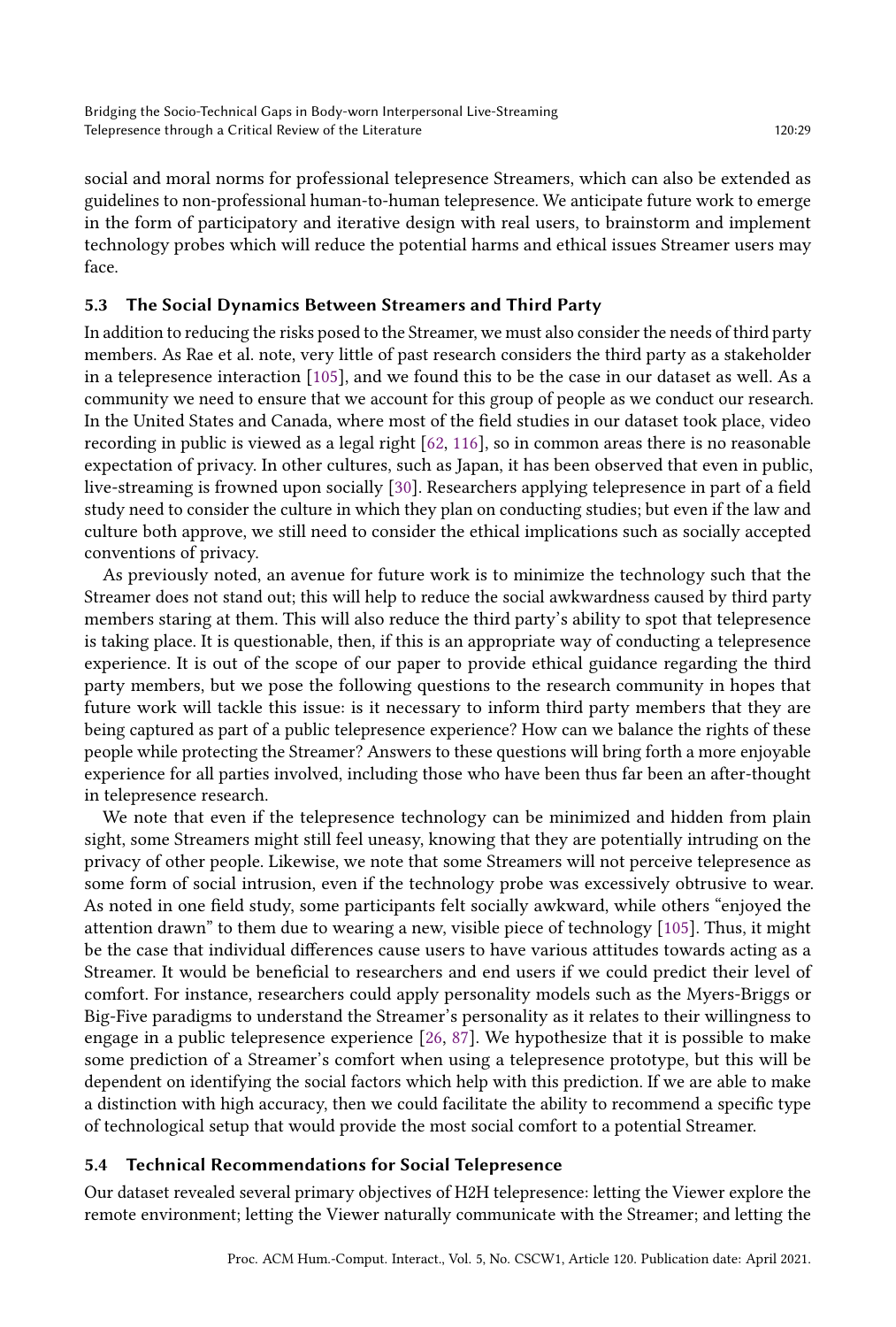social and moral norms for professional telepresence Streamers, which can also be extended as guidelines to non-professional human-to-human telepresence. We anticipate future work to emerge in the form of participatory and iterative design with real users, to brainstorm and implement technology probes which will reduce the potential harms and ethical issues Streamer users may face.

### 5.3 The Social Dynamics Between Streamers and Third Party

In addition to reducing the risks posed to the Streamer, we must also consider the needs of third party members. As Rae et al. note, very little of past research considers the third party as a stakeholder in a telepresence interaction [105], and we found this to be the case in our dataset as well. As a community we need to ensure that we account for this group of people as we conduct our research. In the United States and Canada, where most of the field studies in our dataset took place, video recording in public is viewed as a legal right [62, 116], so in common areas there is no reasonable expectation of privacy. In other cultures, such as Japan, it has been observed that even in public, live-streaming is frowned upon socially [30]. Researchers applying telepresence in part of a field study need to consider the culture in which they plan on conducting studies; but even if the law and culture both approve, we still need to consider the ethical implications such as socially accepted conventions of privacy.

As previously noted, an avenue for future work is to minimize the technology such that the Streamer does not stand out; this will help to reduce the social awkwardness caused by third party members staring at them. This will also reduce the third party's ability to spot that telepresence is taking place. It is questionable, then, if this is an appropriate way of conducting a telepresence experience. It is out of the scope of our paper to provide ethical guidance regarding the third party members, but we pose the following questions to the research community in hopes that future work will tackle this issue: is it necessary to inform third party members that they are being captured as part of a public telepresence experience? How can we balance the rights of these people while protecting the Streamer? Answers to these questions will bring forth a more enjoyable experience for all parties involved, including those who have been thus far been an after-thought in telepresence research.

We note that even if the telepresence technology can be minimized and hidden from plain sight, some Streamers might still feel uneasy, knowing that they are potentially intruding on the privacy of other people. Likewise, we note that some Streamers will not perceive telepresence as some form of social intrusion, even if the technology probe was excessively obtrusive to wear. As noted in one field study, some participants felt socially awkward, while others "enjoyed the attention drawn" to them due to wearing a new, visible piece of technology [105]. Thus, it might be the case that individual differences cause users to have various attitudes towards acting as a Streamer. It would be beneficial to researchers and end users if we could predict their level of comfort. For instance, researchers could apply personality models such as the Myers-Briggs or Big-Five paradigms to understand the Streamer's personality as it relates to their willingness to engage in a public telepresence experience [26, 87]. We hypothesize that it is possible to make some prediction of a Streamer's comfort when using a telepresence prototype, but this will be dependent on identifying the social factors which help with this prediction. If we are able to make a distinction with high accuracy, then we could facilitate the ability to recommend a specific type of technological setup that would provide the most social comfort to a potential Streamer.

### 5.4 Technical Recommendations for Social Telepresence

Our dataset revealed several primary objectives of H2H telepresence: letting the Viewer explore the remote environment; letting the Viewer naturally communicate with the Streamer; and letting the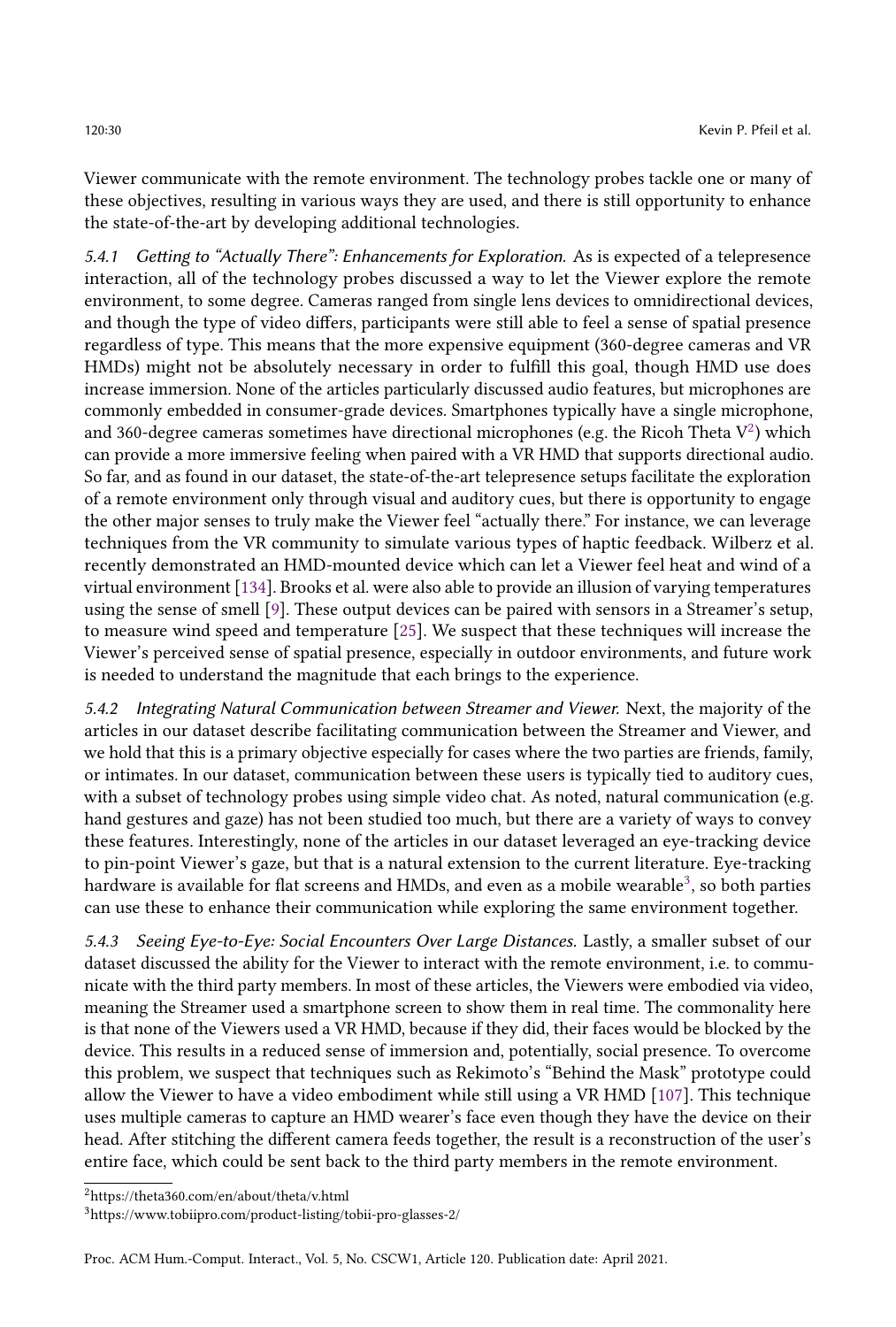Viewer communicate with the remote environment. The technology probes tackle one or many of these objectives, resulting in various ways they are used, and there is still opportunity to enhance the state-of-the-art by developing additional technologies.

#### 5.4.1 *Getting to "Actually There": Enhancements for Exploration.*

As is expected of a telepresence interaction, all of the technology probes discussed a way to let the Viewer explore the remote environment, to some degree. Cameras ranged from single lens devices to omnidirectional devices, and though the type of video differs, participants were still able to feel a sense of spatial presence regardless of type. This means that the more expensive equipment (360-degree cameras and VR HMDs) might not be absolutely necessary in order to fulfill this goal, though HMD use does increase immersion. None of the articles particularly discussed audio features, but microphones are commonly embedded in consumer-grade devices. Smartphones typically have a single microphone, and 360-degree cameras sometimes have directional microphones (e.g. the Ricoh Theta V[2]) which can provide a more immersive feeling when paired with a VR HMD that supports directional audio. So far, and as found in our dataset, the state-of-the-art telepresence setups facilitate the exploration of a remote environment only through visual and auditory cues, but there is opportunity to engage the other major senses to truly make the Viewer feel "actually there." For instance, we can leverage techniques from the VR community to simulate various types of haptic feedback. Wilberz et al. recently demonstrated an HMD-mounted device which can let a Viewer feel heat and wind of a virtual environment [134]. Brooks et al. were also able to provide an illusion of varying temperatures using the sense of smell [9]. These output devices can be paired with sensors in a Streamer's setup, to measure wind speed and temperature [25]. We suspect that these techniques will increase the Viewer's perceived sense of spatial presence, especially in outdoor environments, and future work is needed to understand the magnitude that each brings to the experience.

#### 5.4.2 *Integrating Natural Communication between Streamer and Viewer.*

Next, the majority of the articles in our dataset describe facilitating communication between the Streamer and Viewer, and we hold that this is a primary objective especially for cases where the two parties are friends, family, or intimates. In our dataset, communication between these users is typically tied to auditory cues, with a subset of technology probes using simple video chat. As noted, natural communication (e.g. hand gestures and gaze) has not been studied too much, but there are a variety of ways to convey these features. Interestingly, none of the articles in our dataset leveraged an eye-tracking device to pin-point Viewer's gaze, but that is a natural extension to the current literature. Eye-tracking hardware is available for flat screens and HMDs, and even as a mobile wearable[3], so both parties can use these to enhance their communication while exploring the same environment together.

#### 5.4.3 *Seeing Eye-to-Eye: Social Encounters Over Large Distances.*

Lastly, a smaller subset of our dataset discussed the ability for the Viewer to interact with the remote environment, i.e. to communicate with the third party members. In most of these articles, the Viewers were embodied via video, meaning the Streamer used a smartphone screen to show them in real time. The commonality here is that none of the Viewers used a VR HMD, because if they did, their faces would be blocked by the device. This results in a reduced sense of immersion and, potentially, social presence. To overcome this problem, we suspect that techniques such as Rekimoto's "Behind the Mask" prototype could allow the Viewer to have a video embodiment while still using a VR HMD [107]. This technique uses multiple cameras to capture an HMD wearer's face even though they have the device on their head. After stitching the different camera feeds together, the result is a reconstruction of the user's entire face, which could be sent back to the third party members in the remote environment.

---

[2] https://theta360.com/en/about/theta/v.html

[3] https://www.tobiipro.com/product-listing/tobii-pro-glasses-2/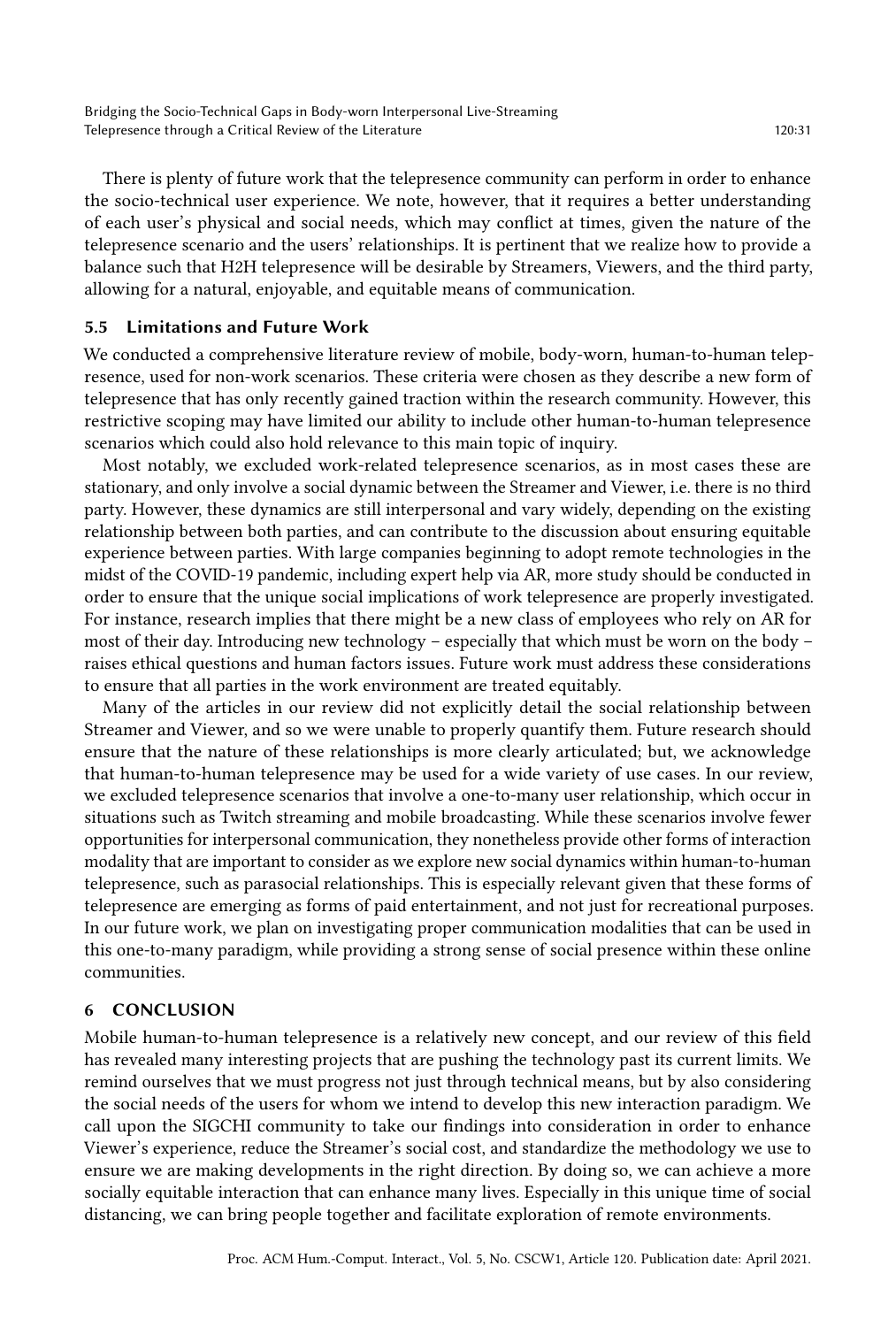There is plenty of future work that the telepresence community can perform in order to enhance the socio-technical user experience. We note, however, that it requires a better understanding of each user's physical and social needs, which may conflict at times, given the nature of the telepresence scenario and the users' relationships. It is pertinent that we realize how to provide a balance such that H2H telepresence will be desirable by Streamers, Viewers, and the third party, allowing for a natural, enjoyable, and equitable means of communication.

### 5.5 Limitations and Future Work

We conducted a comprehensive literature review of mobile, body-worn, human-to-human telepresence, used for non-work scenarios. These criteria were chosen as they describe a new form of telepresence that has only recently gained traction within the research community. However, this restrictive scoping may have limited our ability to include other human-to-human telepresence scenarios which could also hold relevance to this main topic of inquiry.

Most notably, we excluded work-related telepresence scenarios, as in most cases these are stationary, and only involve a social dynamic between the Streamer and Viewer, i.e. there is no third party. However, these dynamics are still interpersonal and vary widely, depending on the existing relationship between both parties, and can contribute to the discussion about ensuring equitable experience between parties. With large companies beginning to adopt remote technologies in the midst of the COVID-19 pandemic, including expert help via AR, more study should be conducted in order to ensure that the unique social implications of work telepresence are properly investigated. For instance, research implies that there might be a new class of employees who rely on AR for most of their day. Introducing new technology – especially that which must be worn on the body – raises ethical questions and human factors issues. Future work must address these considerations to ensure that all parties in the work environment are treated equitably.

Many of the articles in our review did not explicitly detail the social relationship between Streamer and Viewer, and so we were unable to properly quantify them. Future research should ensure that the nature of these relationships is more clearly articulated; but, we acknowledge that human-to-human telepresence may be used for a wide variety of use cases. In our review, we excluded telepresence scenarios that involve a one-to-many user relationship, which occur in situations such as Twitch streaming and mobile broadcasting. While these scenarios involve fewer opportunities for interpersonal communication, they nonetheless provide other forms of interaction modality that are important to consider as we explore new social dynamics within human-to-human telepresence, such as parasocial relationships. This is especially relevant given that these forms of telepresence are emerging as forms of paid entertainment, and not just for recreational purposes. In our future work, we plan on investigating proper communication modalities that can be used in this one-to-many paradigm, while providing a strong sense of social presence within these online communities.

## 6 CONCLUSION

Mobile human-to-human telepresence is a relatively new concept, and our review of this field has revealed many interesting projects that are pushing the technology past its current limits. We remind ourselves that we must progress not just through technical means, but by also considering the social needs of the users for whom we intend to develop this new interaction paradigm. We call upon the SIGCHI community to take our findings into consideration in order to enhance Viewer's experience, reduce the Streamer's social cost, and standardize the methodology we use to ensure we are making developments in the right direction. By doing so, we can achieve a more socially equitable interaction that can enhance many lives. Especially in this unique time of social distancing, we can bring people together and facilitate exploration of remote environments.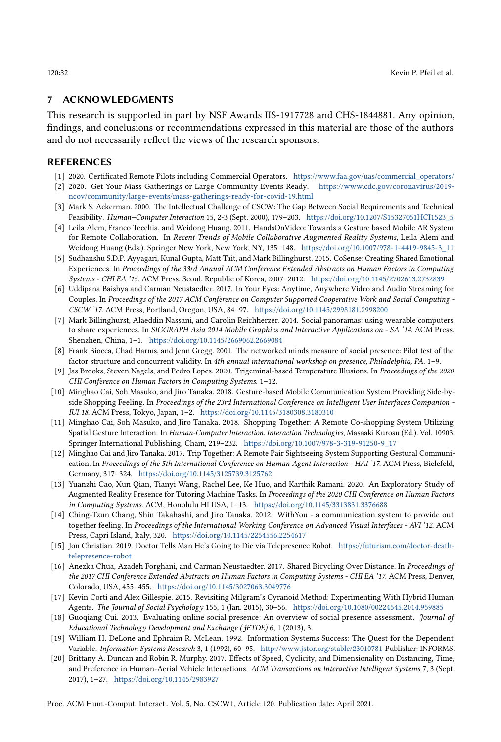## 7 ACKNOWLEDGMENTS

This research is supported in part by NSF Awards IIS-1917728 and CHS-1844881. Any opinion, findings, and conclusions or recommendations expressed in this material are those of the authors and do not necessarily reflect the views of the research sponsors.

## REFERENCES

[1] 2020. Certificated Remote Pilots including Commercial Operators. https://www.faa.gov/uas/commercial_operators/

[2] 2020. Get Your Mass Gatherings or Large Community Events Ready. https://www.cdc.gov/coronavirus/2019-ncov/community/large-events/mass-gatherings-ready-for-covid-19.html

[3] Mark S. Ackerman. 2000. The Intellectual Challenge of CSCW: The Gap Between Social Requirements and Technical Feasibility. *Human–Computer Interaction* 15, 2-3 (Sept. 2000), 179–203. https://doi.org/10.1207/S15327051HCI1523_5

[4] Leila Alem, Franco Tecchia, and Weidong Huang. 2011. HandsOnVideo: Towards a Gesture based Mobile AR System for Remote Collaboration. In *Recent Trends of Mobile Collaborative Augmented Reality Systems*, Leila Alem and Weidong Huang (Eds.). Springer New York, New York, NY, 135–148. https://doi.org/10.1007/978-1-4419-9845-3_11

[5] Sudhanshu S.D.P. Ayyagari, Kunal Gupta, Matt Tait, and Mark Billinghurst. 2015. CoSense: Creating Shared Emotional Experiences. In *Proceedings of the 33rd Annual ACM Conference Extended Abstracts on Human Factors in Computing Systems - CHI EA '15*. ACM Press, Seoul, Republic of Korea, 2007–2012. https://doi.org/10.1145/2702613.2732839

[6] Uddipana Baishya and Carman Neustaedter. 2017. In Your Eyes: Anytime, Anywhere Video and Audio Streaming for Couples. In *Proceedings of the 2017 ACM Conference on Computer Supported Cooperative Work and Social Computing - CSCW '17*. ACM Press, Portland, Oregon, USA, 84–97. https://doi.org/10.1145/2998181.2998200

[7] Mark Billinghurst, Alaeddin Nassani, and Carolin Reichherzer. 2014. Social panoramas: using wearable computers to share experiences. In *SIGGRAPH Asia 2014 Mobile Graphics and Interactive Applications on - SA '14*. ACM Press, Shenzhen, China, 1–1. https://doi.org/10.1145/2669062.2669084

[8] Frank Biocca, Chad Harms, and Jenn Gregg. 2001. The networked minds measure of social presence: Pilot test of the factor structure and concurrent validity. In *4th annual international workshop on presence, Philadelphia, PA*. 1–9.

[9] Jas Brooks, Steven Nagels, and Pedro Lopes. 2020. Trigeminal-based Temperature Illusions. In *Proceedings of the 2020 CHI Conference on Human Factors in Computing Systems*. 1–12.

[10] Minghao Cai, Soh Masuko, and Jiro Tanaka. 2018. Gesture-based Mobile Communication System Providing Side-by-side Shopping Feeling. In *Proceedings of the 23rd International Conference on Intelligent User Interfaces Companion - IUI 18*. ACM Press, Tokyo, Japan, 1–2. https://doi.org/10.1145/3180308.3180310

[11] Minghao Cai, Soh Masuko, and Jiro Tanaka. 2018. Shopping Together: A Remote Co-shopping System Utilizing Spatial Gesture Interaction. In *Human-Computer Interaction. Interaction Technologies*, Masaaki Kurosu (Ed.). Vol. 10903. Springer International Publishing, Cham, 219–232. https://doi.org/10.1007/978-3-319-91250-9_17

[12] Minghao Cai and Jiro Tanaka. 2017. Trip Together: A Remote Pair Sightseeing System Supporting Gestural Communication. In *Proceedings of the 5th International Conference on Human Agent Interaction - HAI '17*. ACM Press, Bielefeld, Germany, 317–324. https://doi.org/10.1145/3125739.3125762

[13] Yuanzhi Cao, Xun Qian, Tianyi Wang, Rachel Lee, Ke Huo, and Karthik Ramani. 2020. An Exploratory Study of Augmented Reality Presence for Tutoring Machine Tasks. In *Proceedings of the 2020 CHI Conference on Human Factors in Computing Systems*. ACM, Honolulu HI USA, 1–13. https://doi.org/10.1145/3313831.3376688

[14] Ching-Tzun Chang, Shin Takahashi, and Jiro Tanaka. 2012. WithYou - a communication system to provide out together feeling. In *Proceedings of the International Working Conference on Advanced Visual Interfaces - AVI '12*. ACM Press, Capri Island, Italy, 320. https://doi.org/10.1145/2254556.2254617

[15] Jon Christian. 2019. Doctor Tells Man He's Going to Die via Telepresence Robot. https://futurism.com/doctor-death-telepresence-robot

[16] Anezka Chua, Azadeh Forghani, and Carman Neustaedter. 2017. Shared Bicycling Over Distance. In *Proceedings of the 2017 CHI Conference Extended Abstracts on Human Factors in Computing Systems - CHI EA '17*. ACM Press, Denver, Colorado, USA, 455–455. https://doi.org/10.1145/3027063.3049776

[17] Kevin Corti and Alex Gillespie. 2015. Revisiting Milgram's Cyranoid Method: Experimenting With Hybrid Human Agents. *The Journal of Social Psychology* 155, 1 (Jan. 2015), 30–56. https://doi.org/10.1080/00224545.2014.959885

[18] Guoqiang Cui. 2013. Evaluating online social presence: An overview of social presence assessment. *Journal of Educational Technology Development and Exchange (JETDE)* 6, 1 (2013), 3.

[19] William H. DeLone and Ephraim R. McLean. 1992. Information Systems Success: The Quest for the Dependent Variable. *Information Systems Research* 3, 1 (1992), 60–95. http://www.jstor.org/stable/23010781 Publisher: INFORMS.

[20] Brittany A. Duncan and Robin R. Murphy. 2017. Effects of Speed, Cyclicity, and Dimensionality on Distancing, Time, and Preference in Human-Aerial Vehicle Interactions. *ACM Transactions on Interactive Intelligent Systems* 7, 3 (Sept. 2017), 1–27. https://doi.org/10.1145/2983927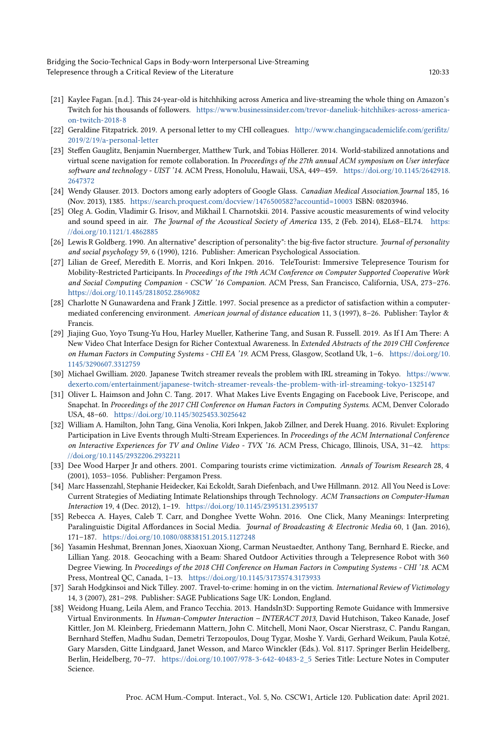- [21] Kaylee Fagan. [n.d.]. This 24-year-old is hitchhiking across America and live-streaming the whole thing on Amazon's Twitch for his thousands of followers. https://www.businessinsider.com/trevor-daneliuk-hitchhikes-across-america-on-twitch-2018-8
- [22] Geraldine Fitzpatrick. 2019. A personal letter to my CHI colleagues. http://www.changingacademiclife.com/gerifitz/2019/2/19/a-personal-letter
- [23] Steffen Gauglitz, Benjamin Nuernberger, Matthew Turk, and Tobias Höllerer. 2014. World-stabilized annotations and virtual scene navigation for remote collaboration. In *Proceedings of the 27th annual ACM symposium on User interface software and technology - UIST '14*. ACM Press, Honolulu, Hawaii, USA, 449–459. https://doi.org/10.1145/2642918.2647372
- [24] Wendy Glauser. 2013. Doctors among early adopters of Google Glass. *Canadian Medical Association.Journal* 185, 16 (Nov. 2013), 1385. https://search.proquest.com/docview/1476500582?accountid=10003 ISBN: 08203946.
- [25] Oleg A. Godin, Vladimir G. Irisov, and Mikhail I. Charnotskii. 2014. Passive acoustic measurements of wind velocity and sound speed in air. *The Journal of the Acoustical Society of America* 135, 2 (Feb. 2014), EL68–EL74. https://doi.org/10.1121/1.4862885
- [26] Lewis R Goldberg. 1990. An alternative" description of personality": the big-five factor structure. *Journal of personality and social psychology* 59, 6 (1990), 1216. Publisher: American Psychological Association.
- [27] Lilian de Greef, Meredith E. Morris, and Kori Inkpen. 2016. TeleTourist: Immersive Telepresence Tourism for Mobility-Restricted Participants. In *Proceedings of the 19th ACM Conference on Computer Supported Cooperative Work and Social Computing Companion - CSCW '16 Companion*. ACM Press, San Francisco, California, USA, 273–276. https://doi.org/10.1145/2818052.2869082
- [28] Charlotte N Gunawardena and Frank J Zittle. 1997. Social presence as a predictor of satisfaction within a computer-mediated conferencing environment. *American journal of distance education* 11, 3 (1997), 8–26. Publisher: Taylor & Francis.
- [29] Jiajing Guo, Yoyo Tsung-Yu Hou, Harley Mueller, Katherine Tang, and Susan R. Fussell. 2019. As If I Am There: A New Video Chat Interface Design for Richer Contextual Awareness. In *Extended Abstracts of the 2019 CHI Conference on Human Factors in Computing Systems - CHI EA '19*. ACM Press, Glasgow, Scotland Uk, 1–6. https://doi.org/10.1145/3290607.3312759
- [30] Michael Gwilliam. 2020. Japanese Twitch streamer reveals the problem with IRL streaming in Tokyo. https://www.dexerto.com/entertainment/japanese-twitch-streamer-reveals-the-problem-with-irl-streaming-tokyo-1325147
- [31] Oliver L. Haimson and John C. Tang. 2017. What Makes Live Events Engaging on Facebook Live, Periscope, and Snapchat. In *Proceedings of the 2017 CHI Conference on Human Factors in Computing Systems*. ACM, Denver Colorado USA, 48–60. https://doi.org/10.1145/3025453.3025642
- [32] William A. Hamilton, John Tang, Gina Venolia, Kori Inkpen, Jakob Zillner, and Derek Huang. 2016. Rivulet: Exploring Participation in Live Events through Multi-Stream Experiences. In *Proceedings of the ACM International Conference on Interactive Experiences for TV and Online Video - TVX '16*. ACM Press, Chicago, Illinois, USA, 31–42. https://doi.org/10.1145/2932206.2932211
- [33] Dee Wood Harper Jr and others. 2001. Comparing tourists crime victimization. *Annals of Tourism Research* 28, 4 (2001), 1053–1056. Publisher: Pergamon Press.
- [34] Marc Hassenzahl, Stephanie Heidecker, Kai Eckoldt, Sarah Diefenbach, and Uwe Hillmann. 2012. All You Need is Love: Current Strategies of Mediating Intimate Relationships through Technology. *ACM Transactions on Computer-Human Interaction* 19, 4 (Dec. 2012), 1–19. https://doi.org/10.1145/2395131.2395137
- [35] Rebecca A. Hayes, Caleb T. Carr, and Donghee Yvette Wohn. 2016. One Click, Many Meanings: Interpreting Paralinguistic Digital Affordances in Social Media. *Journal of Broadcasting & Electronic Media* 60, 1 (Jan. 2016), 171–187. https://doi.org/10.1080/08838151.2015.1127248
- [36] Yasamin Heshmat, Brennan Jones, Xiaoxuan Xiong, Carman Neustaedter, Anthony Tang, Bernhard E. Riecke, and Lillian Yang. 2018. Geocaching with a Beam: Shared Outdoor Activities through a Telepresence Robot with 360 Degree Viewing. In *Proceedings of the 2018 CHI Conference on Human Factors in Computing Systems - CHI '18*. ACM Press, Montreal QC, Canada, 1–13. https://doi.org/10.1145/3173574.3173933
- [37] Sarah Hodgkinsoi and Nick Tilley. 2007. Travel-to-crime: homing in on the victim. *International Review of Victimology* 14, 3 (2007), 281–298. Publisher: SAGE Publications Sage UK: London, England.
- [38] Weidong Huang, Leila Alem, and Franco Tecchia. 2013. HandsIn3D: Supporting Remote Guidance with Immersive Virtual Environments. In *Human-Computer Interaction – INTERACT 2013*, David Hutchison, Takeo Kanade, Josef Kittler, Jon M. Kleinberg, Friedemann Mattern, John C. Mitchell, Moni Naor, Oscar Nierstrasz, C. Pandu Rangan, Bernhard Steffen, Madhu Sudan, Demetri Terzopoulos, Doug Tygar, Moshe Y. Vardi, Gerhard Weikum, Paula Kotzé, Gary Marsden, Gitte Lindgaard, Janet Wesson, and Marco Winckler (Eds.). Vol. 8117. Springer Berlin Heidelberg, Berlin, Heidelberg, 70–77. https://doi.org/10.1007/978-3-642-40483-2_5 Series Title: Lecture Notes in Computer Science.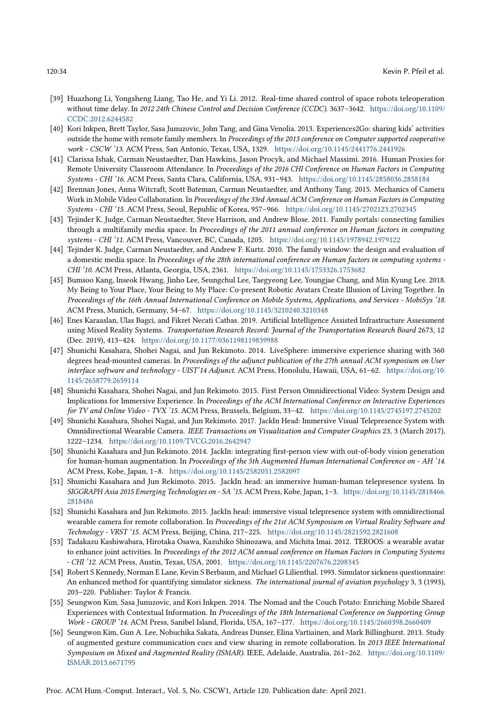[39] Huazhong Li, Yongsheng Liang, Tao He, and Yi Li. 2012. Real-time shared control of space robots teleoperation without time delay. In *2012 24th Chinese Control and Decision Conference (CCDC)*. 3637–3642. https://doi.org/10.1109/CCDC.2012.6244582

[40] Kori Inkpen, Brett Taylor, Sasa Junuzovic, John Tang, and Gina Venolia. 2013. Experiences2Go: sharing kids' activities outside the home with remote family members. In *Proceedings of the 2013 conference on Computer supported cooperative work - CSCW '13*. ACM Press, San Antonio, Texas, USA, 1329. https://doi.org/10.1145/2441776.2441926

[41] Clarissa Ishak, Carman Neustaedter, Dan Hawkins, Jason Procyk, and Michael Massimi. 2016. Human Proxies for Remote University Classroom Attendance. In *Proceedings of the 2016 CHI Conference on Human Factors in Computing Systems - CHI '16*. ACM Press, Santa Clara, California, USA, 931–943. https://doi.org/10.1145/2858036.2858184

[42] Brennan Jones, Anna Witcraft, Scott Bateman, Carman Neustaedter, and Anthony Tang. 2015. Mechanics of Camera Work in Mobile Video Collaboration. In *Proceedings of the 33rd Annual ACM Conference on Human Factors in Computing Systems - CHI '15*. ACM Press, Seoul, Republic of Korea, 957–966. https://doi.org/10.1145/2702123.2702345

[43] Tejinder K. Judge, Carman Neustaedter, Steve Harrison, and Andrew Blose. 2011. Family portals: connecting families through a multifamily media space. In *Proceedings of the 2011 annual conference on Human factors in computing systems - CHI '11*. ACM Press, Vancouver, BC, Canada, 1205. https://doi.org/10.1145/1978942.1979122

[44] Tejinder K. Judge, Carman Neustaedter, and Andrew F. Kurtz. 2010. The family window: the design and evaluation of a domestic media space. In *Proceedings of the 28th international conference on Human factors in computing systems - CHI '10*. ACM Press, Atlanta, Georgia, USA, 2361. https://doi.org/10.1145/1753326.1753682

[45] Bumsoo Kang, Inseok Hwang, Jinho Lee, Seungchul Lee, Taegyeong Lee, Youngjae Chang, and Min Kyung Lee. 2018. My Being to Your Place, Your Being to My Place: Co-present Robotic Avatars Create Illusion of Living Together. In *Proceedings of the 16th Annual International Conference on Mobile Systems, Applications, and Services - MobiSys '18*. ACM Press, Munich, Germany, 54–67. https://doi.org/10.1145/3210240.3210348

[46] Enes Karaaslan, Ulas Bagci, and Fikret Necati Catbas. 2019. Artificial Intelligence Assisted Infrastructure Assessment using Mixed Reality Systems. *Transportation Research Record: Journal of the Transportation Research Board* 2673, 12 (Dec. 2019), 413–424. https://doi.org/10.1177/0361198119839988

[47] Shunichi Kasahara, Shohei Nagai, and Jun Rekimoto. 2014. LiveSphere: immersive experience sharing with 360 degrees head-mounted cameras. In *Proceedings of the adjunct publication of the 27th annual ACM symposium on User interface software and technology - UIST'14 Adjunct*. ACM Press, Honolulu, Hawaii, USA, 61–62. https://doi.org/10.1145/2658779.2659114

[48] Shunichi Kasahara, Shohei Nagai, and Jun Rekimoto. 2015. First Person Omnidirectional Video: System Design and Implications for Immersive Experience. In *Proceedings of the ACM International Conference on Interactive Experiences for TV and Online Video - TVX '15*. ACM Press, Brussels, Belgium, 33–42. https://doi.org/10.1145/2745197.2745202

[49] Shunichi Kasahara, Shohei Nagai, and Jun Rekimoto. 2017. JackIn Head: Immersive Visual Telepresence System with Omnidirectional Wearable Camera. *IEEE Transactions on Visualization and Computer Graphics* 23, 3 (March 2017), 1222–1234. https://doi.org/10.1109/TVCG.2016.2642947

[50] Shunichi Kasahara and Jun Rekimoto. 2014. JackIn: integrating first-person view with out-of-body vision generation for human-human augmentation. In *Proceedings of the 5th Augmented Human International Conference on - AH '14*. ACM Press, Kobe, Japan, 1–8. https://doi.org/10.1145/2582051.2582097

[51] Shunichi Kasahara and Jun Rekimoto. 2015. JackIn head: an immersive human-human telepresence system. In *SIGGRAPH Asia 2015 Emerging Technologies on - SA '15*. ACM Press, Kobe, Japan, 1–3. https://doi.org/10.1145/2818466.2818486

[52] Shunichi Kasahara and Jun Rekimoto. 2015. JackIn head: immersive visual telepresence system with omnidirectional wearable camera for remote collaboration. In *Proceedings of the 21st ACM Symposium on Virtual Reality Software and Technology - VRST '15*. ACM Press, Beijing, China, 217–225. https://doi.org/10.1145/2821592.2821608

[53] Tadakazu Kashiwabara, Hirotaka Osawa, Kazuhiko Shinozawa, and Michita Imai. 2012. TEROOS: a wearable avatar to enhance joint activities. In *Proceedings of the 2012 ACM annual conference on Human Factors in Computing Systems - CHI '12*. ACM Press, Austin, Texas, USA, 2001. https://doi.org/10.1145/2207676.2208345

[54] Robert S Kennedy, Norman E Lane, Kevin S Berbaum, and Michael G Lilienthal. 1993. Simulator sickness questionnaire: An enhanced method for quantifying simulator sickness. *The international journal of aviation psychology* 3, 3 (1993), 203–220. Publisher: Taylor & Francis.

[55] Seungwon Kim, Sasa Junuzovic, and Kori Inkpen. 2014. The Nomad and the Couch Potato: Enriching Mobile Shared Experiences with Contextual Information. In *Proceedings of the 18th International Conference on Supporting Group Work - GROUP '14*. ACM Press, Sanibel Island, Florida, USA, 167–177. https://doi.org/10.1145/2660398.2660409

[56] Seungwon Kim, Gun A. Lee, Nobuchika Sakata, Andreas Dunser, Elina Vartiainen, and Mark Billinghurst. 2013. Study of augmented gesture communication cues and view sharing in remote collaboration. In *2013 IEEE International Symposium on Mixed and Augmented Reality (ISMAR)*. IEEE, Adelaide, Australia, 261–262. https://doi.org/10.1109/ISMAR.2013.6671795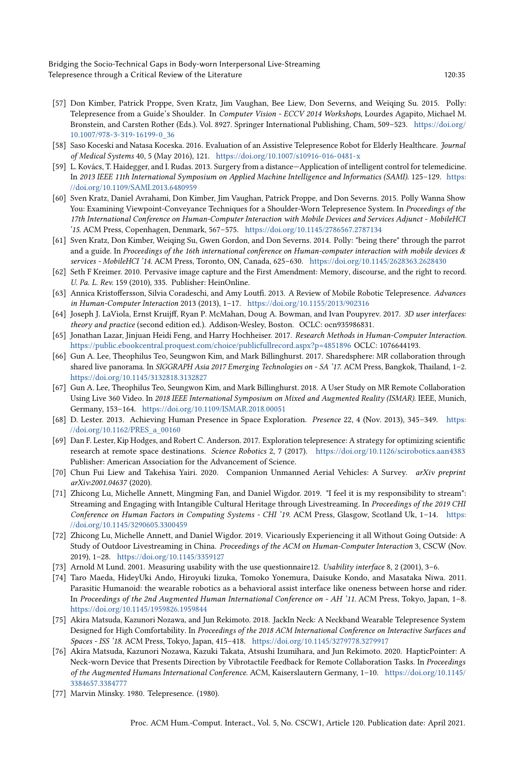[57] Don Kimber, Patrick Proppe, Sven Kratz, Jim Vaughan, Bee Liew, Don Severns, and Weiqing Su. 2015. Polly: Telepresence from a Guide's Shoulder. In *Computer Vision - ECCV 2014 Workshops*, Lourdes Agapito, Michael M. Bronstein, and Carsten Rother (Eds.). Vol. 8927. Springer International Publishing, Cham, 509–523. https://doi.org/10.1007/978-3-319-16199-0_36

[58] Saso Koceski and Natasa Koceska. 2016. Evaluation of an Assistive Telepresence Robot for Elderly Healthcare. *Journal of Medical Systems* 40, 5 (May 2016), 121. https://doi.org/10.1007/s10916-016-0481-x

[59] L. Kovács, T. Haidegger, and I. Rudas. 2013. Surgery from a distance—Application of intelligent control for telemedicine. In *2013 IEEE 11th International Symposium on Applied Machine Intelligence and Informatics (SAMI)*. 125–129. https://doi.org/10.1109/SAMI.2013.6480959

[60] Sven Kratz, Daniel Avrahami, Don Kimber, Jim Vaughan, Patrick Proppe, and Don Severns. 2015. Polly Wanna Show You: Examining Viewpoint-Conveyance Techniques for a Shoulder-Worn Telepresence System. In *Proceedings of the 17th International Conference on Human-Computer Interaction with Mobile Devices and Services Adjunct - MobileHCI '15*. ACM Press, Copenhagen, Denmark, 567–575. https://doi.org/10.1145/2786567.2787134

[61] Sven Kratz, Don Kimber, Weiqing Su, Gwen Gordon, and Don Severns. 2014. Polly: "being there" through the parrot and a guide. In *Proceedings of the 16th international conference on Human-computer interaction with mobile devices & services - MobileHCI '14*. ACM Press, Toronto, ON, Canada, 625–630. https://doi.org/10.1145/2628363.2628430

[62] Seth F Kreimer. 2010. Pervasive image capture and the First Amendment: Memory, discourse, and the right to record. *U. Pa. L. Rev.* 159 (2010), 335. Publisher: HeinOnline.

[63] Annica Kristoffersson, Silvia Coradeschi, and Amy Loutfi. 2013. A Review of Mobile Robotic Telepresence. *Advances in Human-Computer Interaction* 2013 (2013), 1–17. https://doi.org/10.1155/2013/902316

[64] Joseph J. LaViola, Ernst Kruijff, Ryan P. McMahan, Doug A. Bowman, and Ivan Poupyrev. 2017. *3D user interfaces: theory and practice* (second edition ed.). Addison-Wesley, Boston. OCLC: ocn935986831.

[65] Jonathan Lazar, Jinjuan Heidi Feng, and Harry Hochheiser. 2017. *Research Methods in Human-Computer Interaction*. https://public.ebookcentral.proquest.com/choice/publicfullrecord.aspx?p=4851896 OCLC: 1076644193.

[66] Gun A. Lee, Theophilus Teo, Seungwon Kim, and Mark Billinghurst. 2017. Sharedsphere: MR collaboration through shared live panorama. In *SIGGRAPH Asia 2017 Emerging Technologies on - SA '17*. ACM Press, Bangkok, Thailand, 1–2. https://doi.org/10.1145/3132818.3132827

[67] Gun A. Lee, Theophilus Teo, Seungwon Kim, and Mark Billinghurst. 2018. A User Study on MR Remote Collaboration Using Live 360 Video. In *2018 IEEE International Symposium on Mixed and Augmented Reality (ISMAR)*. IEEE, Munich, Germany, 153–164. https://doi.org/10.1109/ISMAR.2018.00051

[68] D. Lester. 2013. Achieving Human Presence in Space Exploration. *Presence* 22, 4 (Nov. 2013), 345–349. https://doi.org/10.1162/PRES_a_00160

[69] Dan F. Lester, Kip Hodges, and Robert C. Anderson. 2017. Exploration telepresence: A strategy for optimizing scientific research at remote space destinations. *Science Robotics* 2, 7 (2017). https://doi.org/10.1126/scirobotics.aan4383 Publisher: American Association for the Advancement of Science.

[70] Chun Fui Liew and Takehisa Yairi. 2020. Companion Unmanned Aerial Vehicles: A Survey. *arXiv preprint arXiv:2001.04637* (2020).

[71] Zhicong Lu, Michelle Annett, Mingming Fan, and Daniel Wigdor. 2019. "I feel it is my responsibility to stream": Streaming and Engaging with Intangible Cultural Heritage through Livestreaming. In *Proceedings of the 2019 CHI Conference on Human Factors in Computing Systems - CHI '19*. ACM Press, Glasgow, Scotland Uk, 1–14. https://doi.org/10.1145/3290605.3300459

[72] Zhicong Lu, Michelle Annett, and Daniel Wigdor. 2019. Vicariously Experiencing it all Without Going Outside: A Study of Outdoor Livestreaming in China. *Proceedings of the ACM on Human-Computer Interaction* 3, CSCW (Nov. 2019), 1–28. https://doi.org/10.1145/3359127

[73] Arnold M Lund. 2001. Measuring usability with the use questionnaire12. *Usability interface* 8, 2 (2001), 3–6.

[74] Taro Maeda, HideyUki Ando, Hiroyuki Iizuka, Tomoko Yonemura, Daisuke Kondo, and Masataka Niwa. 2011. Parasitic Humanoid: the wearable robotics as a behavioral assist interface like oneness between horse and rider. In *Proceedings of the 2nd Augmented Human International Conference on - AH '11*. ACM Press, Tokyo, Japan, 1–8. https://doi.org/10.1145/1959826.1959844

[75] Akira Matsuda, Kazunori Nozawa, and Jun Rekimoto. 2018. JackIn Neck: A Neckband Wearable Telepresence System Designed for High Comfortability. In *Proceedings of the 2018 ACM International Conference on Interactive Surfaces and Spaces - ISS '18*. ACM Press, Tokyo, Japan, 415–418. https://doi.org/10.1145/3279778.3279917

[76] Akira Matsuda, Kazunori Nozawa, Kazuki Takata, Atsushi Izumihara, and Jun Rekimoto. 2020. HapticPointer: A Neck-worn Device that Presents Direction by Vibrotactile Feedback for Remote Collaboration Tasks. In *Proceedings of the Augmented Humans International Conference*. ACM, Kaiserslautern Germany, 1–10. https://doi.org/10.1145/3384657.3384777

[77] Marvin Minsky. 1980. Telepresence. (1980).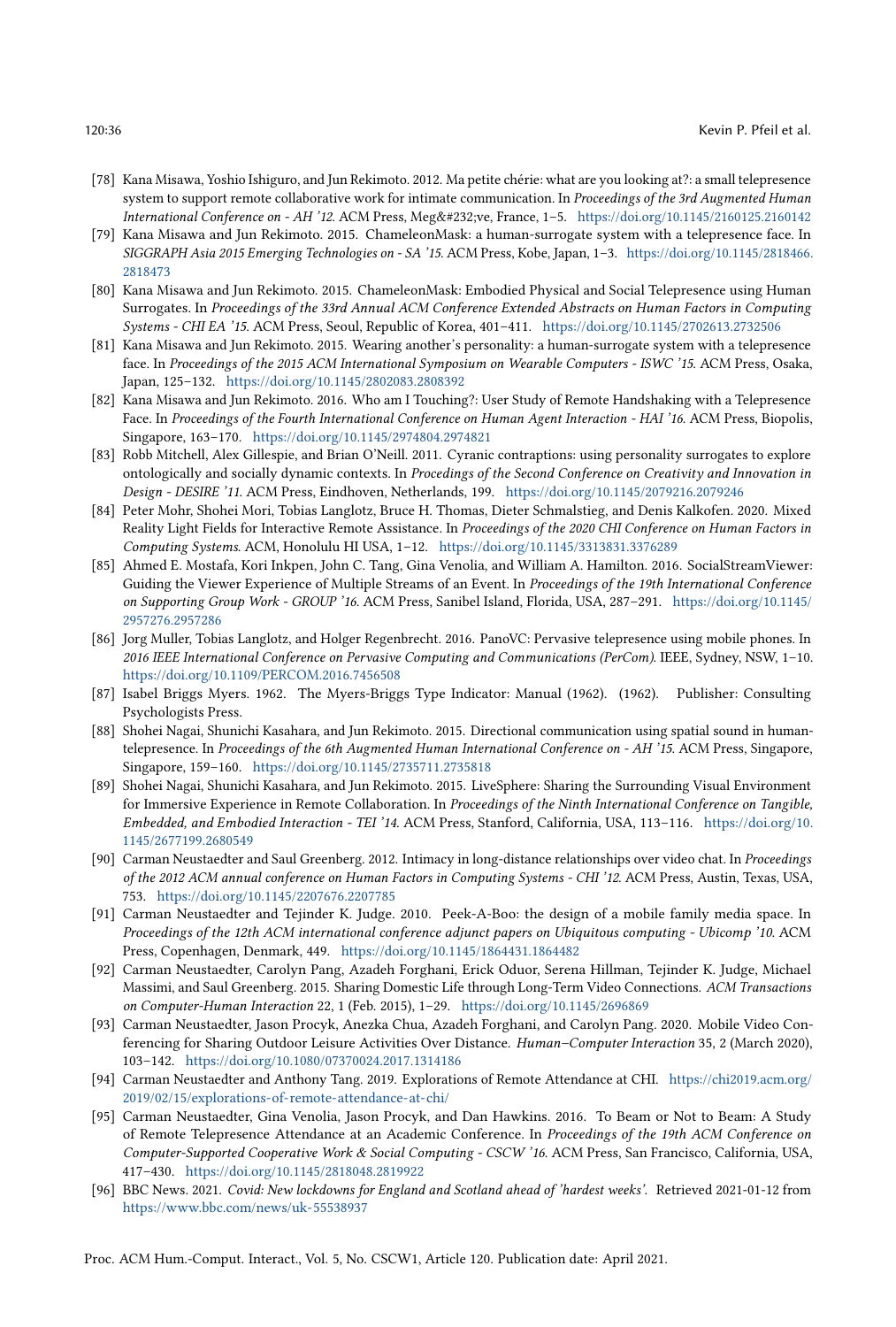[78] Kana Misawa, Yoshio Ishiguro, and Jun Rekimoto. 2012. Ma petite chérie: what are you looking at?: a small telepresence system to support remote collaborative work for intimate communication. In *Proceedings of the 3rd Augmented Human International Conference on - AH '12*. ACM Press, Meg&#232;ve, France, 1–5. https://doi.org/10.1145/2160125.2160142

[79] Kana Misawa and Jun Rekimoto. 2015. ChameleonMask: a human-surrogate system with a telepresence face. In *SIGGRAPH Asia 2015 Emerging Technologies on - SA '15*. ACM Press, Kobe, Japan, 1–3. https://doi.org/10.1145/2818466.2818473

[80] Kana Misawa and Jun Rekimoto. 2015. ChameleonMask: Embodied Physical and Social Telepresence using Human Surrogates. In *Proceedings of the 33rd Annual ACM Conference Extended Abstracts on Human Factors in Computing Systems - CHI EA '15*. ACM Press, Seoul, Republic of Korea, 401–411. https://doi.org/10.1145/2702613.2732506

[81] Kana Misawa and Jun Rekimoto. 2015. Wearing another's personality: a human-surrogate system with a telepresence face. In *Proceedings of the 2015 ACM International Symposium on Wearable Computers - ISWC '15*. ACM Press, Osaka, Japan, 125–132. https://doi.org/10.1145/2802083.2808392

[82] Kana Misawa and Jun Rekimoto. 2016. Who am I Touching?: User Study of Remote Handshaking with a Telepresence Face. In *Proceedings of the Fourth International Conference on Human Agent Interaction - HAI '16*. ACM Press, Biopolis, Singapore, 163–170. https://doi.org/10.1145/2974804.2974821

[83] Robb Mitchell, Alex Gillespie, and Brian O'Neill. 2011. Cyranic contraptions: using personality surrogates to explore ontologically and socially dynamic contexts. In *Procedings of the Second Conference on Creativity and Innovation in Design - DESIRE '11*. ACM Press, Eindhoven, Netherlands, 199. https://doi.org/10.1145/2079216.2079246

[84] Peter Mohr, Shohei Mori, Tobias Langlotz, Bruce H. Thomas, Dieter Schmalstieg, and Denis Kalkofen. 2020. Mixed Reality Light Fields for Interactive Remote Assistance. In *Proceedings of the 2020 CHI Conference on Human Factors in Computing Systems*. ACM, Honolulu HI USA, 1–12. https://doi.org/10.1145/3313831.3376289

[85] Ahmed E. Mostafa, Kori Inkpen, John C. Tang, Gina Venolia, and William A. Hamilton. 2016. SocialStreamViewer: Guiding the Viewer Experience of Multiple Streams of an Event. In *Proceedings of the 19th International Conference on Supporting Group Work - GROUP '16*. ACM Press, Sanibel Island, Florida, USA, 287–291. https://doi.org/10.1145/2957276.2957286

[86] Jorg Muller, Tobias Langlotz, and Holger Regenbrecht. 2016. PanoVC: Pervasive telepresence using mobile phones. In *2016 IEEE International Conference on Pervasive Computing and Communications (PerCom)*. IEEE, Sydney, NSW, 1–10. https://doi.org/10.1109/PERCOM.2016.7456508

[87] Isabel Briggs Myers. 1962. The Myers-Briggs Type Indicator: Manual (1962). (1962). Publisher: Consulting Psychologists Press.

[88] Shohei Nagai, Shunichi Kasahara, and Jun Rekimoto. 2015. Directional communication using spatial sound in human-telepresence. In *Proceedings of the 6th Augmented Human International Conference on - AH '15*. ACM Press, Singapore, Singapore, 159–160. https://doi.org/10.1145/2735711.2735818

[89] Shohei Nagai, Shunichi Kasahara, and Jun Rekimoto. 2015. LiveSphere: Sharing the Surrounding Visual Environment for Immersive Experience in Remote Collaboration. In *Proceedings of the Ninth International Conference on Tangible, Embedded, and Embodied Interaction - TEI '14*. ACM Press, Stanford, California, USA, 113–116. https://doi.org/10.1145/2677199.2680549

[90] Carman Neustaedter and Saul Greenberg. 2012. Intimacy in long-distance relationships over video chat. In *Proceedings of the 2012 ACM annual conference on Human Factors in Computing Systems - CHI '12*. ACM Press, Austin, Texas, USA, 753. https://doi.org/10.1145/2207676.2207785

[91] Carman Neustaedter and Tejinder K. Judge. 2010. Peek-A-Boo: the design of a mobile family media space. In *Proceedings of the 12th ACM international conference adjunct papers on Ubiquitous computing - Ubicomp '10*. ACM Press, Copenhagen, Denmark, 449. https://doi.org/10.1145/1864431.1864482

[92] Carman Neustaedter, Carolyn Pang, Azadeh Forghani, Erick Oduor, Serena Hillman, Tejinder K. Judge, Michael Massimi, and Saul Greenberg. 2015. Sharing Domestic Life through Long-Term Video Connections. *ACM Transactions on Computer-Human Interaction* 22, 1 (Feb. 2015), 1–29. https://doi.org/10.1145/2696869

[93] Carman Neustaedter, Jason Procyk, Anezka Chua, Azadeh Forghani, and Carolyn Pang. 2020. Mobile Video Conferencing for Sharing Outdoor Leisure Activities Over Distance. *Human–Computer Interaction* 35, 2 (March 2020), 103–142. https://doi.org/10.1080/07370024.2017.1314186

[94] Carman Neustaedter and Anthony Tang. 2019. Explorations of Remote Attendance at CHI. https://chi2019.acm.org/2019/02/15/explorations-of-remote-attendance-at-chi/

[95] Carman Neustaedter, Gina Venolia, Jason Procyk, and Dan Hawkins. 2016. To Beam or Not to Beam: A Study of Remote Telepresence Attendance at an Academic Conference. In *Proceedings of the 19th ACM Conference on Computer-Supported Cooperative Work & Social Computing - CSCW '16*. ACM Press, San Francisco, California, USA, 417–430. https://doi.org/10.1145/2818048.2819922

[96] BBC News. 2021. *Covid: New lockdowns for England and Scotland ahead of 'hardest weeks'*. Retrieved 2021-01-12 from https://www.bbc.com/news/uk-55538937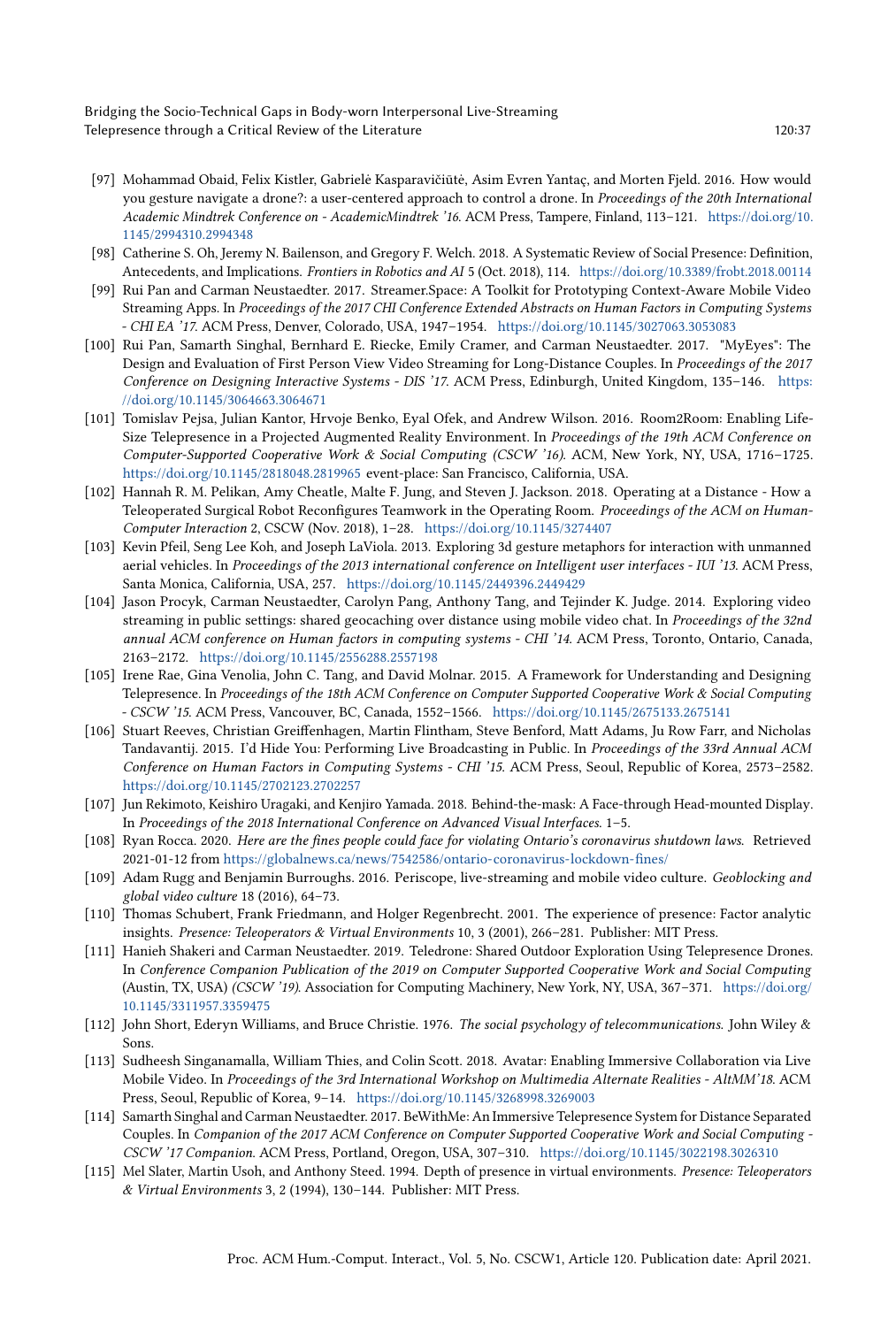[97] Mohammad Obaid, Felix Kistler, Gabrielė Kasparavičiūtė, Asim Evren Yantaç, and Morten Fjeld. 2016. How would you gesture navigate a drone?: a user-centered approach to control a drone. In *Proceedings of the 20th International Academic Mindtrek Conference on - AcademicMindtrek '16*. ACM Press, Tampere, Finland, 113–121. https://doi.org/10.1145/2994310.2994348

[98] Catherine S. Oh, Jeremy N. Bailenson, and Gregory F. Welch. 2018. A Systematic Review of Social Presence: Definition, Antecedents, and Implications. *Frontiers in Robotics and AI* 5 (Oct. 2018), 114. https://doi.org/10.3389/frobt.2018.00114

[99] Rui Pan and Carman Neustaedter. 2017. Streamer.Space: A Toolkit for Prototyping Context-Aware Mobile Video Streaming Apps. In *Proceedings of the 2017 CHI Conference Extended Abstracts on Human Factors in Computing Systems - CHI EA '17*. ACM Press, Denver, Colorado, USA, 1947–1954. https://doi.org/10.1145/3027063.3053083

[100] Rui Pan, Samarth Singhal, Bernhard E. Riecke, Emily Cramer, and Carman Neustaedter. 2017. "MyEyes": The Design and Evaluation of First Person View Video Streaming for Long-Distance Couples. In *Proceedings of the 2017 Conference on Designing Interactive Systems - DIS '17*. ACM Press, Edinburgh, United Kingdom, 135–146. https://doi.org/10.1145/3064663.3064671

[101] Tomislav Pejsa, Julian Kantor, Hrvoje Benko, Eyal Ofek, and Andrew Wilson. 2016. Room2Room: Enabling Life-Size Telepresence in a Projected Augmented Reality Environment. In *Proceedings of the 19th ACM Conference on Computer-Supported Cooperative Work & Social Computing (CSCW '16)*. ACM, New York, NY, USA, 1716–1725. https://doi.org/10.1145/2818048.2819965 event-place: San Francisco, California, USA.

[102] Hannah R. M. Pelikan, Amy Cheatle, Malte F. Jung, and Steven J. Jackson. 2018. Operating at a Distance - How a Teleoperated Surgical Robot Reconfigures Teamwork in the Operating Room. *Proceedings of the ACM on Human-Computer Interaction* 2, CSCW (Nov. 2018), 1–28. https://doi.org/10.1145/3274407

[103] Kevin Pfeil, Seng Lee Koh, and Joseph LaViola. 2013. Exploring 3d gesture metaphors for interaction with unmanned aerial vehicles. In *Proceedings of the 2013 international conference on Intelligent user interfaces - IUI '13*. ACM Press, Santa Monica, California, USA, 257. https://doi.org/10.1145/2449396.2449429

[104] Jason Procyk, Carman Neustaedter, Carolyn Pang, Anthony Tang, and Tejinder K. Judge. 2014. Exploring video streaming in public settings: shared geocaching over distance using mobile video chat. In *Proceedings of the 32nd annual ACM conference on Human factors in computing systems - CHI '14*. ACM Press, Toronto, Ontario, Canada, 2163–2172. https://doi.org/10.1145/2556288.2557198

[105] Irene Rae, Gina Venolia, John C. Tang, and David Molnar. 2015. A Framework for Understanding and Designing Telepresence. In *Proceedings of the 18th ACM Conference on Computer Supported Cooperative Work & Social Computing - CSCW '15*. ACM Press, Vancouver, BC, Canada, 1552–1566. https://doi.org/10.1145/2675133.2675141

[106] Stuart Reeves, Christian Greiffenhagen, Martin Flintham, Steve Benford, Matt Adams, Ju Row Farr, and Nicholas Tandavantij. 2015. I'd Hide You: Performing Live Broadcasting in Public. In *Proceedings of the 33rd Annual ACM Conference on Human Factors in Computing Systems - CHI '15*. ACM Press, Seoul, Republic of Korea, 2573–2582. https://doi.org/10.1145/2702123.2702257

[107] Jun Rekimoto, Keishiro Uragaki, and Kenjiro Yamada. 2018. Behind-the-mask: A Face-through Head-mounted Display. In *Proceedings of the 2018 International Conference on Advanced Visual Interfaces*. 1–5.

[108] Ryan Rocca. 2020. *Here are the fines people could face for violating Ontario's coronavirus shutdown laws*. Retrieved 2021-01-12 from https://globalnews.ca/news/7542586/ontario-coronavirus-lockdown-fines/

[109] Adam Rugg and Benjamin Burroughs. 2016. Periscope, live-streaming and mobile video culture. *Geoblocking and global video culture* 18 (2016), 64–73.

[110] Thomas Schubert, Frank Friedmann, and Holger Regenbrecht. 2001. The experience of presence: Factor analytic insights. *Presence: Teleoperators & Virtual Environments* 10, 3 (2001), 266–281. Publisher: MIT Press.

[111] Hanieh Shakeri and Carman Neustaedter. 2019. Teledrone: Shared Outdoor Exploration Using Telepresence Drones. In *Conference Companion Publication of the 2019 on Computer Supported Cooperative Work and Social Computing* (Austin, TX, USA) *(CSCW '19)*. Association for Computing Machinery, New York, NY, USA, 367–371. https://doi.org/10.1145/3311957.3359475

[112] John Short, Ederyn Williams, and Bruce Christie. 1976. *The social psychology of telecommunications*. John Wiley & Sons.

[113] Sudheesh Singanamalla, William Thies, and Colin Scott. 2018. Avatar: Enabling Immersive Collaboration via Live Mobile Video. In *Proceedings of the 3rd International Workshop on Multimedia Alternate Realities - AltMM'18*. ACM Press, Seoul, Republic of Korea, 9–14. https://doi.org/10.1145/3268998.3269003

[114] Samarth Singhal and Carman Neustaedter. 2017. BeWithMe: An Immersive Telepresence System for Distance Separated Couples. In *Companion of the 2017 ACM Conference on Computer Supported Cooperative Work and Social Computing - CSCW '17 Companion*. ACM Press, Portland, Oregon, USA, 307–310. https://doi.org/10.1145/3022198.3026310

[115] Mel Slater, Martin Usoh, and Anthony Steed. 1994. Depth of presence in virtual environments. *Presence: Teleoperators & Virtual Environments* 3, 2 (1994), 130–144. Publisher: MIT Press.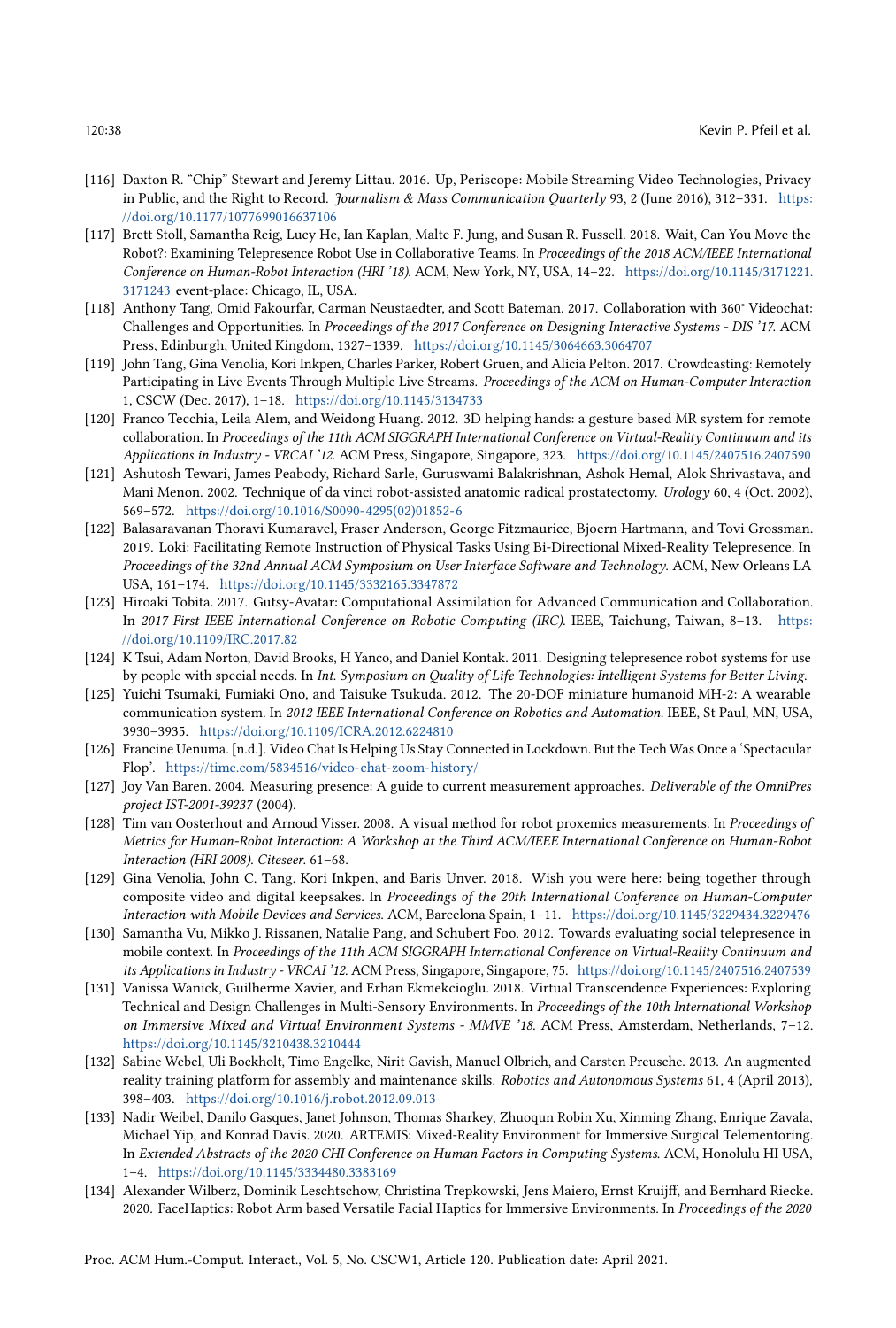[116] Daxton R. "Chip" Stewart and Jeremy Littau. 2016. Up, Periscope: Mobile Streaming Video Technologies, Privacy in Public, and the Right to Record. *Journalism & Mass Communication Quarterly* 93, 2 (June 2016), 312–331. https://doi.org/10.1177/1077699016637106

[117] Brett Stoll, Samantha Reig, Lucy He, Ian Kaplan, Malte F. Jung, and Susan R. Fussell. 2018. Wait, Can You Move the Robot?: Examining Telepresence Robot Use in Collaborative Teams. In *Proceedings of the 2018 ACM/IEEE International Conference on Human-Robot Interaction (HRI '18)*. ACM, New York, NY, USA, 14–22. https://doi.org/10.1145/3171221.3171243 event-place: Chicago, IL, USA.

[118] Anthony Tang, Omid Fakourfar, Carman Neustaedter, and Scott Bateman. 2017. Collaboration with 360° Videochat: Challenges and Opportunities. In *Proceedings of the 2017 Conference on Designing Interactive Systems - DIS '17*. ACM Press, Edinburgh, United Kingdom, 1327–1339. https://doi.org/10.1145/3064663.3064707

[119] John Tang, Gina Venolia, Kori Inkpen, Charles Parker, Robert Gruen, and Alicia Pelton. 2017. Crowdcasting: Remotely Participating in Live Events Through Multiple Live Streams. *Proceedings of the ACM on Human-Computer Interaction* 1, CSCW (Dec. 2017), 1–18. https://doi.org/10.1145/3134733

[120] Franco Tecchia, Leila Alem, and Weidong Huang. 2012. 3D helping hands: a gesture based MR system for remote collaboration. In *Proceedings of the 11th ACM SIGGRAPH International Conference on Virtual-Reality Continuum and its Applications in Industry - VRCAI '12*. ACM Press, Singapore, Singapore, 323. https://doi.org/10.1145/2407516.2407590

[121] Ashutosh Tewari, James Peabody, Richard Sarle, Guruswami Balakrishnan, Ashok Hemal, Alok Shrivastava, and Mani Menon. 2002. Technique of da vinci robot-assisted anatomic radical prostatectomy. *Urology* 60, 4 (Oct. 2002), 569–572. https://doi.org/10.1016/S0090-4295(02)01852-6

[122] Balasaravanan Thoravi Kumaravel, Fraser Anderson, George Fitzmaurice, Bjoern Hartmann, and Tovi Grossman. 2019. Loki: Facilitating Remote Instruction of Physical Tasks Using Bi-Directional Mixed-Reality Telepresence. In *Proceedings of the 32nd Annual ACM Symposium on User Interface Software and Technology*. ACM, New Orleans LA USA, 161–174. https://doi.org/10.1145/3332165.3347872

[123] Hiroaki Tobita. 2017. Gutsy-Avatar: Computational Assimilation for Advanced Communication and Collaboration. In *2017 First IEEE International Conference on Robotic Computing (IRC)*. IEEE, Taichung, Taiwan, 8–13. https://doi.org/10.1109/IRC.2017.82

[124] K Tsui, Adam Norton, David Brooks, H Yanco, and Daniel Kontak. 2011. Designing telepresence robot systems for use by people with special needs. In *Int. Symposium on Quality of Life Technologies: Intelligent Systems for Better Living*.

[125] Yuichi Tsumaki, Fumiaki Ono, and Taisuke Tsukuda. 2012. The 20-DOF miniature humanoid MH-2: A wearable communication system. In *2012 IEEE International Conference on Robotics and Automation*. IEEE, St Paul, MN, USA, 3930–3935. https://doi.org/10.1109/ICRA.2012.6224810

[126] Francine Uenuma. [n.d.]. Video Chat Is Helping Us Stay Connected in Lockdown. But the Tech Was Once a 'Spectacular Flop'. https://time.com/5834516/video-chat-zoom-history/

[127] Joy Van Baren. 2004. Measuring presence: A guide to current measurement approaches. *Deliverable of the OmniPres project IST-2001-39237* (2004).

[128] Tim van Oosterhout and Arnoud Visser. 2008. A visual method for robot proxemics measurements. In *Proceedings of Metrics for Human-Robot Interaction: A Workshop at the Third ACM/IEEE International Conference on Human-Robot Interaction (HRI 2008). Citeseer*. 61–68.

[129] Gina Venolia, John C. Tang, Kori Inkpen, and Baris Unver. 2018. Wish you were here: being together through composite video and digital keepsakes. In *Proceedings of the 20th International Conference on Human-Computer Interaction with Mobile Devices and Services*. ACM, Barcelona Spain, 1–11. https://doi.org/10.1145/3229434.3229476

[130] Samantha Vu, Mikko J. Rissanen, Natalie Pang, and Schubert Foo. 2012. Towards evaluating social telepresence in mobile context. In *Proceedings of the 11th ACM SIGGRAPH International Conference on Virtual-Reality Continuum and its Applications in Industry - VRCAI '12*. ACM Press, Singapore, Singapore, 75. https://doi.org/10.1145/2407516.2407539

[131] Vanissa Wanick, Guilherme Xavier, and Erhan Ekmekcioglu. 2018. Virtual Transcendence Experiences: Exploring Technical and Design Challenges in Multi-Sensory Environments. In *Proceedings of the 10th International Workshop on Immersive Mixed and Virtual Environment Systems - MMVE '18*. ACM Press, Amsterdam, Netherlands, 7–12. https://doi.org/10.1145/3210438.3210444

[132] Sabine Webel, Uli Bockholt, Timo Engelke, Nirit Gavish, Manuel Olbrich, and Carsten Preusche. 2013. An augmented reality training platform for assembly and maintenance skills. *Robotics and Autonomous Systems* 61, 4 (April 2013), 398–403. https://doi.org/10.1016/j.robot.2012.09.013

[133] Nadir Weibel, Danilo Gasques, Janet Johnson, Thomas Sharkey, Zhuoqun Robin Xu, Xinming Zhang, Enrique Zavala, Michael Yip, and Konrad Davis. 2020. ARTEMIS: Mixed-Reality Environment for Immersive Surgical Telementoring. In *Extended Abstracts of the 2020 CHI Conference on Human Factors in Computing Systems*. ACM, Honolulu HI USA, 1–4. https://doi.org/10.1145/3334480.3383169

[134] Alexander Wilberz, Dominik Leschtschow, Christina Trepkowski, Jens Maiero, Ernst Kruijff, and Bernhard Riecke. 2020. FaceHaptics: Robot Arm based Versatile Facial Haptics for Immersive Environments. In *Proceedings of the 2020*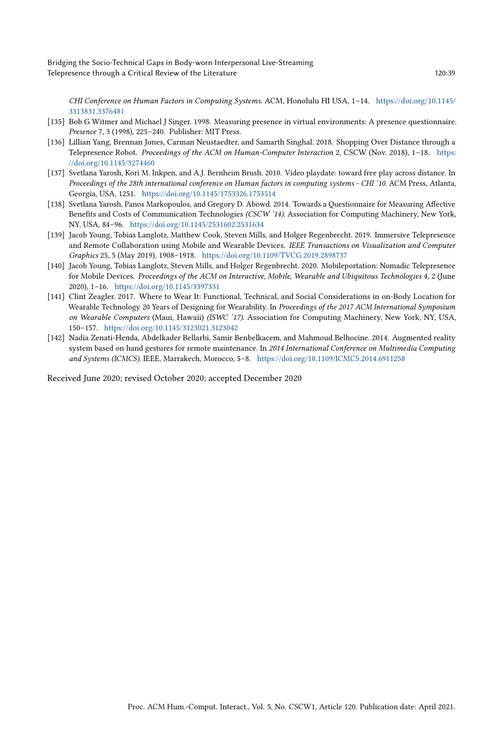*CHI Conference on Human Factors in Computing Systems*. ACM, Honolulu HI USA, 1–14. https://doi.org/10.1145/3313831.3376481

[135] Bob G Witmer and Michael J Singer. 1998. Measuring presence in virtual environments: A presence questionnaire. *Presence* 7, 3 (1998), 225–240. Publisher: MIT Press.

[136] Lillian Yang, Brennan Jones, Carman Neustaedter, and Samarth Singhal. 2018. Shopping Over Distance through a Telepresence Robot. *Proceedings of the ACM on Human-Computer Interaction* 2, CSCW (Nov. 2018), 1–18. https://doi.org/10.1145/3274460

[137] Svetlana Yarosh, Kori M. Inkpen, and A.J. Bernheim Brush. 2010. Video playdate: toward free play across distance. In *Proceedings of the 28th international conference on Human factors in computing systems - CHI '10*. ACM Press, Atlanta, Georgia, USA, 1251. https://doi.org/10.1145/1753326.1753514

[138] Svetlana Yarosh, Panos Markopoulos, and Gregory D. Abowd. 2014. Towards a Questionnaire for Measuring Affective Benefits and Costs of Communication Technologies *(CSCW '14)*. Association for Computing Machinery, New York, NY, USA, 84–96. https://doi.org/10.1145/2531602.2531634

[139] Jacob Young, Tobias Langlotz, Matthew Cook, Steven Mills, and Holger Regenbrecht. 2019. Immersive Telepresence and Remote Collaboration using Mobile and Wearable Devices. *IEEE Transactions on Visualization and Computer Graphics* 25, 5 (May 2019), 1908–1918. https://doi.org/10.1109/TVCG.2019.2898737

[140] Jacob Young, Tobias Langlotz, Steven Mills, and Holger Regenbrecht. 2020. Mobileportation: Nomadic Telepresence for Mobile Devices. *Proceedings of the ACM on Interactive, Mobile, Wearable and Ubiquitous Technologies* 4, 2 (June 2020), 1–16. https://doi.org/10.1145/3397331

[141] Clint Zeagler. 2017. Where to Wear It: Functional, Technical, and Social Considerations in on-Body Location for Wearable Technology 20 Years of Designing for Wearability. In *Proceedings of the 2017 ACM International Symposium on Wearable Computers* (Maui, Hawaii) *(ISWC '17)*. Association for Computing Machinery, New York, NY, USA, 150–157. https://doi.org/10.1145/3123021.3123042

[142] Nadia Zenati-Henda, Abdelkader Bellarbi, Samir Benbelkacem, and Mahmoud Belhocine. 2014. Augmented reality system based on hand gestures for remote maintenance. In *2014 International Conference on Multimedia Computing and Systems (ICMCS)*. IEEE, Marrakech, Morocco, 5–8. https://doi.org/10.1109/ICMCS.2014.6911258

Received June 2020; revised October 2020; accepted December 2020